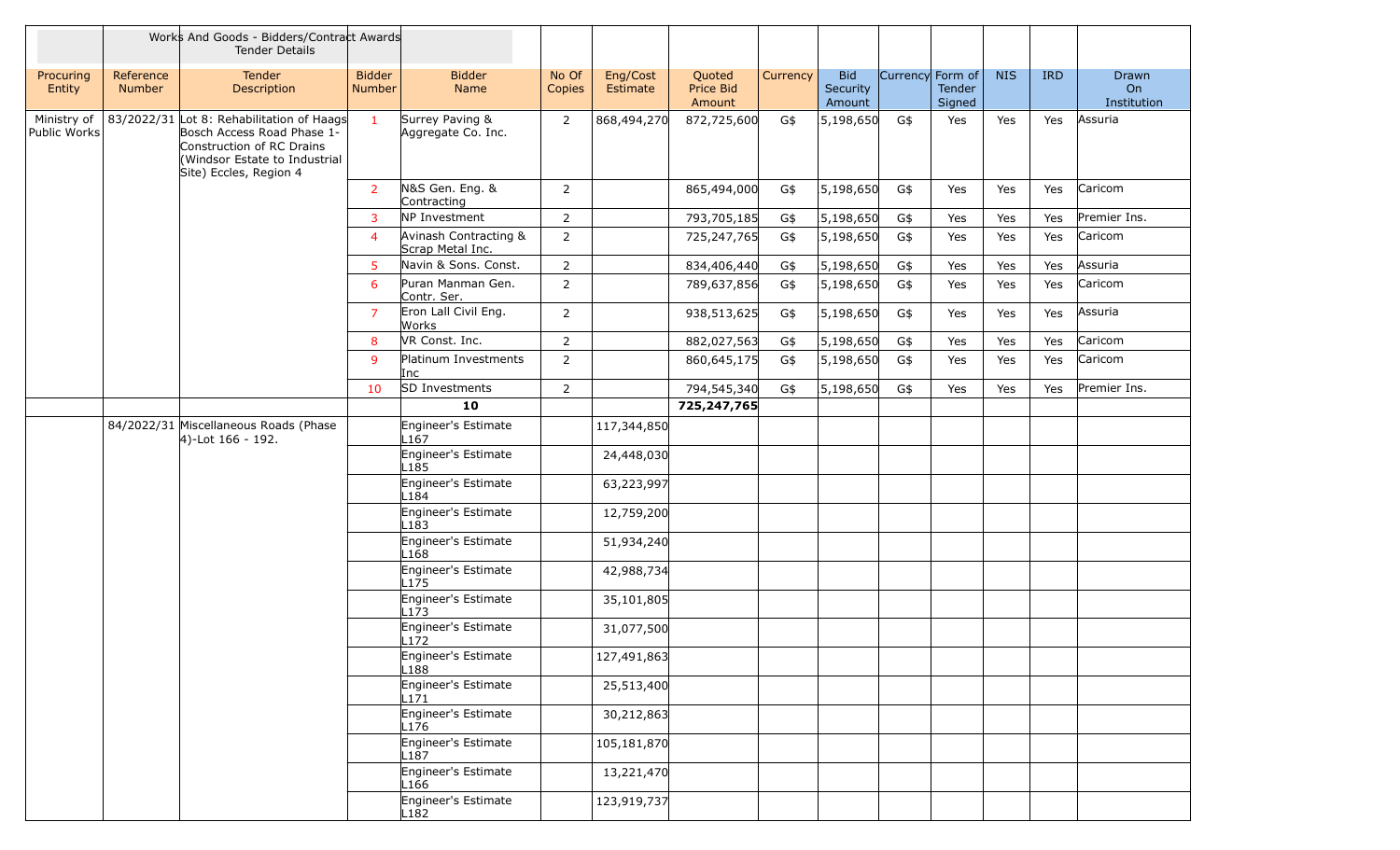| Works And Goods - Bidders/Contract Awards Tender Details | | | | | | | | | | | | | | |
|---|---|---|---|---|---|---|---|---|---|---|---|---|---|---|
| Procuring Entity | Reference Number | Tender Description | Bidder Number | Bidder Name | No Of Copies | Eng/Cost Estimate | Quoted Price Bid Amount | Currency | Bid Security Amount | Currency | Form of Tender Signed | NIS | IRD | Drawn On Institution |
| Ministry of Public Works | 83/2022/31 | Lot 8: Rehabilitation of Haags Bosch Access Road Phase 1- Construction of RC Drains (Windsor Estate to Industrial Site) Eccles, Region 4 | 1 | Surrey Paving & Aggregate Co. Inc. | 2 | 868,494,270 | 872,725,600 | G$ | 5,198,650 | G$ | Yes | Yes | Yes | Assuria |
| | | | 2 | N&S Gen. Eng. & Contracting | 2 | | 865,494,000 | G$ | 5,198,650 | G$ | Yes | Yes | Yes | Caricom |
| | | | 3 | NP Investment | 2 | | 793,705,185 | G$ | 5,198,650 | G$ | Yes | Yes | Yes | Premier Ins. |
| | | | 4 | Avinash Contracting & Scrap Metal Inc. | 2 | | 725,247,765 | G$ | 5,198,650 | G$ | Yes | Yes | Yes | Caricom |
| | | | 5 | Navin & Sons. Const. | 2 | | 834,406,440 | G$ | 5,198,650 | G$ | Yes | Yes | Yes | Assuria |
| | | | 6 | Puran Manman Gen. Contr. Ser. | 2 | | 789,637,856 | G$ | 5,198,650 | G$ | Yes | Yes | Yes | Caricom |
| | | | 7 | Eron Lall Civil Eng. Works | 2 | | 938,513,625 | G$ | 5,198,650 | G$ | Yes | Yes | Yes | Assuria |
| | | | 8 | VR Const. Inc. | 2 | | 882,027,563 | G$ | 5,198,650 | G$ | Yes | Yes | Yes | Caricom |
| | | | 9 | Platinum Investments Inc | 2 | | 860,645,175 | G$ | 5,198,650 | G$ | Yes | Yes | Yes | Caricom |
| | | | 10 | SD Investments | 2 | | 794,545,340 | G$ | 5,198,650 | G$ | Yes | Yes | Yes | Premier Ins. |
| | | | | **10** | | | **725,247,765** | | | | | | | |
| | 84/2022/31 | Miscellaneous Roads (Phase 4)-Lot 166 - 192. | | Engineer's Estimate L167 | | 117,344,850 | | | | | | | | |
| | | | | Engineer's Estimate L185 | | 24,448,030 | | | | | | | | |
| | | | | Engineer's Estimate L184 | | 63,223,997 | | | | | | | | |
| | | | | Engineer's Estimate L183 | | 12,759,200 | | | | | | | | |
| | | | | Engineer's Estimate L168 | | 51,934,240 | | | | | | | | |
| | | | | Engineer's Estimate L175 | | 42,988,734 | | | | | | | | |
| | | | | Engineer's Estimate L173 | | 35,101,805 | | | | | | | | |
| | | | | Engineer's Estimate L172 | | 31,077,500 | | | | | | | | |
| | | | | Engineer's Estimate L188 | | 127,491,863 | | | | | | | | |
| | | | | Engineer's Estimate L171 | | 25,513,400 | | | | | | | | |
| | | | | Engineer's Estimate L176 | | 30,212,863 | | | | | | | | |
| | | | | Engineer's Estimate L187 | | 105,181,870 | | | | | | | | |
| | | | | Engineer's Estimate L166 | | 13,221,470 | | | | | | | | |
| | | | | Engineer's Estimate L182 | | 123,919,737 | | | | | | | | |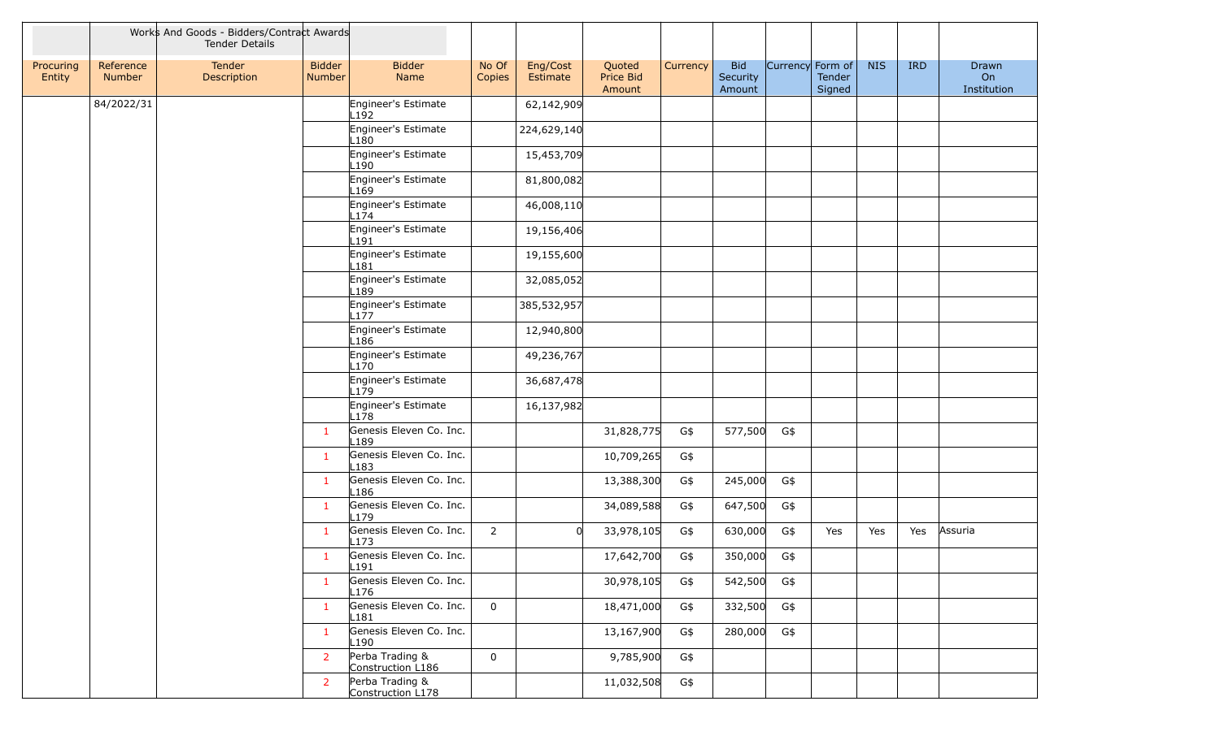| | | Works And Goods - Bidders/Contract Awards Tender Details | | | | | | | | | | | | |
|---|---|---|---|---|---|---|---|---|---|---|---|---|---|---|
| Procuring Entity | Reference Number | Tender Description | Bidder Number | Bidder Name | No Of Copies | Eng/Cost Estimate | Quoted Price Bid Amount | Currency | Bid Security Amount | Currency | Form of Tender Signed | NIS | IRD | Drawn On Institution |
| | 84/2022/31 | | | Engineer's Estimate L192 | | 62,142,909 | | | | | | | | |
| | | | | Engineer's Estimate L180 | | 224,629,140 | | | | | | | | |
| | | | | Engineer's Estimate L190 | | 15,453,709 | | | | | | | | |
| | | | | Engineer's Estimate L169 | | 81,800,082 | | | | | | | | |
| | | | | Engineer's Estimate L174 | | 46,008,110 | | | | | | | | |
| | | | | Engineer's Estimate L191 | | 19,156,406 | | | | | | | | |
| | | | | Engineer's Estimate L181 | | 19,155,600 | | | | | | | | |
| | | | | Engineer's Estimate L189 | | 32,085,052 | | | | | | | | |
| | | | | Engineer's Estimate L177 | | 385,532,957 | | | | | | | | |
| | | | | Engineer's Estimate L186 | | 12,940,800 | | | | | | | | |
| | | | | Engineer's Estimate L170 | | 49,236,767 | | | | | | | | |
| | | | | Engineer's Estimate L179 | | 36,687,478 | | | | | | | | |
| | | | | Engineer's Estimate L178 | | 16,137,982 | | | | | | | | |
| | | | 1 | Genesis Eleven Co. Inc. L189 | | | 31,828,775 | G$ | 577,500 | G$ | | | | |
| | | | 1 | Genesis Eleven Co. Inc. L183 | | | 10,709,265 | G$ | | | | | | |
| | | | 1 | Genesis Eleven Co. Inc. L186 | | | 13,388,300 | G$ | 245,000 | G$ | | | | |
| | | | 1 | Genesis Eleven Co. Inc. L179 | | | 34,089,588 | G$ | 647,500 | G$ | | | | |
| | | | 1 | Genesis Eleven Co. Inc. L173 | 2 | 0 | 33,978,105 | G$ | 630,000 | G$ | Yes | Yes | Yes | Assuria |
| | | | 1 | Genesis Eleven Co. Inc. L191 | | | 17,642,700 | G$ | 350,000 | G$ | | | | |
| | | | 1 | Genesis Eleven Co. Inc. L176 | | | 30,978,105 | G$ | 542,500 | G$ | | | | |
| | | | 1 | Genesis Eleven Co. Inc. L181 | 0 | | 18,471,000 | G$ | 332,500 | G$ | | | | |
| | | | 1 | Genesis Eleven Co. Inc. L190 | | | 13,167,900 | G$ | 280,000 | G$ | | | | |
| | | | 2 | Perba Trading & Construction L186 | 0 | | 9,785,900 | G$ | | | | | | |
| | | | 2 | Perba Trading & Construction L178 | | | 11,032,508 | G$ | | | | | | |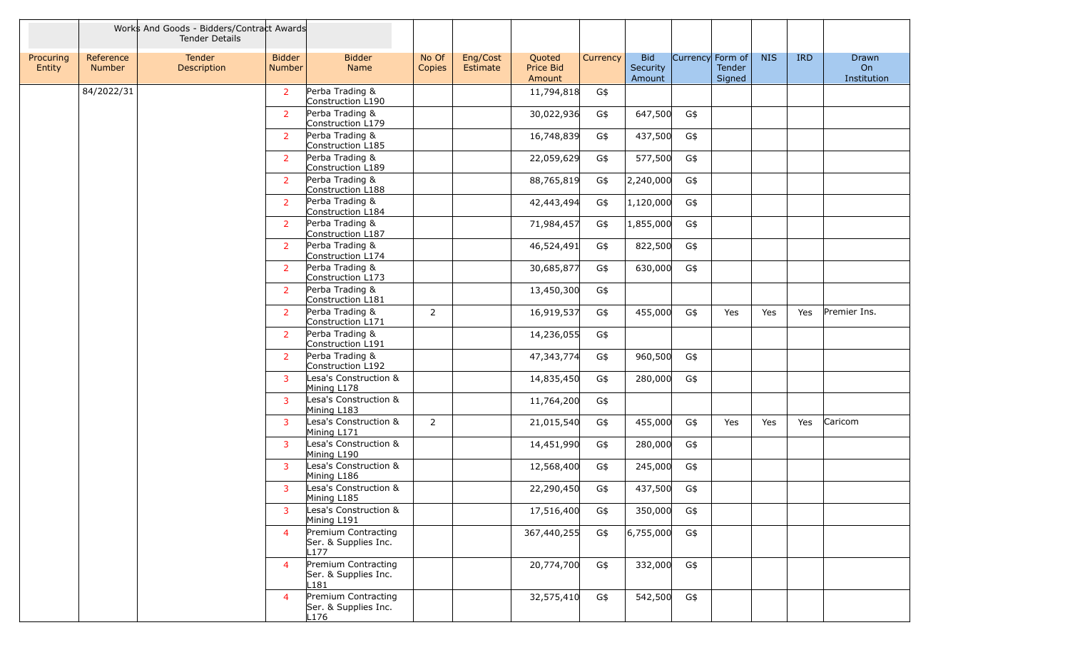| | | Works And Goods - Bidders/Contract Awards Tender Details | | | | | | | | | | | | |
|---|---|---|---|---|---|---|---|---|---|---|---|---|---|---|
| Procuring Entity | Reference Number | Tender Description | Bidder Number | Bidder Name | No Of Copies | Eng/Cost Estimate | Quoted Price Bid Amount | Currency | Bid Security Amount | Currency | Form of Tender Signed | NIS | IRD | Drawn On Institution |
| | 84/2022/31 | | 2 | Perba Trading & Construction L190 | | | 11,794,818 | G$ | | | | | | |
| | | | 2 | Perba Trading & Construction L179 | | | 30,022,936 | G$ | 647,500 | G$ | | | | |
| | | | 2 | Perba Trading & Construction L185 | | | 16,748,839 | G$ | 437,500 | G$ | | | | |
| | | | 2 | Perba Trading & Construction L189 | | | 22,059,629 | G$ | 577,500 | G$ | | | | |
| | | | 2 | Perba Trading & Construction L188 | | | 88,765,819 | G$ | 2,240,000 | G$ | | | | |
| | | | 2 | Perba Trading & Construction L184 | | | 42,443,494 | G$ | 1,120,000 | G$ | | | | |
| | | | 2 | Perba Trading & Construction L187 | | | 71,984,457 | G$ | 1,855,000 | G$ | | | | |
| | | | 2 | Perba Trading & Construction L174 | | | 46,524,491 | G$ | 822,500 | G$ | | | | |
| | | | 2 | Perba Trading & Construction L173 | | | 30,685,877 | G$ | 630,000 | G$ | | | | |
| | | | 2 | Perba Trading & Construction L181 | | | 13,450,300 | G$ | | | | | | |
| | | | 2 | Perba Trading & Construction L171 | 2 | | 16,919,537 | G$ | 455,000 | G$ | Yes | Yes | Yes | Premier Ins. |
| | | | 2 | Perba Trading & Construction L191 | | | 14,236,055 | G$ | | | | | | |
| | | | 2 | Perba Trading & Construction L192 | | | 47,343,774 | G$ | 960,500 | G$ | | | | |
| | | | 3 | Lesa's Construction & Mining L178 | | | 14,835,450 | G$ | 280,000 | G$ | | | | |
| | | | 3 | Lesa's Construction & Mining L183 | | | 11,764,200 | G$ | | | | | | |
| | | | 3 | Lesa's Construction & Mining L171 | 2 | | 21,015,540 | G$ | 455,000 | G$ | Yes | Yes | Yes | Caricom |
| | | | 3 | Lesa's Construction & Mining L190 | | | 14,451,990 | G$ | 280,000 | G$ | | | | |
| | | | 3 | Lesa's Construction & Mining L186 | | | 12,568,400 | G$ | 245,000 | G$ | | | | |
| | | | 3 | Lesa's Construction & Mining L185 | | | 22,290,450 | G$ | 437,500 | G$ | | | | |
| | | | 3 | Lesa's Construction & Mining L191 | | | 17,516,400 | G$ | 350,000 | G$ | | | | |
| | | | 4 | Premium Contracting Ser. & Supplies Inc. L177 | | | 367,440,255 | G$ | 6,755,000 | G$ | | | | |
| | | | 4 | Premium Contracting Ser. & Supplies Inc. L181 | | | 20,774,700 | G$ | 332,000 | G$ | | | | |
| | | | 4 | Premium Contracting Ser. & Supplies Inc. L176 | | | 32,575,410 | G$ | 542,500 | G$ | | | | |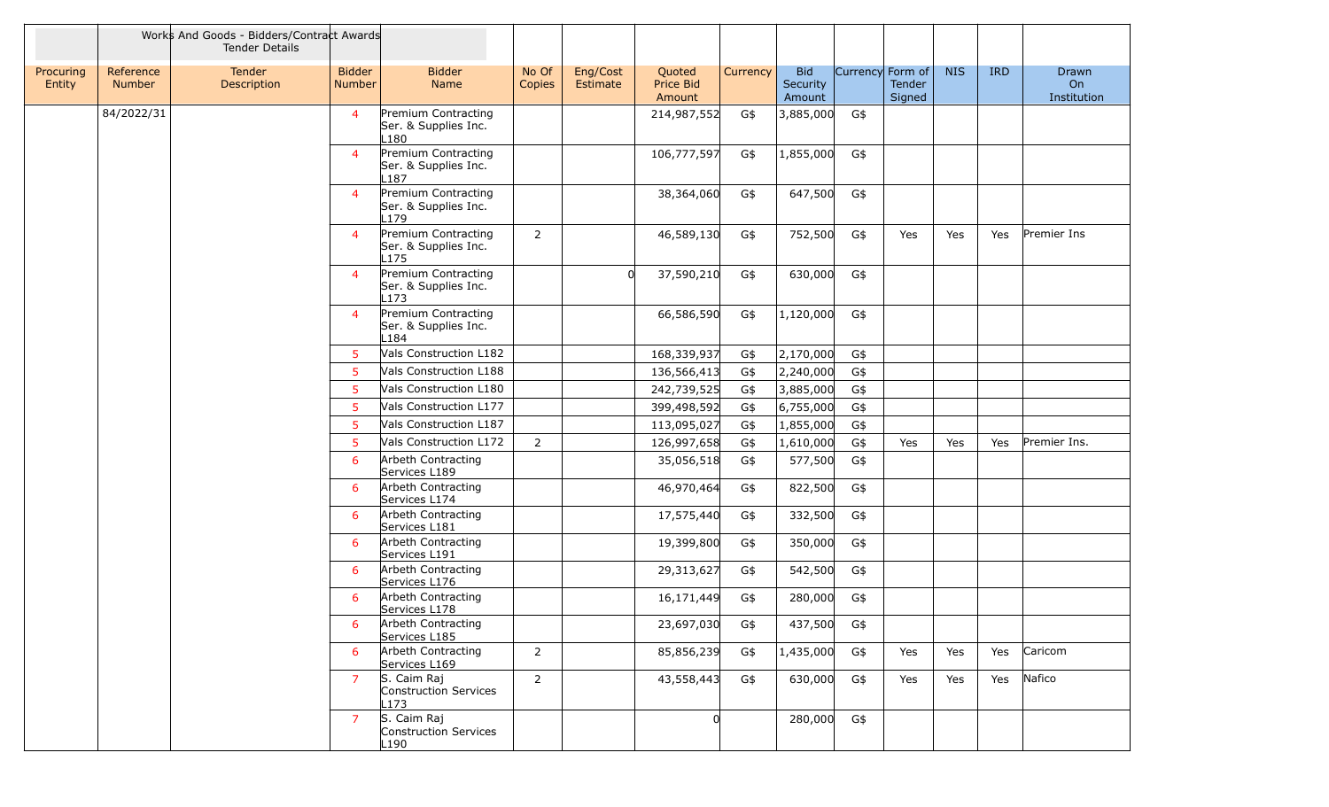| | | Works And Goods - Bidders/Contract Awards Tender Details | | | | | | | | | | | | |
|---|---|---|---|---|---|---|---|---|---|---|---|---|---|---|
| Procuring Entity | Reference Number | Tender Description | Bidder Number | Bidder Name | No Of Copies | Eng/Cost Estimate | Quoted Price Bid Amount | Currency | Bid Security Amount | Currency | Form of Tender Signed | NIS | IRD | Drawn On Institution |
| | 84/2022/31 | | 4 | Premium Contracting Ser. & Supplies Inc. L180 | | | 214,987,552 | G$ | 3,885,000 | G$ | | | | |
| | | | 4 | Premium Contracting Ser. & Supplies Inc. L187 | | | 106,777,597 | G$ | 1,855,000 | G$ | | | | |
| | | | 4 | Premium Contracting Ser. & Supplies Inc. L179 | | | 38,364,060 | G$ | 647,500 | G$ | | | | |
| | | | 4 | Premium Contracting Ser. & Supplies Inc. L175 | 2 | | 46,589,130 | G$ | 752,500 | G$ | Yes | Yes | Yes | Premier Ins |
| | | | 4 | Premium Contracting Ser. & Supplies Inc. L173 | | 0 | 37,590,210 | G$ | 630,000 | G$ | | | | |
| | | | 4 | Premium Contracting Ser. & Supplies Inc. L184 | | | 66,586,590 | G$ | 1,120,000 | G$ | | | | |
| | | | 5 | Vals Construction L182 | | | 168,339,937 | G$ | 2,170,000 | G$ | | | | |
| | | | 5 | Vals Construction L188 | | | 136,566,413 | G$ | 2,240,000 | G$ | | | | |
| | | | 5 | Vals Construction L180 | | | 242,739,525 | G$ | 3,885,000 | G$ | | | | |
| | | | 5 | Vals Construction L177 | | | 399,498,592 | G$ | 6,755,000 | G$ | | | | |
| | | | 5 | Vals Construction L187 | | | 113,095,027 | G$ | 1,855,000 | G$ | | | | |
| | | | 5 | Vals Construction L172 | 2 | | 126,997,658 | G$ | 1,610,000 | G$ | Yes | Yes | Yes | Premier Ins. |
| | | | 6 | Arbeth Contracting Services L189 | | | 35,056,518 | G$ | 577,500 | G$ | | | | |
| | | | 6 | Arbeth Contracting Services L174 | | | 46,970,464 | G$ | 822,500 | G$ | | | | |
| | | | 6 | Arbeth Contracting Services L181 | | | 17,575,440 | G$ | 332,500 | G$ | | | | |
| | | | 6 | Arbeth Contracting Services L191 | | | 19,399,800 | G$ | 350,000 | G$ | | | | |
| | | | 6 | Arbeth Contracting Services L176 | | | 29,313,627 | G$ | 542,500 | G$ | | | | |
| | | | 6 | Arbeth Contracting Services L178 | | | 16,171,449 | G$ | 280,000 | G$ | | | | |
| | | | 6 | Arbeth Contracting Services L185 | | | 23,697,030 | G$ | 437,500 | G$ | | | | |
| | | | 6 | Arbeth Contracting Services L169 | 2 | | 85,856,239 | G$ | 1,435,000 | G$ | Yes | Yes | Yes | Caricom |
| | | | 7 | S. Caim Raj Construction Services L173 | 2 | | 43,558,443 | G$ | 630,000 | G$ | Yes | Yes | Yes | Nafico |
| | | | 7 | S. Caim Raj Construction Services L190 | | | 0 | | 280,000 | G$ | | | | |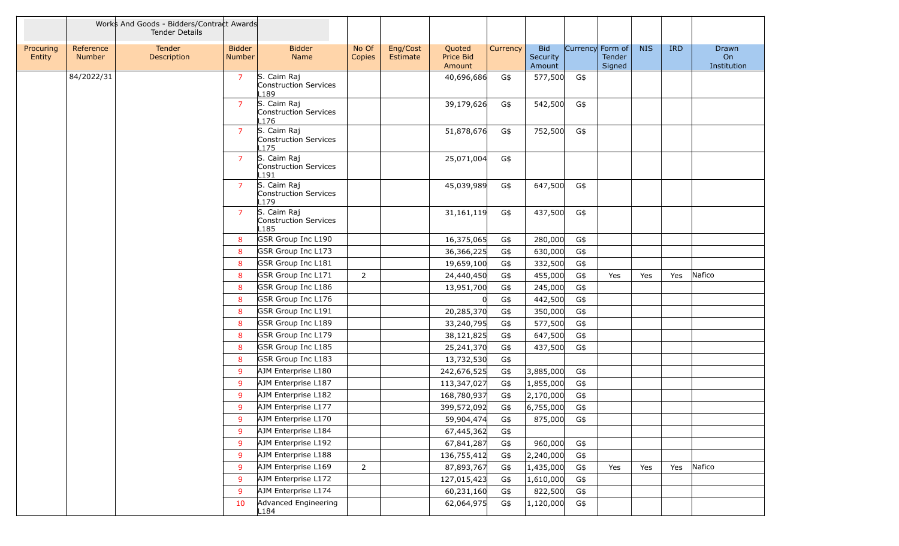| | | Works And Goods - Bidders/Contract Awards Tender Details | | | | | | | | | | | | |
|---|---|---|---|---|---|---|---|---|---|---|---|---|---|---|
| Procuring Entity | Reference Number | Tender Description | Bidder Number | Bidder Name | No Of Copies | Eng/Cost Estimate | Quoted Price Bid Amount | Currency | Bid Security Amount | Currency | Form of Tender Signed | NIS | IRD | Drawn On Institution |
| | 84/2022/31 | | 7 | S. Caim Raj Construction Services L189 | | | 40,696,686 | G$ | 577,500 | G$ | | | | |
| | | | 7 | S. Caim Raj Construction Services L176 | | | 39,179,626 | G$ | 542,500 | G$ | | | | |
| | | | 7 | S. Caim Raj Construction Services L175 | | | 51,878,676 | G$ | 752,500 | G$ | | | | |
| | | | 7 | S. Caim Raj Construction Services L191 | | | 25,071,004 | G$ | | | | | | |
| | | | 7 | S. Caim Raj Construction Services L179 | | | 45,039,989 | G$ | 647,500 | G$ | | | | |
| | | | 7 | S. Caim Raj Construction Services L185 | | | 31,161,119 | G$ | 437,500 | G$ | | | | |
| | | | 8 | GSR Group Inc L190 | | | 16,375,065 | G$ | 280,000 | G$ | | | | |
| | | | 8 | GSR Group Inc L173 | | | 36,366,225 | G$ | 630,000 | G$ | | | | |
| | | | 8 | GSR Group Inc L181 | | | 19,659,100 | G$ | 332,500 | G$ | | | | |
| | | | 8 | GSR Group Inc L171 | 2 | | 24,440,450 | G$ | 455,000 | G$ | Yes | Yes | Yes | Nafico |
| | | | 8 | GSR Group Inc L186 | | | 13,951,700 | G$ | 245,000 | G$ | | | | |
| | | | 8 | GSR Group Inc L176 | | | 0 | G$ | 442,500 | G$ | | | | |
| | | | 8 | GSR Group Inc L191 | | | 20,285,370 | G$ | 350,000 | G$ | | | | |
| | | | 8 | GSR Group Inc L189 | | | 33,240,795 | G$ | 577,500 | G$ | | | | |
| | | | 8 | GSR Group Inc L179 | | | 38,121,825 | G$ | 647,500 | G$ | | | | |
| | | | 8 | GSR Group Inc L185 | | | 25,241,370 | G$ | 437,500 | G$ | | | | |
| | | | 8 | GSR Group Inc L183 | | | 13,732,530 | G$ | | | | | | |
| | | | 9 | AJM Enterprise L180 | | | 242,676,525 | G$ | 3,885,000 | G$ | | | | |
| | | | 9 | AJM Enterprise L187 | | | 113,347,027 | G$ | 1,855,000 | G$ | | | | |
| | | | 9 | AJM Enterprise L182 | | | 168,780,937 | G$ | 2,170,000 | G$ | | | | |
| | | | 9 | AJM Enterprise L177 | | | 399,572,092 | G$ | 6,755,000 | G$ | | | | |
| | | | 9 | AJM Enterprise L170 | | | 59,904,474 | G$ | 875,000 | G$ | | | | |
| | | | 9 | AJM Enterprise L184 | | | 67,445,362 | G$ | | | | | | |
| | | | 9 | AJM Enterprise L192 | | | 67,841,287 | G$ | 960,000 | G$ | | | | |
| | | | 9 | AJM Enterprise L188 | | | 136,755,412 | G$ | 2,240,000 | G$ | | | | |
| | | | 9 | AJM Enterprise L169 | 2 | | 87,893,767 | G$ | 1,435,000 | G$ | Yes | Yes | Yes | Nafico |
| | | | 9 | AJM Enterprise L172 | | | 127,015,423 | G$ | 1,610,000 | G$ | | | | |
| | | | 9 | AJM Enterprise L174 | | | 60,231,160 | G$ | 822,500 | G$ | | | | |
| | | | 10 | Advanced Engineering L184 | | | 62,064,975 | G$ | 1,120,000 | G$ | | | | |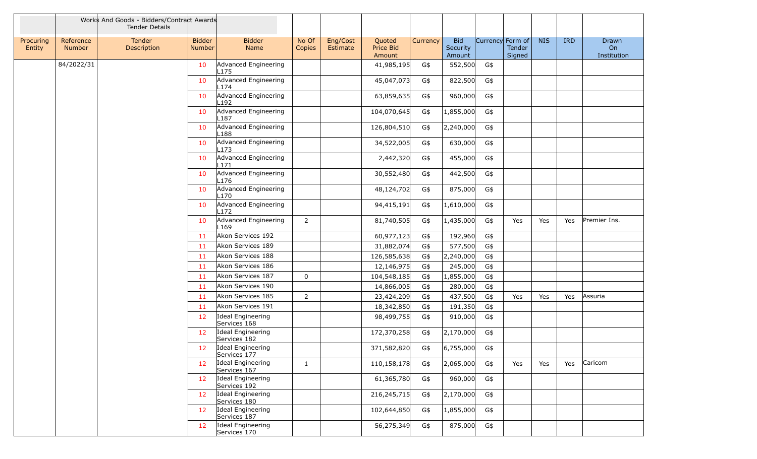| | | Works And Goods - Bidders/Contract Awards Tender Details | | | | | | | | | | | | |
|---|---|---|---|---|---|---|---|---|---|---|---|---|---|---|
| Procuring Entity | Reference Number | Tender Description | Bidder Number | Bidder Name | No Of Copies | Eng/Cost Estimate | Quoted Price Bid Amount | Currency | Bid Security Amount | Currency | Form of Tender Signed | NIS | IRD | Drawn On Institution |
| | 84/2022/31 | | 10 | Advanced Engineering L175 | | | 41,985,195 | G$ | 552,500 | G$ | | | | |
| | | | 10 | Advanced Engineering L174 | | | 45,047,073 | G$ | 822,500 | G$ | | | | |
| | | | 10 | Advanced Engineering L192 | | | 63,859,635 | G$ | 960,000 | G$ | | | | |
| | | | 10 | Advanced Engineering L187 | | | 104,070,645 | G$ | 1,855,000 | G$ | | | | |
| | | | 10 | Advanced Engineering L188 | | | 126,804,510 | G$ | 2,240,000 | G$ | | | | |
| | | | 10 | Advanced Engineering L173 | | | 34,522,005 | G$ | 630,000 | G$ | | | | |
| | | | 10 | Advanced Engineering L171 | | | 2,442,320 | G$ | 455,000 | G$ | | | | |
| | | | 10 | Advanced Engineering L176 | | | 30,552,480 | G$ | 442,500 | G$ | | | | |
| | | | 10 | Advanced Engineering L170 | | | 48,124,702 | G$ | 875,000 | G$ | | | | |
| | | | 10 | Advanced Engineering L172 | | | 94,415,191 | G$ | 1,610,000 | G$ | | | | |
| | | | 10 | Advanced Engineering L169 | 2 | | 81,740,505 | G$ | 1,435,000 | G$ | Yes | Yes | Yes | Premier Ins. |
| | | | 11 | Akon Services 192 | | | 60,977,123 | G$ | 192,960 | G$ | | | | |
| | | | 11 | Akon Services 189 | | | 31,882,074 | G$ | 577,500 | G$ | | | | |
| | | | 11 | Akon Services 188 | | | 126,585,638 | G$ | 2,240,000 | G$ | | | | |
| | | | 11 | Akon Services 186 | | | 12,146,975 | G$ | 245,000 | G$ | | | | |
| | | | 11 | Akon Services 187 | 0 | | 104,548,185 | G$ | 1,855,000 | G$ | | | | |
| | | | 11 | Akon Services 190 | | | 14,866,005 | G$ | 280,000 | G$ | | | | |
| | | | 11 | Akon Services 185 | 2 | | 23,424,209 | G$ | 437,500 | G$ | Yes | Yes | Yes | Assuria |
| | | | 11 | Akon Services 191 | | | 18,342,850 | G$ | 191,350 | G$ | | | | |
| | | | 12 | Ideal Engineering Services 168 | | | 98,499,755 | G$ | 910,000 | G$ | | | | |
| | | | 12 | Ideal Engineering Services 182 | | | 172,370,258 | G$ | 2,170,000 | G$ | | | | |
| | | | 12 | Ideal Engineering Services 177 | | | 371,582,820 | G$ | 6,755,000 | G$ | | | | |
| | | | 12 | Ideal Engineering Services 167 | 1 | | 110,158,178 | G$ | 2,065,000 | G$ | Yes | Yes | Yes | Caricom |
| | | | 12 | Ideal Engineering Services 192 | | | 61,365,780 | G$ | 960,000 | G$ | | | | |
| | | | 12 | Ideal Engineering Services 180 | | | 216,245,715 | G$ | 2,170,000 | G$ | | | | |
| | | | 12 | Ideal Engineering Services 187 | | | 102,644,850 | G$ | 1,855,000 | G$ | | | | |
| | | | 12 | Ideal Engineering Services 170 | | | 56,275,349 | G$ | 875,000 | G$ | | | | |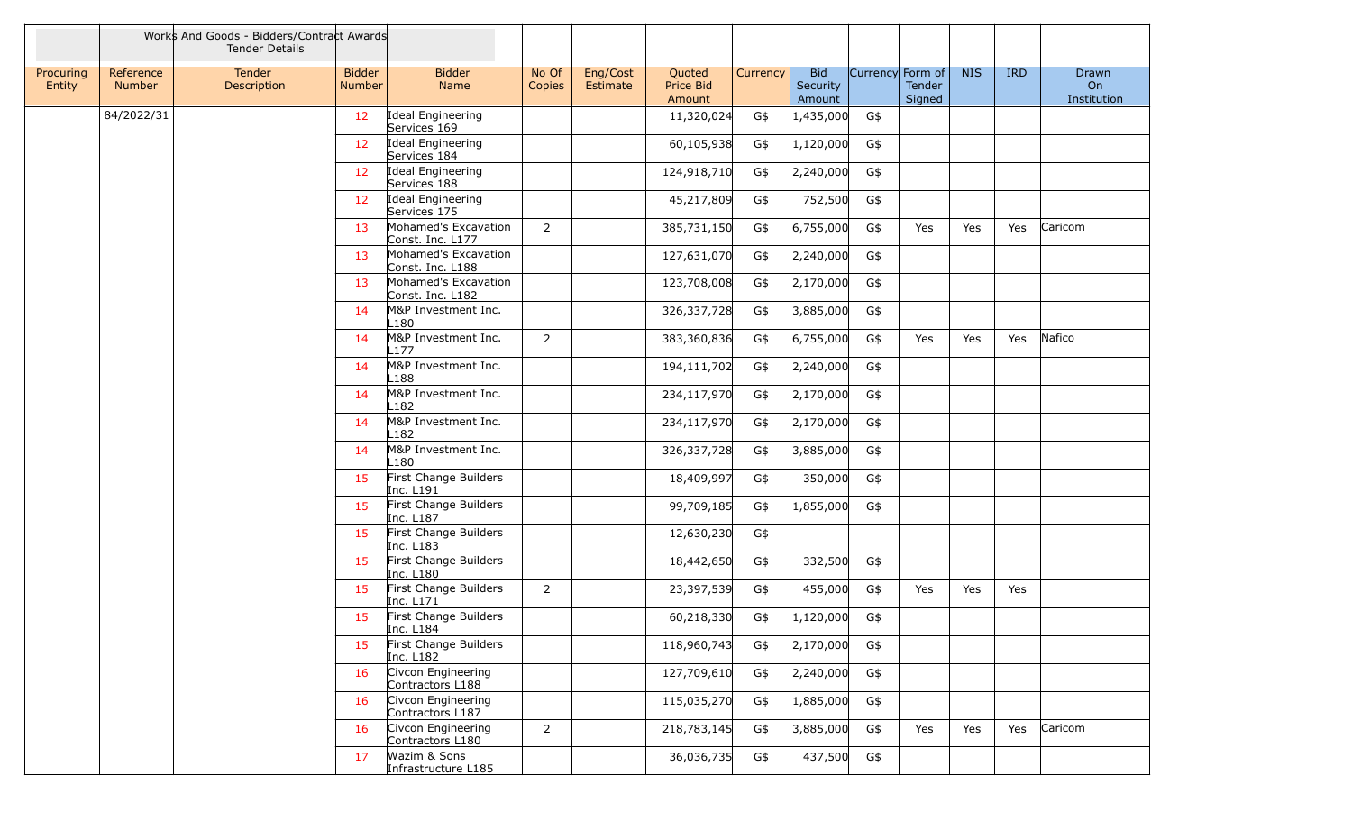| | | Works And Goods - Bidders/Contract Awards Tender Details | | | | | | | | | | | | | |
|---|---|---|---|---|---|---|---|---|---|---|---|---|---|---|---|
| Procuring Entity | Reference Number | Tender Description | Bidder Number | Bidder Name | No Of Copies | Eng/Cost Estimate | Quoted Price Bid Amount | Currency | Bid Security Amount | Currency | Form of Tender Signed | NIS | IRD | Drawn On Institution |
| | 84/2022/31 | | 12 | Ideal Engineering Services 169 | | | 11,320,024 | G$ | 1,435,000 | G$ | | | | |
| | | | 12 | Ideal Engineering Services 184 | | | 60,105,938 | G$ | 1,120,000 | G$ | | | | |
| | | | 12 | Ideal Engineering Services 188 | | | 124,918,710 | G$ | 2,240,000 | G$ | | | | |
| | | | 12 | Ideal Engineering Services 175 | | | 45,217,809 | G$ | 752,500 | G$ | | | | |
| | | | 13 | Mohamed's Excavation Const. Inc. L177 | 2 | | 385,731,150 | G$ | 6,755,000 | G$ | Yes | Yes | Yes | Caricom |
| | | | 13 | Mohamed's Excavation Const. Inc. L188 | | | 127,631,070 | G$ | 2,240,000 | G$ | | | | |
| | | | 13 | Mohamed's Excavation Const. Inc. L182 | | | 123,708,008 | G$ | 2,170,000 | G$ | | | | |
| | | | 14 | M&P Investment Inc. L180 | | | 326,337,728 | G$ | 3,885,000 | G$ | | | | |
| | | | 14 | M&P Investment Inc. L177 | 2 | | 383,360,836 | G$ | 6,755,000 | G$ | Yes | Yes | Yes | Nafico |
| | | | 14 | M&P Investment Inc. L188 | | | 194,111,702 | G$ | 2,240,000 | G$ | | | | |
| | | | 14 | M&P Investment Inc. L182 | | | 234,117,970 | G$ | 2,170,000 | G$ | | | | |
| | | | 14 | M&P Investment Inc. L182 | | | 234,117,970 | G$ | 2,170,000 | G$ | | | | |
| | | | 14 | M&P Investment Inc. L180 | | | 326,337,728 | G$ | 3,885,000 | G$ | | | | |
| | | | 15 | First Change Builders Inc. L191 | | | 18,409,997 | G$ | 350,000 | G$ | | | | |
| | | | 15 | First Change Builders Inc. L187 | | | 99,709,185 | G$ | 1,855,000 | G$ | | | | |
| | | | 15 | First Change Builders Inc. L183 | | | 12,630,230 | G$ | | | | | | |
| | | | 15 | First Change Builders Inc. L180 | | | 18,442,650 | G$ | 332,500 | G$ | | | | |
| | | | 15 | First Change Builders Inc. L171 | 2 | | 23,397,539 | G$ | 455,000 | G$ | Yes | Yes | Yes | |
| | | | 15 | First Change Builders Inc. L184 | | | 60,218,330 | G$ | 1,120,000 | G$ | | | | |
| | | | 15 | First Change Builders Inc. L182 | | | 118,960,743 | G$ | 2,170,000 | G$ | | | | |
| | | | 16 | Civcon Engineering Contractors L188 | | | 127,709,610 | G$ | 2,240,000 | G$ | | | | |
| | | | 16 | Civcon Engineering Contractors L187 | | | 115,035,270 | G$ | 1,885,000 | G$ | | | | |
| | | | 16 | Civcon Engineering Contractors L180 | 2 | | 218,783,145 | G$ | 3,885,000 | G$ | Yes | Yes | Yes | Caricom |
| | | | 17 | Wazim & Sons Infrastructure L185 | | | 36,036,735 | G$ | 437,500 | G$ | | | | |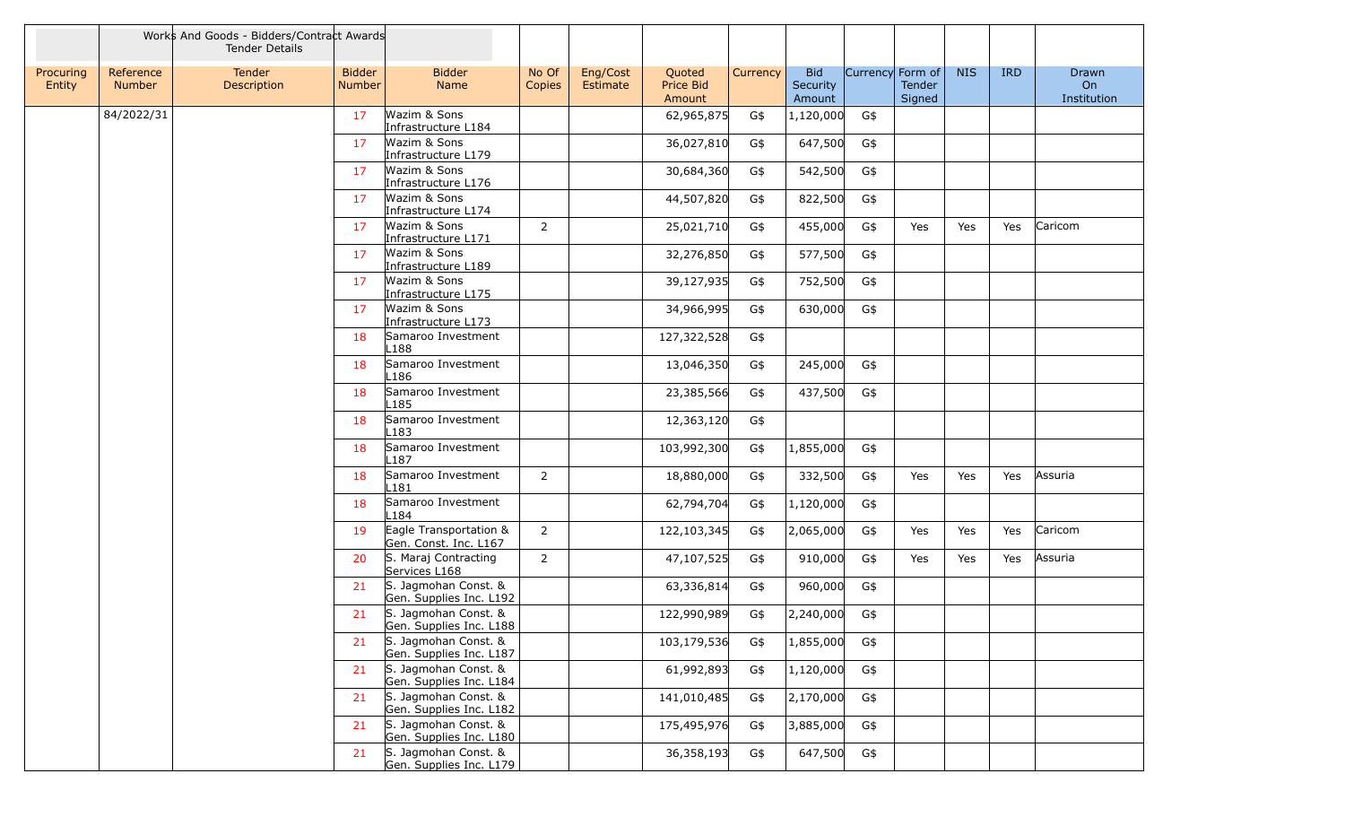| | | Works And Goods - Bidders/Contract Awards Tender Details | | | | | | | | | | | | |
|---|---|---|---|---|---|---|---|---|---|---|---|---|---|---|
| Procuring Entity | Reference Number | Tender Description | Bidder Number | Bidder Name | No Of Copies | Eng/Cost Estimate | Quoted Price Bid Amount | Currency | Bid Security Amount | Currency | Form of Tender Signed | NIS | IRD | Drawn On Institution |
| | 84/2022/31 | | 17 | Wazim & Sons Infrastructure L184 | | | 62,965,875 | G$ | 1,120,000 | G$ | | | | |
| | | | 17 | Wazim & Sons Infrastructure L179 | | | 36,027,810 | G$ | 647,500 | G$ | | | | |
| | | | 17 | Wazim & Sons Infrastructure L176 | | | 30,684,360 | G$ | 542,500 | G$ | | | | |
| | | | 17 | Wazim & Sons Infrastructure L174 | | | 44,507,820 | G$ | 822,500 | G$ | | | | |
| | | | 17 | Wazim & Sons Infrastructure L171 | 2 | | 25,021,710 | G$ | 455,000 | G$ | Yes | Yes | Yes | Caricom |
| | | | 17 | Wazim & Sons Infrastructure L189 | | | 32,276,850 | G$ | 577,500 | G$ | | | | |
| | | | 17 | Wazim & Sons Infrastructure L175 | | | 39,127,935 | G$ | 752,500 | G$ | | | | |
| | | | 17 | Wazim & Sons Infrastructure L173 | | | 34,966,995 | G$ | 630,000 | G$ | | | | |
| | | | 18 | Samaroo Investment L188 | | | 127,322,528 | G$ | | | | | | |
| | | | 18 | Samaroo Investment L186 | | | 13,046,350 | G$ | 245,000 | G$ | | | | |
| | | | 18 | Samaroo Investment L185 | | | 23,385,566 | G$ | 437,500 | G$ | | | | |
| | | | 18 | Samaroo Investment L183 | | | 12,363,120 | G$ | | | | | | |
| | | | 18 | Samaroo Investment L187 | | | 103,992,300 | G$ | 1,855,000 | G$ | | | | |
| | | | 18 | Samaroo Investment L181 | 2 | | 18,880,000 | G$ | 332,500 | G$ | Yes | Yes | Yes | Assuria |
| | | | 18 | Samaroo Investment L184 | | | 62,794,704 | G$ | 1,120,000 | G$ | | | | |
| | | | 19 | Eagle Transportation & Gen. Const. Inc. L167 | 2 | | 122,103,345 | G$ | 2,065,000 | G$ | Yes | Yes | Yes | Caricom |
| | | | 20 | S. Maraj Contracting Services L168 | 2 | | 47,107,525 | G$ | 910,000 | G$ | Yes | Yes | Yes | Assuria |
| | | | 21 | S. Jagmohan Const. & Gen. Supplies Inc. L192 | | | 63,336,814 | G$ | 960,000 | G$ | | | | |
| | | | 21 | S. Jagmohan Const. & Gen. Supplies Inc. L188 | | | 122,990,989 | G$ | 2,240,000 | G$ | | | | |
| | | | 21 | S. Jagmohan Const. & Gen. Supplies Inc. L187 | | | 103,179,536 | G$ | 1,855,000 | G$ | | | | |
| | | | 21 | S. Jagmohan Const. & Gen. Supplies Inc. L184 | | | 61,992,893 | G$ | 1,120,000 | G$ | | | | |
| | | | 21 | S. Jagmohan Const. & Gen. Supplies Inc. L182 | | | 141,010,485 | G$ | 2,170,000 | G$ | | | | |
| | | | 21 | S. Jagmohan Const. & Gen. Supplies Inc. L180 | | | 175,495,976 | G$ | 3,885,000 | G$ | | | | |
| | | | 21 | S. Jagmohan Const. & Gen. Supplies Inc. L179 | | | 36,358,193 | G$ | 647,500 | G$ | | | | |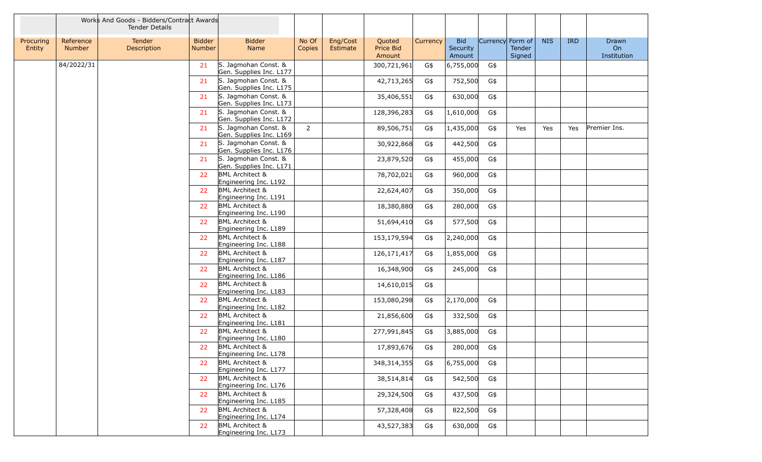| | | Works And Goods - Bidders/Contract Awards Tender Details | | | | | | | | | | | | |
|---|---|---|---|---|---|---|---|---|---|---|---|---|---|---|
| Procuring Entity | Reference Number | Tender Description | Bidder Number | Bidder Name | No Of Copies | Eng/Cost Estimate | Quoted Price Bid Amount | Currency | Bid Security Amount | Currency | Form of Tender Signed | NIS | IRD | Drawn On Institution |
| | 84/2022/31 | | 21 | S. Jagmohan Const. & Gen. Supplies Inc. L177 | | | 300,721,961 | G$ | 6,755,000 | G$ | | | | |
| | | | 21 | S. Jagmohan Const. & Gen. Supplies Inc. L175 | | | 42,713,265 | G$ | 752,500 | G$ | | | | |
| | | | 21 | S. Jagmohan Const. & Gen. Supplies Inc. L173 | | | 35,406,551 | G$ | 630,000 | G$ | | | | |
| | | | 21 | S. Jagmohan Const. & Gen. Supplies Inc. L172 | | | 128,396,283 | G$ | 1,610,000 | G$ | | | | |
| | | | 21 | S. Jagmohan Const. & Gen. Supplies Inc. L169 | 2 | | 89,506,751 | G$ | 1,435,000 | G$ | Yes | Yes | Yes | Premier Ins. |
| | | | 21 | S. Jagmohan Const. & Gen. Supplies Inc. L176 | | | 30,922,868 | G$ | 442,500 | G$ | | | | |
| | | | 21 | S. Jagmohan Const. & Gen. Supplies Inc. L171 | | | 23,879,520 | G$ | 455,000 | G$ | | | | |
| | | | 22 | BML Architect & Engineering Inc. L192 | | | 78,702,021 | G$ | 960,000 | G$ | | | | |
| | | | 22 | BML Architect & Engineering Inc. L191 | | | 22,624,407 | G$ | 350,000 | G$ | | | | |
| | | | 22 | BML Architect & Engineering Inc. L190 | | | 18,380,880 | G$ | 280,000 | G$ | | | | |
| | | | 22 | BML Architect & Engineering Inc. L189 | | | 51,694,410 | G$ | 577,500 | G$ | | | | |
| | | | 22 | BML Architect & Engineering Inc. L188 | | | 153,179,594 | G$ | 2,240,000 | G$ | | | | |
| | | | 22 | BML Architect & Engineering Inc. L187 | | | 126,171,417 | G$ | 1,855,000 | G$ | | | | |
| | | | 22 | BML Architect & Engineering Inc. L186 | | | 16,348,900 | G$ | 245,000 | G$ | | | | |
| | | | 22 | BML Architect & Engineering Inc. L183 | | | 14,610,015 | G$ | | | | | | |
| | | | 22 | BML Architect & Engineering Inc. L182 | | | 153,080,298 | G$ | 2,170,000 | G$ | | | | |
| | | | 22 | BML Architect & Engineering Inc. L181 | | | 21,856,600 | G$ | 332,500 | G$ | | | | |
| | | | 22 | BML Architect & Engineering Inc. L180 | | | 277,991,845 | G$ | 3,885,000 | G$ | | | | |
| | | | 22 | BML Architect & Engineering Inc. L178 | | | 17,893,676 | G$ | 280,000 | G$ | | | | |
| | | | 22 | BML Architect & Engineering Inc. L177 | | | 348,314,355 | G$ | 6,755,000 | G$ | | | | |
| | | | 22 | BML Architect & Engineering Inc. L176 | | | 38,514,814 | G$ | 542,500 | G$ | | | | |
| | | | 22 | BML Architect & Engineering Inc. L185 | | | 29,324,500 | G$ | 437,500 | G$ | | | | |
| | | | 22 | BML Architect & Engineering Inc. L174 | | | 57,328,408 | G$ | 822,500 | G$ | | | | |
| | | | 22 | BML Architect & Engineering Inc. L173 | | | 43,527,383 | G$ | 630,000 | G$ | | | | |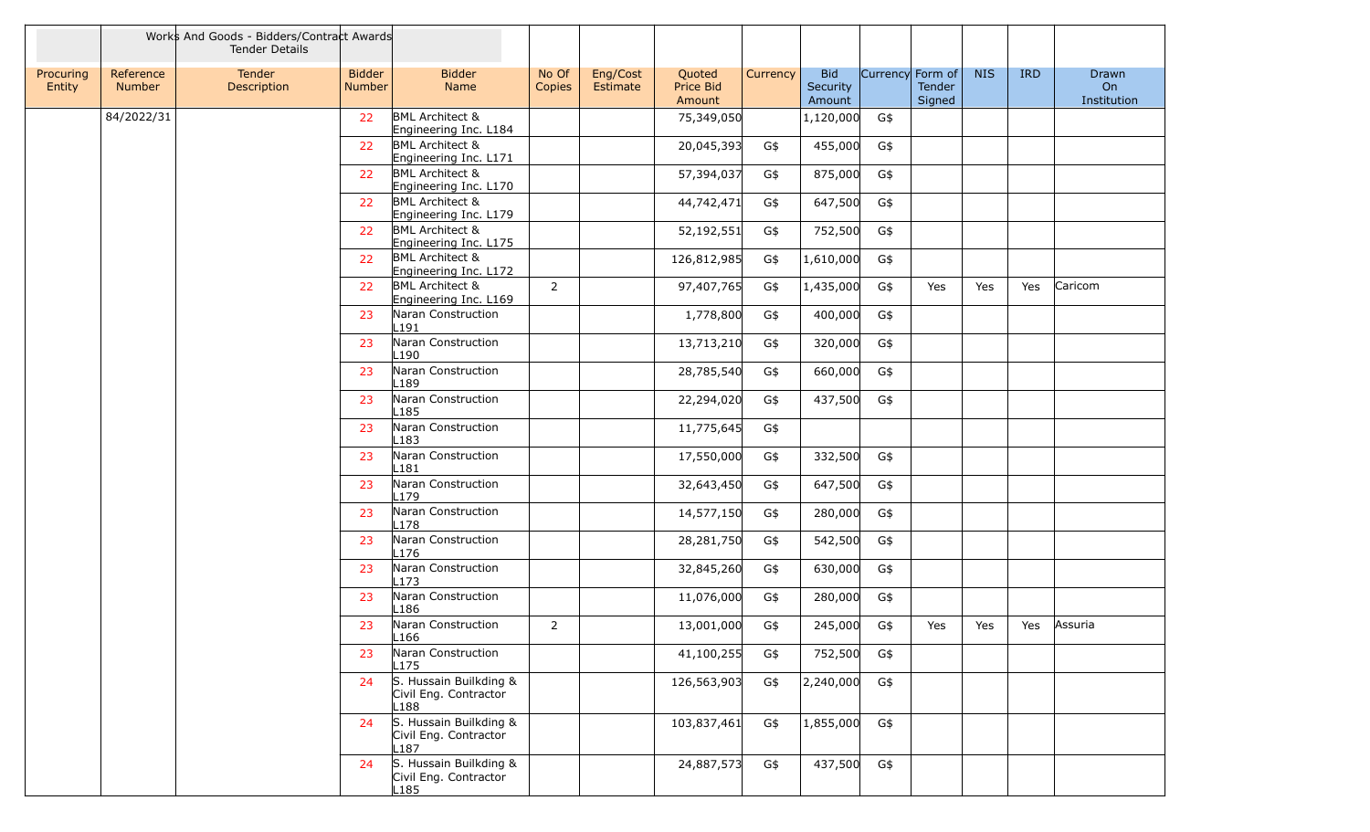| | | Works And Goods - Bidders/Contract Awards Tender Details | | | | | | | | | | | | |
|---|---|---|---|---|---|---|---|---|---|---|---|---|---|---|
| Procuring Entity | Reference Number | Tender Description | Bidder Number | Bidder Name | No Of Copies | Eng/Cost Estimate | Quoted Price Bid Amount | Currency | Bid Security Amount | Currency | Form of Tender Signed | NIS | IRD | Drawn On Institution |
| | 84/2022/31 | | 22 | BML Architect & Engineering Inc. L184 | | | 75,349,050 | | 1,120,000 | G$ | | | | |
| | | | 22 | BML Architect & Engineering Inc. L171 | | | 20,045,393 | G$ | 455,000 | G$ | | | | |
| | | | 22 | BML Architect & Engineering Inc. L170 | | | 57,394,037 | G$ | 875,000 | G$ | | | | |
| | | | 22 | BML Architect & Engineering Inc. L179 | | | 44,742,471 | G$ | 647,500 | G$ | | | | |
| | | | 22 | BML Architect & Engineering Inc. L175 | | | 52,192,551 | G$ | 752,500 | G$ | | | | |
| | | | 22 | BML Architect & Engineering Inc. L172 | | | 126,812,985 | G$ | 1,610,000 | G$ | | | | |
| | | | 22 | BML Architect & Engineering Inc. L169 | 2 | | 97,407,765 | G$ | 1,435,000 | G$ | Yes | Yes | Yes | Caricom |
| | | | 23 | Naran Construction L191 | | | 1,778,800 | G$ | 400,000 | G$ | | | | |
| | | | 23 | Naran Construction L190 | | | 13,713,210 | G$ | 320,000 | G$ | | | | |
| | | | 23 | Naran Construction L189 | | | 28,785,540 | G$ | 660,000 | G$ | | | | |
| | | | 23 | Naran Construction L185 | | | 22,294,020 | G$ | 437,500 | G$ | | | | |
| | | | 23 | Naran Construction L183 | | | 11,775,645 | G$ | | | | | | |
| | | | 23 | Naran Construction L181 | | | 17,550,000 | G$ | 332,500 | G$ | | | | |
| | | | 23 | Naran Construction L179 | | | 32,643,450 | G$ | 647,500 | G$ | | | | |
| | | | 23 | Naran Construction L178 | | | 14,577,150 | G$ | 280,000 | G$ | | | | |
| | | | 23 | Naran Construction L176 | | | 28,281,750 | G$ | 542,500 | G$ | | | | |
| | | | 23 | Naran Construction L173 | | | 32,845,260 | G$ | 630,000 | G$ | | | | |
| | | | 23 | Naran Construction L186 | | | 11,076,000 | G$ | 280,000 | G$ | | | | |
| | | | 23 | Naran Construction L166 | 2 | | 13,001,000 | G$ | 245,000 | G$ | Yes | Yes | Yes | Assuria |
| | | | 23 | Naran Construction L175 | | | 41,100,255 | G$ | 752,500 | G$ | | | | |
| | | | 24 | S. Hussain Builkding & Civil Eng. Contractor L188 | | | 126,563,903 | G$ | 2,240,000 | G$ | | | | |
| | | | 24 | S. Hussain Builkding & Civil Eng. Contractor L187 | | | 103,837,461 | G$ | 1,855,000 | G$ | | | | |
| | | | 24 | S. Hussain Builkding & Civil Eng. Contractor L185 | | | 24,887,573 | G$ | 437,500 | G$ | | | | |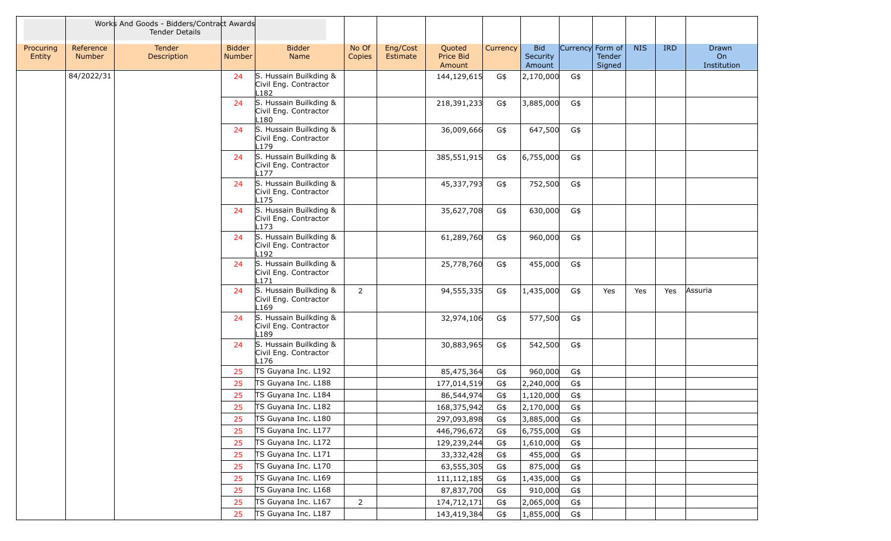| | | Works And Goods - Bidders/Contract Awards Tender Details | | | | | | | | | | | | |
|---|---|---|---|---|---|---|---|---|---|---|---|---|---|---|
| Procuring Entity | Reference Number | Tender Description | Bidder Number | Bidder Name | No Of Copies | Eng/Cost Estimate | Quoted Price Bid Amount | Currency | Bid Security Amount | Currency | Form of Tender Signed | NIS | IRD | Drawn On Institution |
| | 84/2022/31 | | 24 | S. Hussain Builkding & Civil Eng. Contractor L182 | | | 144,129,615 | G$ | 2,170,000 | G$ | | | | |
| | | | 24 | S. Hussain Builkding & Civil Eng. Contractor L180 | | | 218,391,233 | G$ | 3,885,000 | G$ | | | | |
| | | | 24 | S. Hussain Builkding & Civil Eng. Contractor L179 | | | 36,009,666 | G$ | 647,500 | G$ | | | | |
| | | | 24 | S. Hussain Builkding & Civil Eng. Contractor L177 | | | 385,551,915 | G$ | 6,755,000 | G$ | | | | |
| | | | 24 | S. Hussain Builkding & Civil Eng. Contractor L175 | | | 45,337,793 | G$ | 752,500 | G$ | | | | |
| | | | 24 | S. Hussain Builkding & Civil Eng. Contractor L173 | | | 35,627,708 | G$ | 630,000 | G$ | | | | |
| | | | 24 | S. Hussain Builkding & Civil Eng. Contractor L192 | | | 61,289,760 | G$ | 960,000 | G$ | | | | |
| | | | 24 | S. Hussain Builkding & Civil Eng. Contractor L171 | | | 25,778,760 | G$ | 455,000 | G$ | | | | |
| | | | 24 | S. Hussain Builkding & Civil Eng. Contractor L169 | 2 | | 94,555,335 | G$ | 1,435,000 | G$ | Yes | Yes | Yes | Assuria |
| | | | 24 | S. Hussain Builkding & Civil Eng. Contractor L189 | | | 32,974,106 | G$ | 577,500 | G$ | | | | |
| | | | 24 | S. Hussain Builkding & Civil Eng. Contractor L176 | | | 30,883,965 | G$ | 542,500 | G$ | | | | |
| | | | 25 | TS Guyana Inc. L192 | | | 85,475,364 | G$ | 960,000 | G$ | | | | |
| | | | 25 | TS Guyana Inc. L188 | | | 177,014,519 | G$ | 2,240,000 | G$ | | | | |
| | | | 25 | TS Guyana Inc. L184 | | | 86,544,974 | G$ | 1,120,000 | G$ | | | | |
| | | | 25 | TS Guyana Inc. L182 | | | 168,375,942 | G$ | 2,170,000 | G$ | | | | |
| | | | 25 | TS Guyana Inc. L180 | | | 297,093,898 | G$ | 3,885,000 | G$ | | | | |
| | | | 25 | TS Guyana Inc. L177 | | | 446,796,672 | G$ | 6,755,000 | G$ | | | | |
| | | | 25 | TS Guyana Inc. L172 | | | 129,239,244 | G$ | 1,610,000 | G$ | | | | |
| | | | 25 | TS Guyana Inc. L171 | | | 33,332,428 | G$ | 455,000 | G$ | | | | |
| | | | 25 | TS Guyana Inc. L170 | | | 63,555,305 | G$ | 875,000 | G$ | | | | |
| | | | 25 | TS Guyana Inc. L169 | | | 111,112,185 | G$ | 1,435,000 | G$ | | | | |
| | | | 25 | TS Guyana Inc. L168 | | | 87,837,700 | G$ | 910,000 | G$ | | | | |
| | | | 25 | TS Guyana Inc. L167 | 2 | | 174,712,171 | G$ | 2,065,000 | G$ | | | | |
| | | | 25 | TS Guyana Inc. L187 | | | 143,419,384 | G$ | 1,855,000 | G$ | | | | |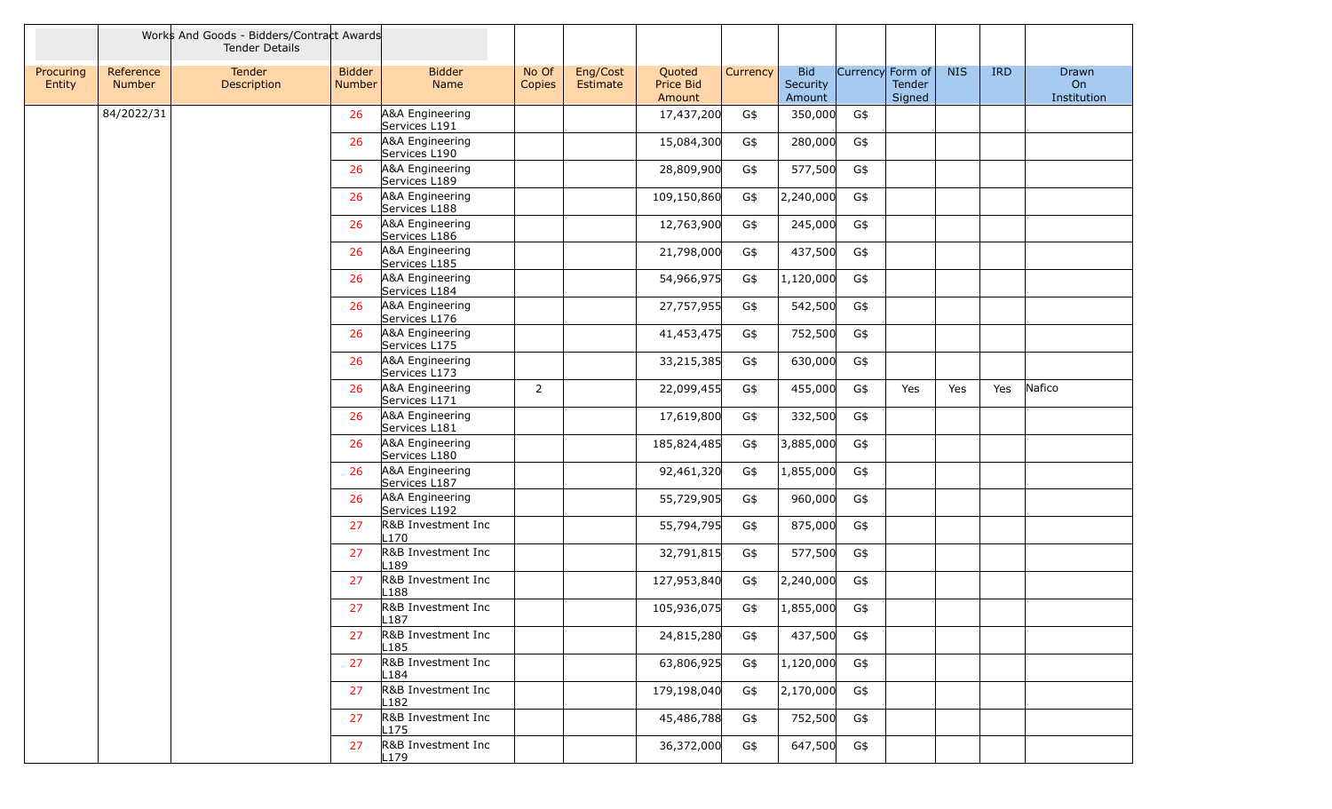| | | Works And Goods - Bidders/Contract Awards Tender Details | | | | | | | | | | | | |
|---|---|---|---|---|---|---|---|---|---|---|---|---|---|---|
| Procuring Entity | Reference Number | Tender Description | Bidder Number | Bidder Name | No Of Copies | Eng/Cost Estimate | Quoted Price Bid Amount | Currency | Bid Security Amount | Currency | Form of Tender Signed | NIS | IRD | Drawn On Institution |
| | 84/2022/31 | | 26 | A&A Engineering Services L191 | | | 17,437,200 | G$ | 350,000 | G$ | | | | |
| | | | 26 | A&A Engineering Services L190 | | | 15,084,300 | G$ | 280,000 | G$ | | | | |
| | | | 26 | A&A Engineering Services L189 | | | 28,809,900 | G$ | 577,500 | G$ | | | | |
| | | | 26 | A&A Engineering Services L188 | | | 109,150,860 | G$ | 2,240,000 | G$ | | | | |
| | | | 26 | A&A Engineering Services L186 | | | 12,763,900 | G$ | 245,000 | G$ | | | | |
| | | | 26 | A&A Engineering Services L185 | | | 21,798,000 | G$ | 437,500 | G$ | | | | |
| | | | 26 | A&A Engineering Services L184 | | | 54,966,975 | G$ | 1,120,000 | G$ | | | | |
| | | | 26 | A&A Engineering Services L176 | | | 27,757,955 | G$ | 542,500 | G$ | | | | |
| | | | 26 | A&A Engineering Services L175 | | | 41,453,475 | G$ | 752,500 | G$ | | | | |
| | | | 26 | A&A Engineering Services L173 | | | 33,215,385 | G$ | 630,000 | G$ | | | | |
| | | | 26 | A&A Engineering Services L171 | 2 | | 22,099,455 | G$ | 455,000 | G$ | Yes | Yes | Yes | Nafico |
| | | | 26 | A&A Engineering Services L181 | | | 17,619,800 | G$ | 332,500 | G$ | | | | |
| | | | 26 | A&A Engineering Services L180 | | | 185,824,485 | G$ | 3,885,000 | G$ | | | | |
| | | | 26 | A&A Engineering Services L187 | | | 92,461,320 | G$ | 1,855,000 | G$ | | | | |
| | | | 26 | A&A Engineering Services L192 | | | 55,729,905 | G$ | 960,000 | G$ | | | | |
| | | | 27 | R&B Investment Inc L170 | | | 55,794,795 | G$ | 875,000 | G$ | | | | |
| | | | 27 | R&B Investment Inc L189 | | | 32,791,815 | G$ | 577,500 | G$ | | | | |
| | | | 27 | R&B Investment Inc L188 | | | 127,953,840 | G$ | 2,240,000 | G$ | | | | |
| | | | 27 | R&B Investment Inc L187 | | | 105,936,075 | G$ | 1,855,000 | G$ | | | | |
| | | | 27 | R&B Investment Inc L185 | | | 24,815,280 | G$ | 437,500 | G$ | | | | |
| | | | 27 | R&B Investment Inc L184 | | | 63,806,925 | G$ | 1,120,000 | G$ | | | | |
| | | | 27 | R&B Investment Inc L182 | | | 179,198,040 | G$ | 2,170,000 | G$ | | | | |
| | | | 27 | R&B Investment Inc L175 | | | 45,486,788 | G$ | 752,500 | G$ | | | | |
| | | | 27 | R&B Investment Inc L179 | | | 36,372,000 | G$ | 647,500 | G$ | | | | |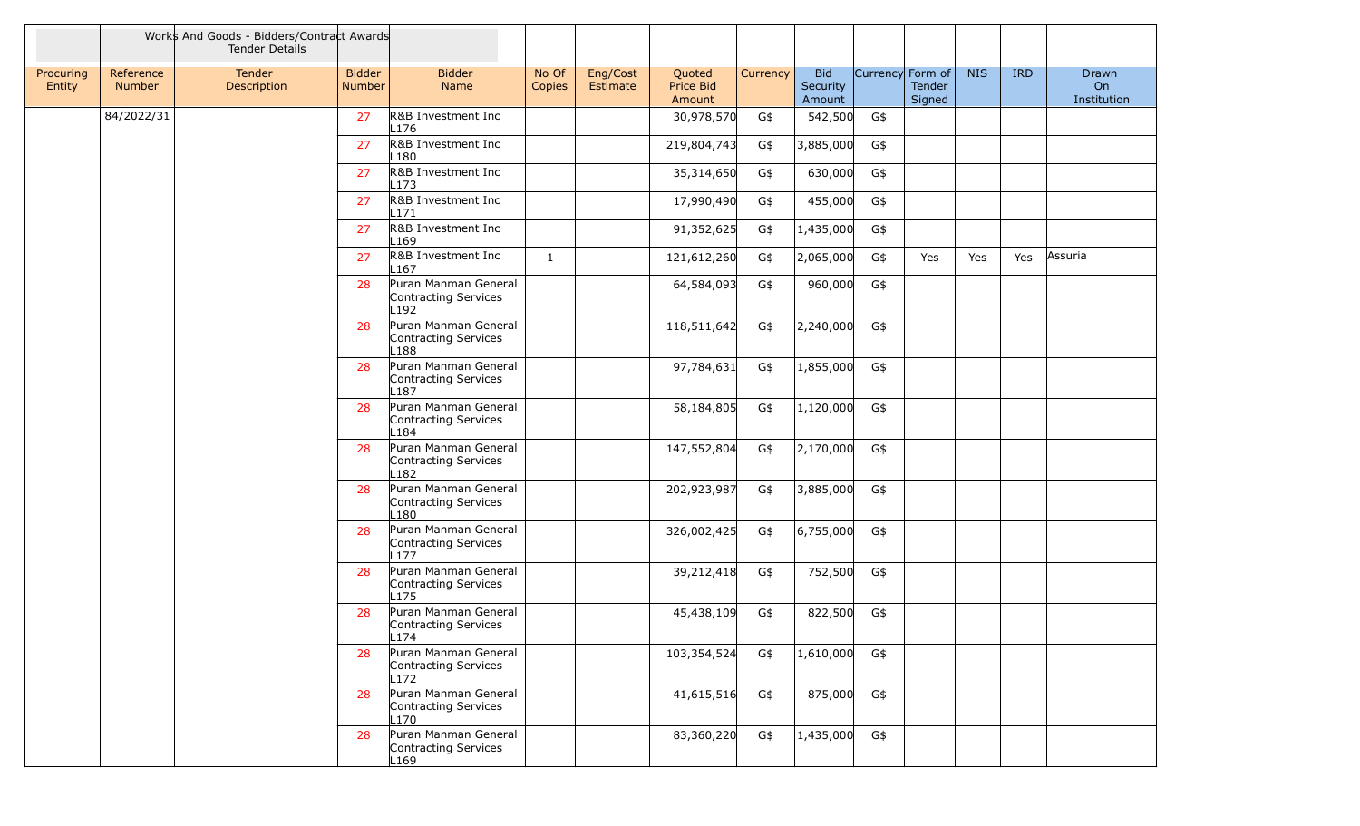| | | Works And Goods - Bidders/Contract Awards Tender Details | | | | | | | | | | | | |
|---|---|---|---|---|---|---|---|---|---|---|---|---|---|---|
| Procuring Entity | Reference Number | Tender Description | Bidder Number | Bidder Name | No Of Copies | Eng/Cost Estimate | Quoted Price Bid Amount | Currency | Bid Security Amount | Currency | Form of Tender Signed | NIS | IRD | Drawn On Institution |
| | 84/2022/31 | | 27 | R&B Investment Inc L176 | | | 30,978,570 | G$ | 542,500 | G$ | | | | |
| | | | 27 | R&B Investment Inc L180 | | | 219,804,743 | G$ | 3,885,000 | G$ | | | | |
| | | | 27 | R&B Investment Inc L173 | | | 35,314,650 | G$ | 630,000 | G$ | | | | |
| | | | 27 | R&B Investment Inc L171 | | | 17,990,490 | G$ | 455,000 | G$ | | | | |
| | | | 27 | R&B Investment Inc L169 | | | 91,352,625 | G$ | 1,435,000 | G$ | | | | |
| | | | 27 | R&B Investment Inc L167 | 1 | | 121,612,260 | G$ | 2,065,000 | G$ | Yes | Yes | Yes | Assuria |
| | | | 28 | Puran Manman General Contracting Services L192 | | | 64,584,093 | G$ | 960,000 | G$ | | | | |
| | | | 28 | Puran Manman General Contracting Services L188 | | | 118,511,642 | G$ | 2,240,000 | G$ | | | | |
| | | | 28 | Puran Manman General Contracting Services L187 | | | 97,784,631 | G$ | 1,855,000 | G$ | | | | |
| | | | 28 | Puran Manman General Contracting Services L184 | | | 58,184,805 | G$ | 1,120,000 | G$ | | | | |
| | | | 28 | Puran Manman General Contracting Services L182 | | | 147,552,804 | G$ | 2,170,000 | G$ | | | | |
| | | | 28 | Puran Manman General Contracting Services L180 | | | 202,923,987 | G$ | 3,885,000 | G$ | | | | |
| | | | 28 | Puran Manman General Contracting Services L177 | | | 326,002,425 | G$ | 6,755,000 | G$ | | | | |
| | | | 28 | Puran Manman General Contracting Services L175 | | | 39,212,418 | G$ | 752,500 | G$ | | | | |
| | | | 28 | Puran Manman General Contracting Services L174 | | | 45,438,109 | G$ | 822,500 | G$ | | | | |
| | | | 28 | Puran Manman General Contracting Services L172 | | | 103,354,524 | G$ | 1,610,000 | G$ | | | | |
| | | | 28 | Puran Manman General Contracting Services L170 | | | 41,615,516 | G$ | 875,000 | G$ | | | | |
| | | | 28 | Puran Manman General Contracting Services L169 | | | 83,360,220 | G$ | 1,435,000 | G$ | | | | |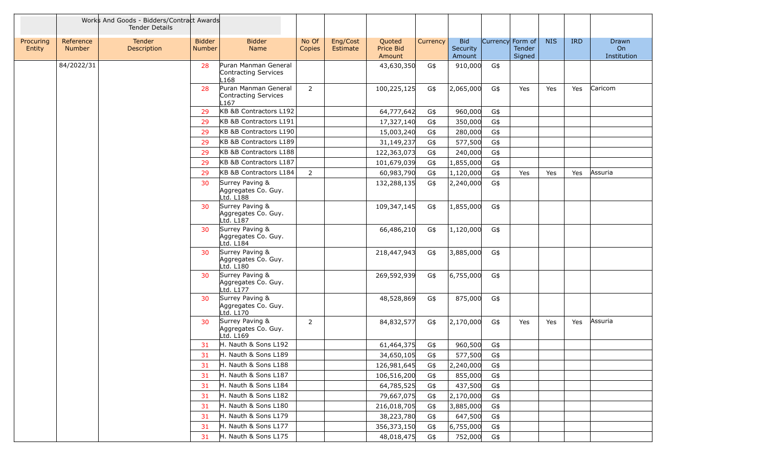| | | Works And Goods - Bidders/Contract Awards Tender Details | | | | | | | | | | | | |
|---|---|---|---|---|---|---|---|---|---|---|---|---|---|---|
| Procuring Entity | Reference Number | Tender Description | Bidder Number | Bidder Name | No Of Copies | Eng/Cost Estimate | Quoted Price Bid Amount | Currency | Bid Security Amount | Currency | Form of Tender Signed | NIS | IRD | Drawn On Institution |
| | 84/2022/31 | | 28 | Puran Manman General Contracting Services L168 | | | 43,630,350 | G$ | 910,000 | G$ | | | | |
| | | | 28 | Puran Manman General Contracting Services L167 | 2 | | 100,225,125 | G$ | 2,065,000 | G$ | Yes | Yes | Yes | Caricom |
| | | | 29 | KB &B Contractors L192 | | | 64,777,642 | G$ | 960,000 | G$ | | | | |
| | | | 29 | KB &B Contractors L191 | | | 17,327,140 | G$ | 350,000 | G$ | | | | |
| | | | 29 | KB &B Contractors L190 | | | 15,003,240 | G$ | 280,000 | G$ | | | | |
| | | | 29 | KB &B Contractors L189 | | | 31,149,237 | G$ | 577,500 | G$ | | | | |
| | | | 29 | KB &B Contractors L188 | | | 122,363,073 | G$ | 240,000 | G$ | | | | |
| | | | 29 | KB &B Contractors L187 | | | 101,679,039 | G$ | 1,855,000 | G$ | | | | |
| | | | 29 | KB &B Contractors L184 | 2 | | 60,983,790 | G$ | 1,120,000 | G$ | Yes | Yes | Yes | Assuria |
| | | | 30 | Surrey Paving & Aggregates Co. Guy. Ltd. L188 | | | 132,288,135 | G$ | 2,240,000 | G$ | | | | |
| | | | 30 | Surrey Paving & Aggregates Co. Guy. Ltd. L187 | | | 109,347,145 | G$ | 1,855,000 | G$ | | | | |
| | | | 30 | Surrey Paving & Aggregates Co. Guy. Ltd. L184 | | | 66,486,210 | G$ | 1,120,000 | G$ | | | | |
| | | | 30 | Surrey Paving & Aggregates Co. Guy. Ltd. L180 | | | 218,447,943 | G$ | 3,885,000 | G$ | | | | |
| | | | 30 | Surrey Paving & Aggregates Co. Guy. Ltd. L177 | | | 269,592,939 | G$ | 6,755,000 | G$ | | | | |
| | | | 30 | Surrey Paving & Aggregates Co. Guy. Ltd. L170 | | | 48,528,869 | G$ | 875,000 | G$ | | | | |
| | | | 30 | Surrey Paving & Aggregates Co. Guy. Ltd. L169 | 2 | | 84,832,577 | G$ | 2,170,000 | G$ | Yes | Yes | Yes | Assuria |
| | | | 31 | H. Nauth & Sons L192 | | | 61,464,375 | G$ | 960,500 | G$ | | | | |
| | | | 31 | H. Nauth & Sons L189 | | | 34,650,105 | G$ | 577,500 | G$ | | | | |
| | | | 31 | H. Nauth & Sons L188 | | | 126,981,645 | G$ | 2,240,000 | G$ | | | | |
| | | | 31 | H. Nauth & Sons L187 | | | 106,516,200 | G$ | 855,000 | G$ | | | | |
| | | | 31 | H. Nauth & Sons L184 | | | 64,785,525 | G$ | 437,500 | G$ | | | | |
| | | | 31 | H. Nauth & Sons L182 | | | 79,667,075 | G$ | 2,170,000 | G$ | | | | |
| | | | 31 | H. Nauth & Sons L180 | | | 216,018,705 | G$ | 3,885,000 | G$ | | | | |
| | | | 31 | H. Nauth & Sons L179 | | | 38,223,780 | G$ | 647,500 | G$ | | | | |
| | | | 31 | H. Nauth & Sons L177 | | | 356,373,150 | G$ | 6,755,000 | G$ | | | | |
| | | | 31 | H. Nauth & Sons L175 | | | 48,018,475 | G$ | 752,000 | G$ | | | | |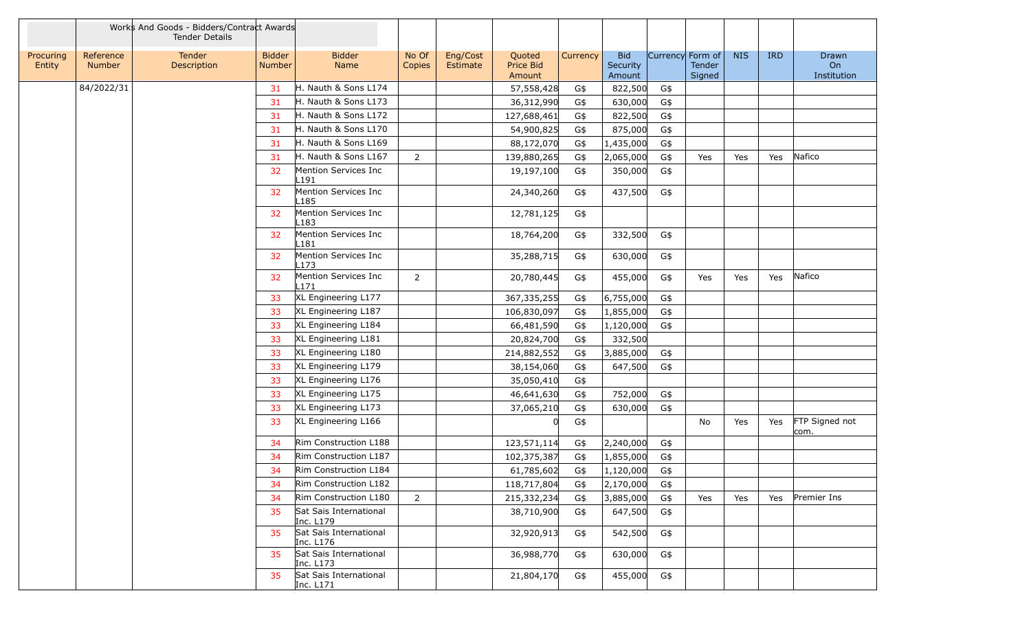| | | Works And Goods - Bidders/Contract Awards Tender Details | | | | | | | | | | | | |
|---|---|---|---|---|---|---|---|---|---|---|---|---|---|---|
| Procuring Entity | Reference Number | Tender Description | Bidder Number | Bidder Name | No Of Copies | Eng/Cost Estimate | Quoted Price Bid Amount | Currency | Bid Security Amount | Currency | Form of Tender Signed | NIS | IRD | Drawn On Institution |
| | 84/2022/31 | | 31 | H. Nauth & Sons L174 | | | 57,558,428 | G$ | 822,500 | G$ | | | | |
| | | | 31 | H. Nauth & Sons L173 | | | 36,312,990 | G$ | 630,000 | G$ | | | | |
| | | | 31 | H. Nauth & Sons L172 | | | 127,688,461 | G$ | 822,500 | G$ | | | | |
| | | | 31 | H. Nauth & Sons L170 | | | 54,900,825 | G$ | 875,000 | G$ | | | | |
| | | | 31 | H. Nauth & Sons L169 | | | 88,172,070 | G$ | 1,435,000 | G$ | | | | |
| | | | 31 | H. Nauth & Sons L167 | 2 | | 139,880,265 | G$ | 2,065,000 | G$ | Yes | Yes | Yes | Nafico |
| | | | 32 | Mention Services Inc L191 | | | 19,197,100 | G$ | 350,000 | G$ | | | | |
| | | | 32 | Mention Services Inc L185 | | | 24,340,260 | G$ | 437,500 | G$ | | | | |
| | | | 32 | Mention Services Inc L183 | | | 12,781,125 | G$ | | | | | | |
| | | | 32 | Mention Services Inc L181 | | | 18,764,200 | G$ | 332,500 | G$ | | | | |
| | | | 32 | Mention Services Inc L173 | | | 35,288,715 | G$ | 630,000 | G$ | | | | |
| | | | 32 | Mention Services Inc L171 | 2 | | 20,780,445 | G$ | 455,000 | G$ | Yes | Yes | Yes | Nafico |
| | | | 33 | XL Engineering L177 | | | 367,335,255 | G$ | 6,755,000 | G$ | | | | |
| | | | 33 | XL Engineering L187 | | | 106,830,097 | G$ | 1,855,000 | G$ | | | | |
| | | | 33 | XL Engineering L184 | | | 66,481,590 | G$ | 1,120,000 | G$ | | | | |
| | | | 33 | XL Engineering L181 | | | 20,824,700 | G$ | 332,500 | | | | | |
| | | | 33 | XL Engineering L180 | | | 214,882,552 | G$ | 3,885,000 | G$ | | | | |
| | | | 33 | XL Engineering L179 | | | 38,154,060 | G$ | 647,500 | G$ | | | | |
| | | | 33 | XL Engineering L176 | | | 35,050,410 | G$ | | | | | | |
| | | | 33 | XL Engineering L175 | | | 46,641,630 | G$ | 752,000 | G$ | | | | |
| | | | 33 | XL Engineering L173 | | | 37,065,210 | G$ | 630,000 | G$ | | | | |
| | | | 33 | XL Engineering L166 | | | 0 | G$ | | | No | Yes | Yes | FTP Signed not com. |
| | | | 34 | Rim Construction L188 | | | 123,571,114 | G$ | 2,240,000 | G$ | | | | |
| | | | 34 | Rim Construction L187 | | | 102,375,387 | G$ | 1,855,000 | G$ | | | | |
| | | | 34 | Rim Construction L184 | | | 61,785,602 | G$ | 1,120,000 | G$ | | | | |
| | | | 34 | Rim Construction L182 | | | 118,717,804 | G$ | 2,170,000 | G$ | | | | |
| | | | 34 | Rim Construction L180 | 2 | | 215,332,234 | G$ | 3,885,000 | G$ | Yes | Yes | Yes | Premier Ins |
| | | | 35 | Sat Sais International Inc. L179 | | | 38,710,900 | G$ | 647,500 | G$ | | | | |
| | | | 35 | Sat Sais International Inc. L176 | | | 32,920,913 | G$ | 542,500 | G$ | | | | |
| | | | 35 | Sat Sais International Inc. L173 | | | 36,988,770 | G$ | 630,000 | G$ | | | | |
| | | | 35 | Sat Sais International Inc. L171 | | | 21,804,170 | G$ | 455,000 | G$ | | | | |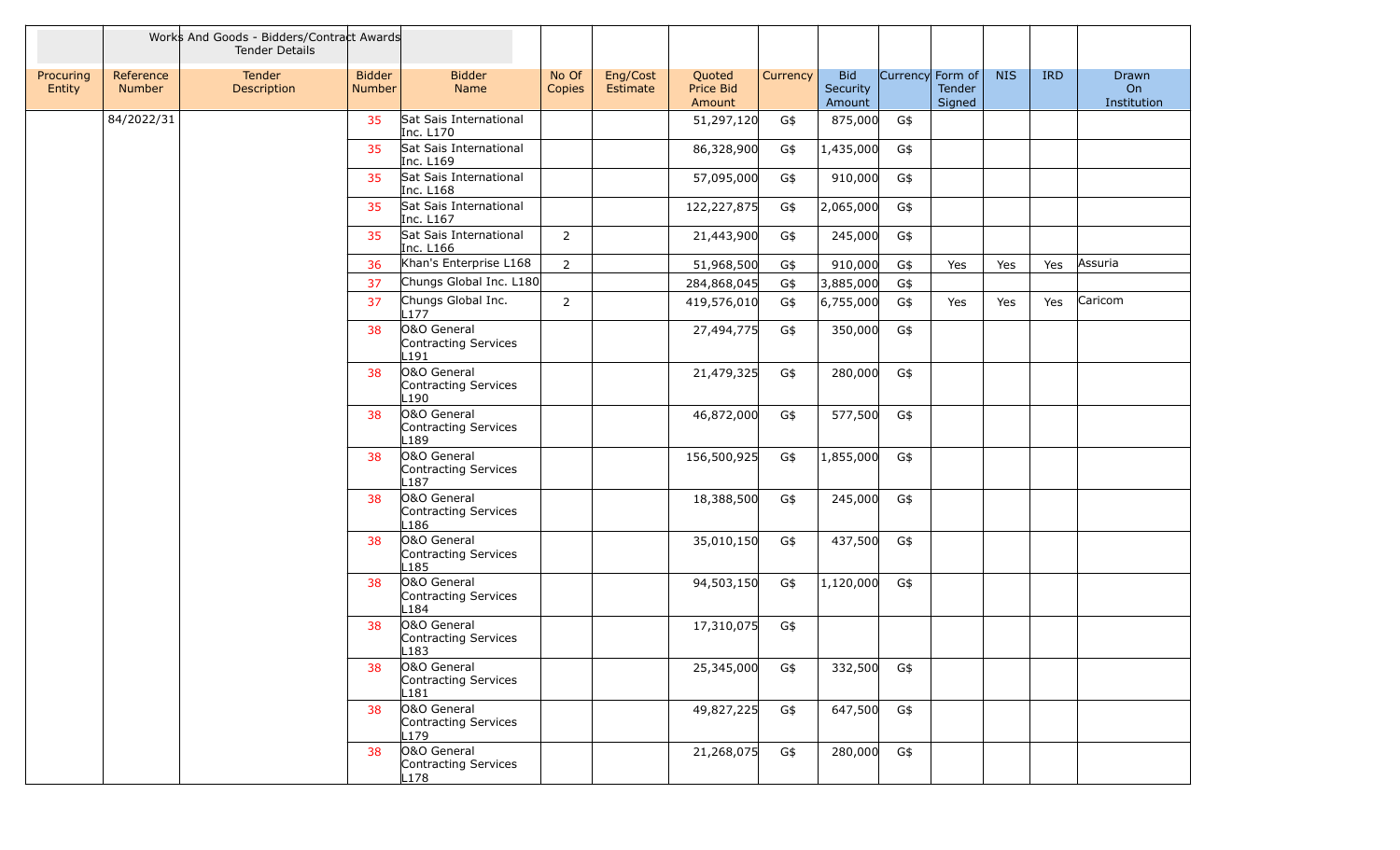| | | Works And Goods - Bidders/Contract Awards Tender Details | | | | | | | | | | | | |
|---|---|---|---|---|---|---|---|---|---|---|---|---|---|---|
| Procuring Entity | Reference Number | Tender Description | Bidder Number | Bidder Name | No Of Copies | Eng/Cost Estimate | Quoted Price Bid Amount | Currency | Bid Security Amount | Currency | Form of Tender Signed | NIS | IRD | Drawn On Institution |
| | 84/2022/31 | | 35 | Sat Sais International Inc. L170 | | | 51,297,120 | G$ | 875,000 | G$ | | | | |
| | | | 35 | Sat Sais International Inc. L169 | | | 86,328,900 | G$ | 1,435,000 | G$ | | | | |
| | | | 35 | Sat Sais International Inc. L168 | | | 57,095,000 | G$ | 910,000 | G$ | | | | |
| | | | 35 | Sat Sais International Inc. L167 | | | 122,227,875 | G$ | 2,065,000 | G$ | | | | |
| | | | 35 | Sat Sais International Inc. L166 | 2 | | 21,443,900 | G$ | 245,000 | G$ | | | | |
| | | | 36 | Khan's Enterprise L168 | 2 | | 51,968,500 | G$ | 910,000 | G$ | Yes | Yes | Yes | Assuria |
| | | | 37 | Chungs Global Inc. L180 | | | 284,868,045 | G$ | 3,885,000 | G$ | | | | |
| | | | 37 | Chungs Global Inc. L177 | 2 | | 419,576,010 | G$ | 6,755,000 | G$ | Yes | Yes | Yes | Caricom |
| | | | 38 | O&O General Contracting Services L191 | | | 27,494,775 | G$ | 350,000 | G$ | | | | |
| | | | 38 | O&O General Contracting Services L190 | | | 21,479,325 | G$ | 280,000 | G$ | | | | |
| | | | 38 | O&O General Contracting Services L189 | | | 46,872,000 | G$ | 577,500 | G$ | | | | |
| | | | 38 | O&O General Contracting Services L187 | | | 156,500,925 | G$ | 1,855,000 | G$ | | | | |
| | | | 38 | O&O General Contracting Services L186 | | | 18,388,500 | G$ | 245,000 | G$ | | | | |
| | | | 38 | O&O General Contracting Services L185 | | | 35,010,150 | G$ | 437,500 | G$ | | | | |
| | | | 38 | O&O General Contracting Services L184 | | | 94,503,150 | G$ | 1,120,000 | G$ | | | | |
| | | | 38 | O&O General Contracting Services L183 | | | 17,310,075 | G$ | | | | | | |
| | | | 38 | O&O General Contracting Services L181 | | | 25,345,000 | G$ | 332,500 | G$ | | | | |
| | | | 38 | O&O General Contracting Services L179 | | | 49,827,225 | G$ | 647,500 | G$ | | | | |
| | | | 38 | O&O General Contracting Services L178 | | | 21,268,075 | G$ | 280,000 | G$ | | | | |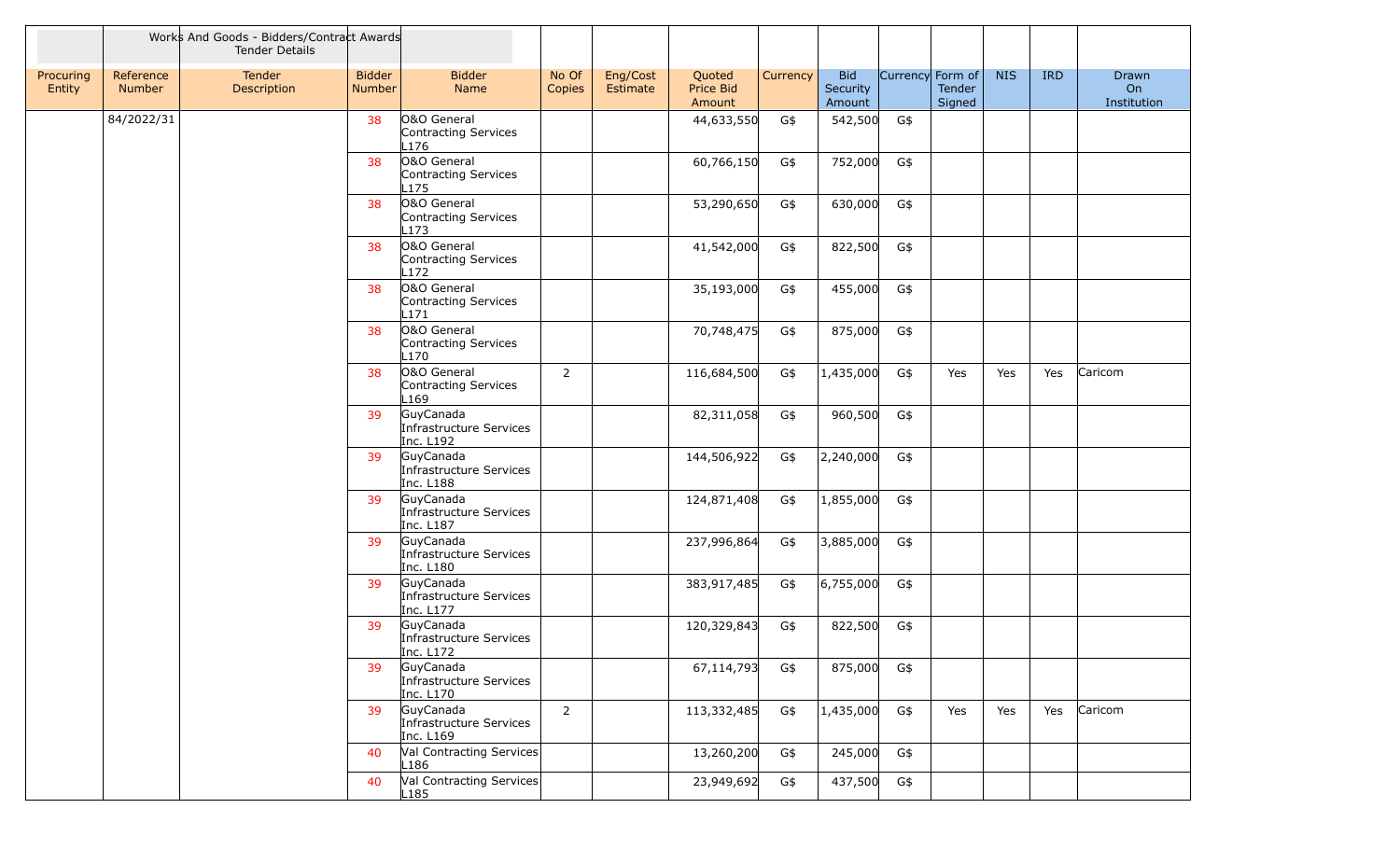| | | Works And Goods - Bidders/Contract Awards Tender Details | | | | | | | | | | | | |
|---|---|---|---|---|---|---|---|---|---|---|---|---|---|---|
| Procuring Entity | Reference Number | Tender Description | Bidder Number | Bidder Name | No Of Copies | Eng/Cost Estimate | Quoted Price Bid Amount | Currency | Bid Security Amount | Currency | Form of Tender Signed | NIS | IRD | Drawn On Institution |
| | 84/2022/31 | | 38 | O&O General Contracting Services L176 | | | 44,633,550 | G$ | 542,500 | G$ | | | | |
| | | | 38 | O&O General Contracting Services L175 | | | 60,766,150 | G$ | 752,000 | G$ | | | | |
| | | | 38 | O&O General Contracting Services L173 | | | 53,290,650 | G$ | 630,000 | G$ | | | | |
| | | | 38 | O&O General Contracting Services L172 | | | 41,542,000 | G$ | 822,500 | G$ | | | | |
| | | | 38 | O&O General Contracting Services L171 | | | 35,193,000 | G$ | 455,000 | G$ | | | | |
| | | | 38 | O&O General Contracting Services L170 | | | 70,748,475 | G$ | 875,000 | G$ | | | | |
| | | | 38 | O&O General Contracting Services L169 | 2 | | 116,684,500 | G$ | 1,435,000 | G$ | Yes | Yes | Yes | Caricom |
| | | | 39 | GuyCanada Infrastructure Services Inc. L192 | | | 82,311,058 | G$ | 960,500 | G$ | | | | |
| | | | 39 | GuyCanada Infrastructure Services Inc. L188 | | | 144,506,922 | G$ | 2,240,000 | G$ | | | | |
| | | | 39 | GuyCanada Infrastructure Services Inc. L187 | | | 124,871,408 | G$ | 1,855,000 | G$ | | | | |
| | | | 39 | GuyCanada Infrastructure Services Inc. L180 | | | 237,996,864 | G$ | 3,885,000 | G$ | | | | |
| | | | 39 | GuyCanada Infrastructure Services Inc. L177 | | | 383,917,485 | G$ | 6,755,000 | G$ | | | | |
| | | | 39 | GuyCanada Infrastructure Services Inc. L172 | | | 120,329,843 | G$ | 822,500 | G$ | | | | |
| | | | 39 | GuyCanada Infrastructure Services Inc. L170 | | | 67,114,793 | G$ | 875,000 | G$ | | | | |
| | | | 39 | GuyCanada Infrastructure Services Inc. L169 | 2 | | 113,332,485 | G$ | 1,435,000 | G$ | Yes | Yes | Yes | Caricom |
| | | | 40 | Val Contracting Services L186 | | | 13,260,200 | G$ | 245,000 | G$ | | | | |
| | | | 40 | Val Contracting Services L185 | | | 23,949,692 | G$ | 437,500 | G$ | | | | |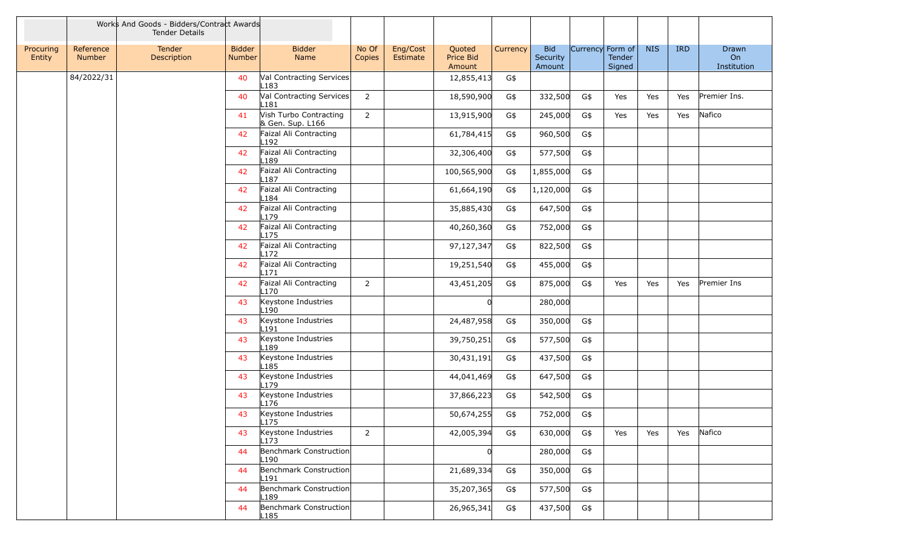| | | Works And Goods - Bidders/Contract Awards Tender Details | | | | | | | | | | | | |
|---|---|---|---|---|---|---|---|---|---|---|---|---|---|---|
| Procuring Entity | Reference Number | Tender Description | Bidder Number | Bidder Name | No Of Copies | Eng/Cost Estimate | Quoted Price Bid Amount | Currency | Bid Security Amount | Currency | Form of Tender Signed | NIS | IRD | Drawn On Institution |
| | 84/2022/31 | | 40 | Val Contracting Services L183 | | | 12,855,413 | G$ | | | | | | |
| | | | 40 | Val Contracting Services L181 | 2 | | 18,590,900 | G$ | 332,500 | G$ | Yes | Yes | Yes | Premier Ins. |
| | | | 41 | Vish Turbo Contracting & Gen. Sup. L166 | 2 | | 13,915,900 | G$ | 245,000 | G$ | Yes | Yes | Yes | Nafico |
| | | | 42 | Faizal Ali Contracting L192 | | | 61,784,415 | G$ | 960,500 | G$ | | | | |
| | | | 42 | Faizal Ali Contracting L189 | | | 32,306,400 | G$ | 577,500 | G$ | | | | |
| | | | 42 | Faizal Ali Contracting L187 | | | 100,565,900 | G$ | 1,855,000 | G$ | | | | |
| | | | 42 | Faizal Ali Contracting L184 | | | 61,664,190 | G$ | 1,120,000 | G$ | | | | |
| | | | 42 | Faizal Ali Contracting L179 | | | 35,885,430 | G$ | 647,500 | G$ | | | | |
| | | | 42 | Faizal Ali Contracting L175 | | | 40,260,360 | G$ | 752,000 | G$ | | | | |
| | | | 42 | Faizal Ali Contracting L172 | | | 97,127,347 | G$ | 822,500 | G$ | | | | |
| | | | 42 | Faizal Ali Contracting L171 | | | 19,251,540 | G$ | 455,000 | G$ | | | | |
| | | | 42 | Faizal Ali Contracting L170 | 2 | | 43,451,205 | G$ | 875,000 | G$ | Yes | Yes | Yes | Premier Ins |
| | | | 43 | Keystone Industries L190 | | | 0 | | 280,000 | | | | | |
| | | | 43 | Keystone Industries L191 | | | 24,487,958 | G$ | 350,000 | G$ | | | | |
| | | | 43 | Keystone Industries L189 | | | 39,750,251 | G$ | 577,500 | G$ | | | | |
| | | | 43 | Keystone Industries L185 | | | 30,431,191 | G$ | 437,500 | G$ | | | | |
| | | | 43 | Keystone Industries L179 | | | 44,041,469 | G$ | 647,500 | G$ | | | | |
| | | | 43 | Keystone Industries L176 | | | 37,866,223 | G$ | 542,500 | G$ | | | | |
| | | | 43 | Keystone Industries L175 | | | 50,674,255 | G$ | 752,000 | G$ | | | | |
| | | | 43 | Keystone Industries L173 | 2 | | 42,005,394 | G$ | 630,000 | G$ | Yes | Yes | Yes | Nafico |
| | | | 44 | Benchmark Construction L190 | | | 0 | | 280,000 | G$ | | | | |
| | | | 44 | Benchmark Construction L191 | | | 21,689,334 | G$ | 350,000 | G$ | | | | |
| | | | 44 | Benchmark Construction L189 | | | 35,207,365 | G$ | 577,500 | G$ | | | | |
| | | | 44 | Benchmark Construction L185 | | | 26,965,341 | G$ | 437,500 | G$ | | | | |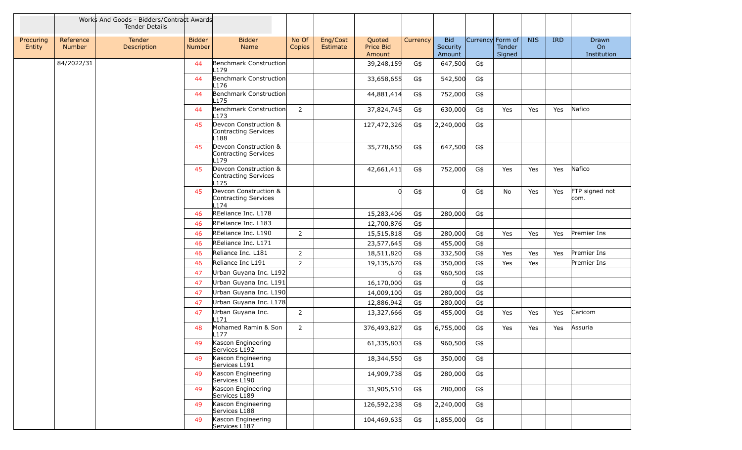| | | Works And Goods - Bidders/Contract Awards Tender Details | | | | | | | | | | | | |
|---|---|---|---|---|---|---|---|---|---|---|---|---|---|---|
| Procuring Entity | Reference Number | Tender Description | Bidder Number | Bidder Name | No Of Copies | Eng/Cost Estimate | Quoted Price Bid Amount | Currency | Bid Security Amount | Currency | Form of Tender Signed | NIS | IRD | Drawn On Institution |
| | 84/2022/31 | | 44 | Benchmark Construction L179 | | | 39,248,159 | G$ | 647,500 | G$ | | | | |
| | | | 44 | Benchmark Construction L176 | | | 33,658,655 | G$ | 542,500 | G$ | | | | |
| | | | 44 | Benchmark Construction L175 | | | 44,881,414 | G$ | 752,000 | G$ | | | | |
| | | | 44 | Benchmark Construction L173 | 2 | | 37,824,745 | G$ | 630,000 | G$ | Yes | Yes | Yes | Nafico |
| | | | 45 | Devcon Construction & Contracting Services L188 | | | 127,472,326 | G$ | 2,240,000 | G$ | | | | |
| | | | 45 | Devcon Construction & Contracting Services L179 | | | 35,778,650 | G$ | 647,500 | G$ | | | | |
| | | | 45 | Devcon Construction & Contracting Services L175 | | | 42,661,411 | G$ | 752,000 | G$ | Yes | Yes | Yes | Nafico |
| | | | 45 | Devcon Construction & Contracting Services L174 | | | 0 | G$ | 0 | G$ | No | Yes | Yes | FTP signed not com. |
| | | | 46 | REeliance Inc. L178 | | | 15,283,406 | G$ | 280,000 | G$ | | | | |
| | | | 46 | REeliance Inc. L183 | | | 12,700,876 | G$ | | | | | | |
| | | | 46 | REeliance Inc. L190 | 2 | | 15,515,818 | G$ | 280,000 | G$ | Yes | Yes | Yes | Premier Ins |
| | | | 46 | REeliance Inc. L171 | | | 23,577,645 | G$ | 455,000 | G$ | | | | |
| | | | 46 | Reliance Inc. L181 | 2 | | 18,511,820 | G$ | 332,500 | G$ | Yes | Yes | Yes | Premier Ins |
| | | | 46 | Reliance Inc L191 | 2 | | 19,135,670 | G$ | 350,000 | G$ | Yes | Yes | | Premier Ins |
| | | | 47 | Urban Guyana Inc. L192 | | | 0 | G$ | 960,500 | G$ | | | | |
| | | | 47 | Urban Guyana Inc. L191 | | | 16,170,000 | G$ | 0 | G$ | | | | |
| | | | 47 | Urban Guyana Inc. L190 | | | 14,009,100 | G$ | 280,000 | G$ | | | | |
| | | | 47 | Urban Guyana Inc. L178 | | | 12,886,942 | G$ | 280,000 | G$ | | | | |
| | | | 47 | Urban Guyana Inc. L171 | 2 | | 13,327,666 | G$ | 455,000 | G$ | Yes | Yes | Yes | Caricom |
| | | | 48 | Mohamed Ramin & Son L177 | 2 | | 376,493,827 | G$ | 6,755,000 | G$ | Yes | Yes | Yes | Assuria |
| | | | 49 | Kascon Engineering Services L192 | | | 61,335,803 | G$ | 960,500 | G$ | | | | |
| | | | 49 | Kascon Engineering Services L191 | | | 18,344,550 | G$ | 350,000 | G$ | | | | |
| | | | 49 | Kascon Engineering Services L190 | | | 14,909,738 | G$ | 280,000 | G$ | | | | |
| | | | 49 | Kascon Engineering Services L189 | | | 31,905,510 | G$ | 280,000 | G$ | | | | |
| | | | 49 | Kascon Engineering Services L188 | | | 126,592,238 | G$ | 2,240,000 | G$ | | | | |
| | | | 49 | Kascon Engineering Services L187 | | | 104,469,635 | G$ | 1,855,000 | G$ | | | | |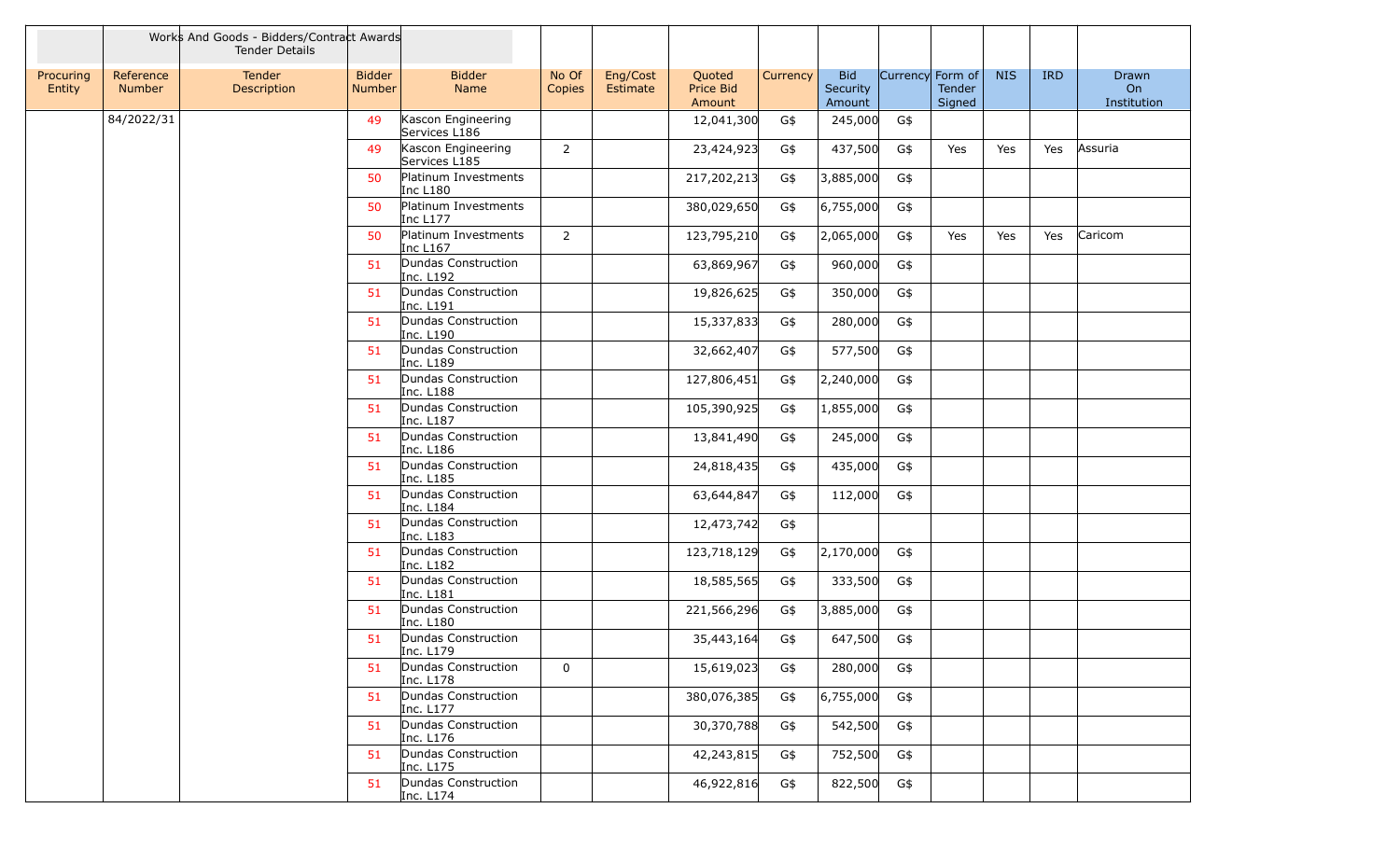| | | Works And Goods - Bidders/Contract Awards Tender Details | | | | | | | | | | | | |
|---|---|---|---|---|---|---|---|---|---|---|---|---|---|---|
| Procuring Entity | Reference Number | Tender Description | Bidder Number | Bidder Name | No Of Copies | Eng/Cost Estimate | Quoted Price Bid Amount | Currency | Bid Security Amount | Currency | Form of Tender Signed | NIS | IRD | Drawn On Institution |
| | 84/2022/31 | | 49 | Kascon Engineering Services L186 | | | 12,041,300 | G$ | 245,000 | G$ | | | | |
| | | | 49 | Kascon Engineering Services L185 | 2 | | 23,424,923 | G$ | 437,500 | G$ | Yes | Yes | Yes | Assuria |
| | | | 50 | Platinum Investments Inc L180 | | | 217,202,213 | G$ | 3,885,000 | G$ | | | | |
| | | | 50 | Platinum Investments Inc L177 | | | 380,029,650 | G$ | 6,755,000 | G$ | | | | |
| | | | 50 | Platinum Investments Inc L167 | 2 | | 123,795,210 | G$ | 2,065,000 | G$ | Yes | Yes | Yes | Caricom |
| | | | 51 | Dundas Construction Inc. L192 | | | 63,869,967 | G$ | 960,000 | G$ | | | | |
| | | | 51 | Dundas Construction Inc. L191 | | | 19,826,625 | G$ | 350,000 | G$ | | | | |
| | | | 51 | Dundas Construction Inc. L190 | | | 15,337,833 | G$ | 280,000 | G$ | | | | |
| | | | 51 | Dundas Construction Inc. L189 | | | 32,662,407 | G$ | 577,500 | G$ | | | | |
| | | | 51 | Dundas Construction Inc. L188 | | | 127,806,451 | G$ | 2,240,000 | G$ | | | | |
| | | | 51 | Dundas Construction Inc. L187 | | | 105,390,925 | G$ | 1,855,000 | G$ | | | | |
| | | | 51 | Dundas Construction Inc. L186 | | | 13,841,490 | G$ | 245,000 | G$ | | | | |
| | | | 51 | Dundas Construction Inc. L185 | | | 24,818,435 | G$ | 435,000 | G$ | | | | |
| | | | 51 | Dundas Construction Inc. L184 | | | 63,644,847 | G$ | 112,000 | G$ | | | | |
| | | | 51 | Dundas Construction Inc. L183 | | | 12,473,742 | G$ | | | | | | |
| | | | 51 | Dundas Construction Inc. L182 | | | 123,718,129 | G$ | 2,170,000 | G$ | | | | |
| | | | 51 | Dundas Construction Inc. L181 | | | 18,585,565 | G$ | 333,500 | G$ | | | | |
| | | | 51 | Dundas Construction Inc. L180 | | | 221,566,296 | G$ | 3,885,000 | G$ | | | | |
| | | | 51 | Dundas Construction Inc. L179 | | | 35,443,164 | G$ | 647,500 | G$ | | | | |
| | | | 51 | Dundas Construction Inc. L178 | 0 | | 15,619,023 | G$ | 280,000 | G$ | | | | |
| | | | 51 | Dundas Construction Inc. L177 | | | 380,076,385 | G$ | 6,755,000 | G$ | | | | |
| | | | 51 | Dundas Construction Inc. L176 | | | 30,370,788 | G$ | 542,500 | G$ | | | | |
| | | | 51 | Dundas Construction Inc. L175 | | | 42,243,815 | G$ | 752,500 | G$ | | | | |
| | | | 51 | Dundas Construction Inc. L174 | | | 46,922,816 | G$ | 822,500 | G$ | | | | |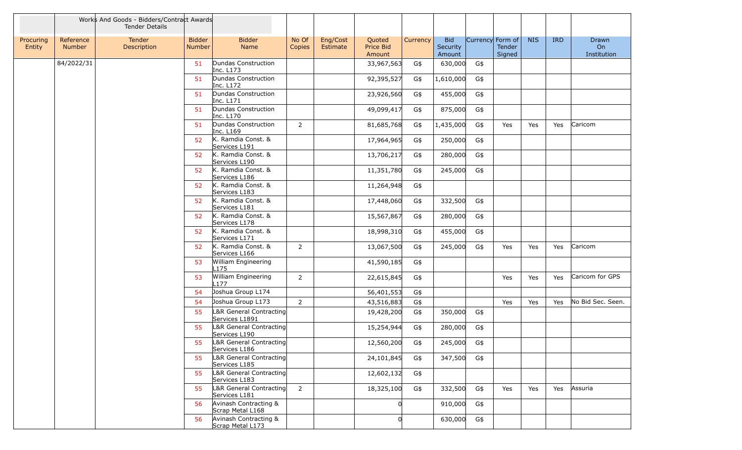| | | Works And Goods - Bidders/Contract Awards Tender Details | | | | | | | | | | | | |
|---|---|---|---|---|---|---|---|---|---|---|---|---|---|---|
| Procuring Entity | Reference Number | Tender Description | Bidder Number | Bidder Name | No Of Copies | Eng/Cost Estimate | Quoted Price Bid Amount | Currency | Bid Security Amount | Currency | Form of Tender Signed | NIS | IRD | Drawn On Institution |
| | 84/2022/31 | | 51 | Dundas Construction Inc. L173 | | | 33,967,563 | G$ | 630,000 | G$ | | | | |
| | | | 51 | Dundas Construction Inc. L172 | | | 92,395,527 | G$ | 1,610,000 | G$ | | | | |
| | | | 51 | Dundas Construction Inc. L171 | | | 23,926,560 | G$ | 455,000 | G$ | | | | |
| | | | 51 | Dundas Construction Inc. L170 | | | 49,099,417 | G$ | 875,000 | G$ | | | | |
| | | | 51 | Dundas Construction Inc. L169 | 2 | | 81,685,768 | G$ | 1,435,000 | G$ | Yes | Yes | Yes | Caricom |
| | | | 52 | K. Ramdia Const. & Services L191 | | | 17,964,965 | G$ | 250,000 | G$ | | | | |
| | | | 52 | K. Ramdia Const. & Services L190 | | | 13,706,217 | G$ | 280,000 | G$ | | | | |
| | | | 52 | K. Ramdia Const. & Services L186 | | | 11,351,780 | G$ | 245,000 | G$ | | | | |
| | | | 52 | K. Ramdia Const. & Services L183 | | | 11,264,948 | G$ | | | | | | |
| | | | 52 | K. Ramdia Const. & Services L181 | | | 17,448,060 | G$ | 332,500 | G$ | | | | |
| | | | 52 | K. Ramdia Const. & Services L178 | | | 15,567,867 | G$ | 280,000 | G$ | | | | |
| | | | 52 | K. Ramdia Const. & Services L171 | | | 18,998,310 | G$ | 455,000 | G$ | | | | |
| | | | 52 | K. Ramdia Const. & Services L166 | 2 | | 13,067,500 | G$ | 245,000 | G$ | Yes | Yes | Yes | Caricom |
| | | | 53 | William Engineering L175 | | | 41,590,185 | G$ | | | | | | |
| | | | 53 | William Engineering L177 | 2 | | 22,615,845 | G$ | | | Yes | Yes | Yes | Caricom for GPS |
| | | | 54 | Joshua Group L174 | | | 56,401,553 | G$ | | | | | | |
| | | | 54 | Joshua Group L173 | 2 | | 43,516,883 | G$ | | | Yes | Yes | Yes | No Bid Sec. Seen. |
| | | | 55 | L&R General Contracting Services L1891 | | | 19,428,200 | G$ | 350,000 | G$ | | | | |
| | | | 55 | L&R General Contracting Services L190 | | | 15,254,944 | G$ | 280,000 | G$ | | | | |
| | | | 55 | L&R General Contracting Services L186 | | | 12,560,200 | G$ | 245,000 | G$ | | | | |
| | | | 55 | L&R General Contracting Services L185 | | | 24,101,845 | G$ | 347,500 | G$ | | | | |
| | | | 55 | L&R General Contracting Services L183 | | | 12,602,132 | G$ | | | | | | |
| | | | 55 | L&R General Contracting Services L181 | 2 | | 18,325,100 | G$ | 332,500 | G$ | Yes | Yes | Yes | Assuria |
| | | | 56 | Avinash Contracting & Scrap Metal L168 | | | 0 | | 910,000 | G$ | | | | |
| | | | 56 | Avinash Contracting & Scrap Metal L173 | | | 0 | | 630,000 | G$ | | | | |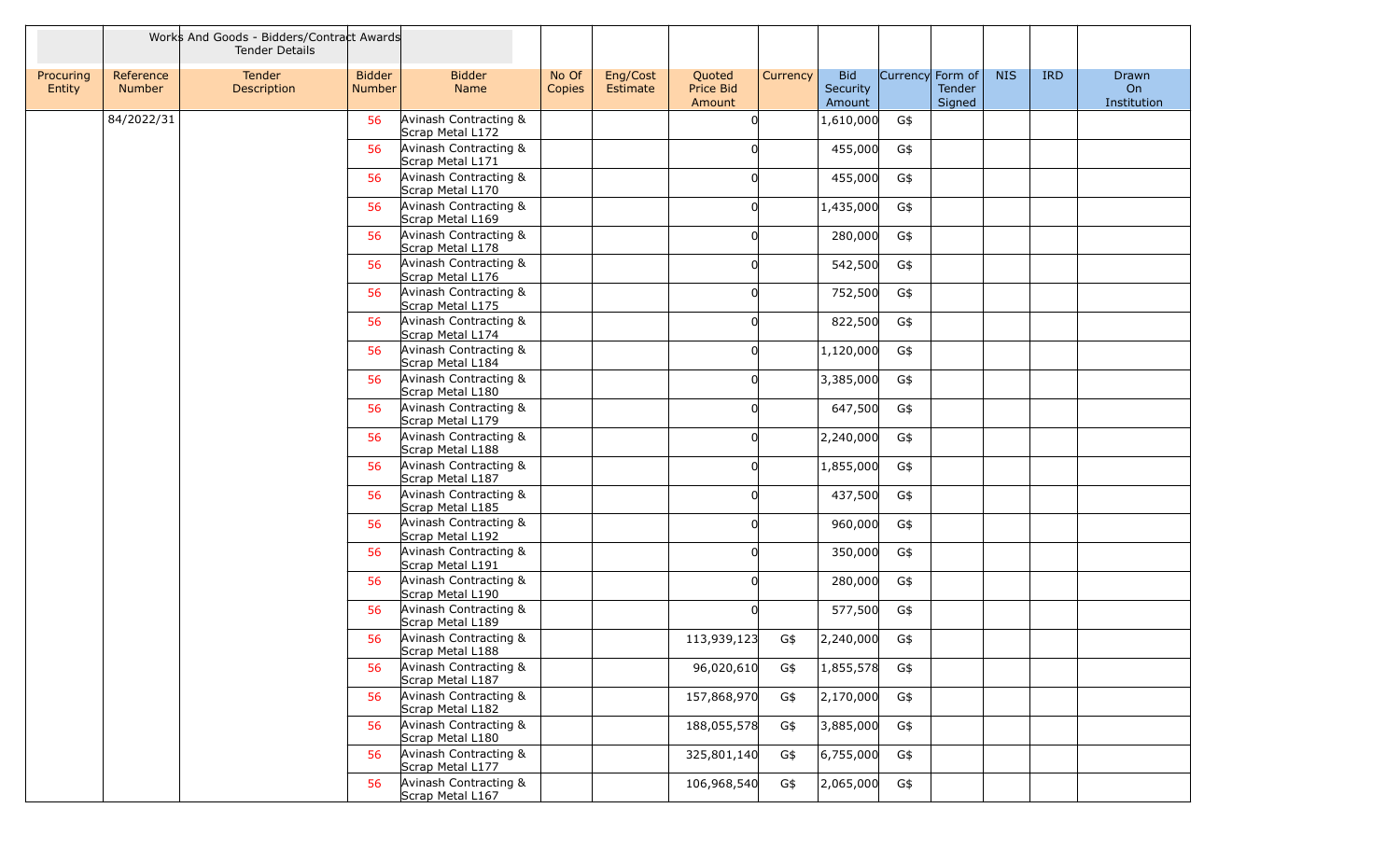| | | Works And Goods - Bidders/Contract Awards Tender Details | | | | | | | | | | | | |
|---|---|---|---|---|---|---|---|---|---|---|---|---|---|---|
| Procuring Entity | Reference Number | Tender Description | Bidder Number | Bidder Name | No Of Copies | Eng/Cost Estimate | Quoted Price Bid Amount | Currency | Bid Security Amount | Currency | Form of Tender Signed | NIS | IRD | Drawn On Institution |
| | 84/2022/31 | | 56 | Avinash Contracting & Scrap Metal L172 | | | 0 | | 1,610,000 | G$ | | | | |
| | | | 56 | Avinash Contracting & Scrap Metal L171 | | | 0 | | 455,000 | G$ | | | | |
| | | | 56 | Avinash Contracting & Scrap Metal L170 | | | 0 | | 455,000 | G$ | | | | |
| | | | 56 | Avinash Contracting & Scrap Metal L169 | | | 0 | | 1,435,000 | G$ | | | | |
| | | | 56 | Avinash Contracting & Scrap Metal L178 | | | 0 | | 280,000 | G$ | | | | |
| | | | 56 | Avinash Contracting & Scrap Metal L176 | | | 0 | | 542,500 | G$ | | | | |
| | | | 56 | Avinash Contracting & Scrap Metal L175 | | | 0 | | 752,500 | G$ | | | | |
| | | | 56 | Avinash Contracting & Scrap Metal L174 | | | 0 | | 822,500 | G$ | | | | |
| | | | 56 | Avinash Contracting & Scrap Metal L184 | | | 0 | | 1,120,000 | G$ | | | | |
| | | | 56 | Avinash Contracting & Scrap Metal L180 | | | 0 | | 3,385,000 | G$ | | | | |
| | | | 56 | Avinash Contracting & Scrap Metal L179 | | | 0 | | 647,500 | G$ | | | | |
| | | | 56 | Avinash Contracting & Scrap Metal L188 | | | 0 | | 2,240,000 | G$ | | | | |
| | | | 56 | Avinash Contracting & Scrap Metal L187 | | | 0 | | 1,855,000 | G$ | | | | |
| | | | 56 | Avinash Contracting & Scrap Metal L185 | | | 0 | | 437,500 | G$ | | | | |
| | | | 56 | Avinash Contracting & Scrap Metal L192 | | | 0 | | 960,000 | G$ | | | | |
| | | | 56 | Avinash Contracting & Scrap Metal L191 | | | 0 | | 350,000 | G$ | | | | |
| | | | 56 | Avinash Contracting & Scrap Metal L190 | | | 0 | | 280,000 | G$ | | | | |
| | | | 56 | Avinash Contracting & Scrap Metal L189 | | | 0 | | 577,500 | G$ | | | | |
| | | | 56 | Avinash Contracting & Scrap Metal L188 | | | 113,939,123 | G$ | 2,240,000 | G$ | | | | |
| | | | 56 | Avinash Contracting & Scrap Metal L187 | | | 96,020,610 | G$ | 1,855,578 | G$ | | | | |
| | | | 56 | Avinash Contracting & Scrap Metal L182 | | | 157,868,970 | G$ | 2,170,000 | G$ | | | | |
| | | | 56 | Avinash Contracting & Scrap Metal L180 | | | 188,055,578 | G$ | 3,885,000 | G$ | | | | |
| | | | 56 | Avinash Contracting & Scrap Metal L177 | | | 325,801,140 | G$ | 6,755,000 | G$ | | | | |
| | | | 56 | Avinash Contracting & Scrap Metal L167 | | | 106,968,540 | G$ | 2,065,000 | G$ | | | | |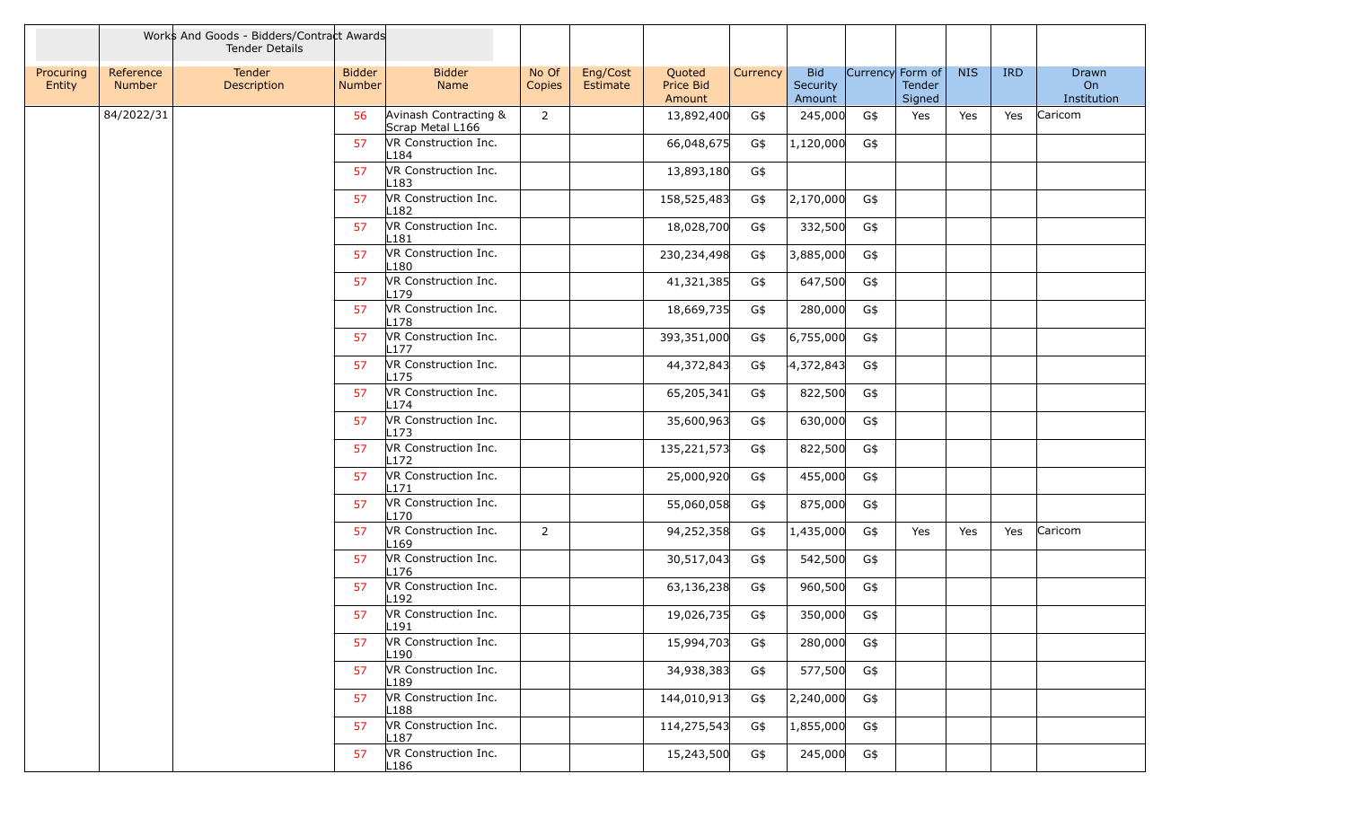| | | Works And Goods - Bidders/Contract Awards Tender Details | | | | | | | | | | | | |
|---|---|---|---|---|---|---|---|---|---|---|---|---|---|---|
| Procuring Entity | Reference Number | Tender Description | Bidder Number | Bidder Name | No Of Copies | Eng/Cost Estimate | Quoted Price Bid Amount | Currency | Bid Security Amount | Currency | Form of Tender Signed | NIS | IRD | Drawn On Institution |
| | 84/2022/31 | | 56 | Avinash Contracting & Scrap Metal L166 | 2 | | 13,892,400 | G$ | 245,000 | G$ | Yes | Yes | Yes | Caricom |
| | | | 57 | VR Construction Inc. L184 | | | 66,048,675 | G$ | 1,120,000 | G$ | | | | |
| | | | 57 | VR Construction Inc. L183 | | | 13,893,180 | G$ | | | | | | |
| | | | 57 | VR Construction Inc. L182 | | | 158,525,483 | G$ | 2,170,000 | G$ | | | | |
| | | | 57 | VR Construction Inc. L181 | | | 18,028,700 | G$ | 332,500 | G$ | | | | |
| | | | 57 | VR Construction Inc. L180 | | | 230,234,498 | G$ | 3,885,000 | G$ | | | | |
| | | | 57 | VR Construction Inc. L179 | | | 41,321,385 | G$ | 647,500 | G$ | | | | |
| | | | 57 | VR Construction Inc. L178 | | | 18,669,735 | G$ | 280,000 | G$ | | | | |
| | | | 57 | VR Construction Inc. L177 | | | 393,351,000 | G$ | 6,755,000 | G$ | | | | |
| | | | 57 | VR Construction Inc. L175 | | | 44,372,843 | G$ | 4,372,843 | G$ | | | | |
| | | | 57 | VR Construction Inc. L174 | | | 65,205,341 | G$ | 822,500 | G$ | | | | |
| | | | 57 | VR Construction Inc. L173 | | | 35,600,963 | G$ | 630,000 | G$ | | | | |
| | | | 57 | VR Construction Inc. L172 | | | 135,221,573 | G$ | 822,500 | G$ | | | | |
| | | | 57 | VR Construction Inc. L171 | | | 25,000,920 | G$ | 455,000 | G$ | | | | |
| | | | 57 | VR Construction Inc. L170 | | | 55,060,058 | G$ | 875,000 | G$ | | | | |
| | | | 57 | VR Construction Inc. L169 | 2 | | 94,252,358 | G$ | 1,435,000 | G$ | Yes | Yes | Yes | Caricom |
| | | | 57 | VR Construction Inc. L176 | | | 30,517,043 | G$ | 542,500 | G$ | | | | |
| | | | 57 | VR Construction Inc. L192 | | | 63,136,238 | G$ | 960,500 | G$ | | | | |
| | | | 57 | VR Construction Inc. L191 | | | 19,026,735 | G$ | 350,000 | G$ | | | | |
| | | | 57 | VR Construction Inc. L190 | | | 15,994,703 | G$ | 280,000 | G$ | | | | |
| | | | 57 | VR Construction Inc. L189 | | | 34,938,383 | G$ | 577,500 | G$ | | | | |
| | | | 57 | VR Construction Inc. L188 | | | 144,010,913 | G$ | 2,240,000 | G$ | | | | |
| | | | 57 | VR Construction Inc. L187 | | | 114,275,543 | G$ | 1,855,000 | G$ | | | | |
| | | | 57 | VR Construction Inc. L186 | | | 15,243,500 | G$ | 245,000 | G$ | | | | |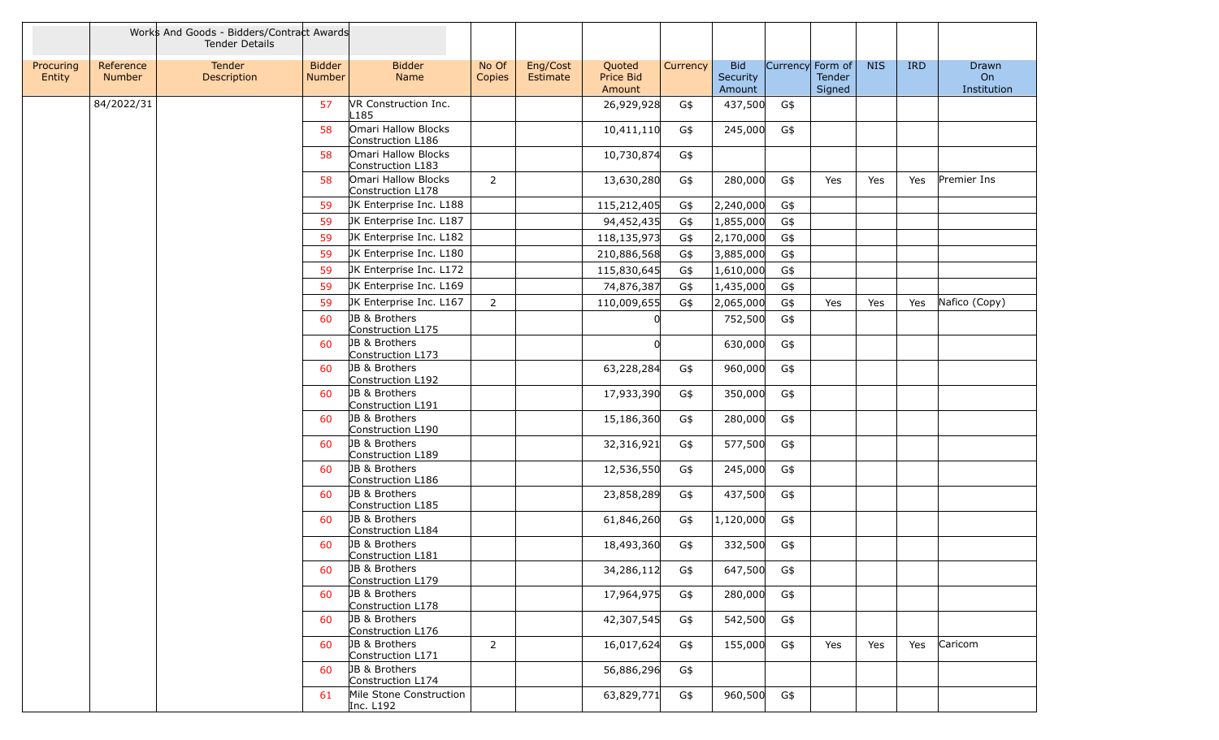| | | Works And Goods - Bidders/Contract Awards Tender Details | | | | | | | | | | | | |
|---|---|---|---|---|---|---|---|---|---|---|---|---|---|---|
| Procuring Entity | Reference Number | Tender Description | Bidder Number | Bidder Name | No Of Copies | Eng/Cost Estimate | Quoted Price Bid Amount | Currency | Bid Security Amount | Currency | Form of Tender Signed | NIS | IRD | Drawn On Institution |
| | 84/2022/31 | | 57 | VR Construction Inc. L185 | | | 26,929,928 | G$ | 437,500 | G$ | | | | |
| | | | 58 | Omari Hallow Blocks Construction L186 | | | 10,411,110 | G$ | 245,000 | G$ | | | | |
| | | | 58 | Omari Hallow Blocks Construction L183 | | | 10,730,874 | G$ | | | | | | |
| | | | 58 | Omari Hallow Blocks Construction L178 | 2 | | 13,630,280 | G$ | 280,000 | G$ | Yes | Yes | Yes | Premier Ins |
| | | | 59 | JK Enterprise Inc. L188 | | | 115,212,405 | G$ | 2,240,000 | G$ | | | | |
| | | | 59 | JK Enterprise Inc. L187 | | | 94,452,435 | G$ | 1,855,000 | G$ | | | | |
| | | | 59 | JK Enterprise Inc. L182 | | | 118,135,973 | G$ | 2,170,000 | G$ | | | | |
| | | | 59 | JK Enterprise Inc. L180 | | | 210,886,568 | G$ | 3,885,000 | G$ | | | | |
| | | | 59 | JK Enterprise Inc. L172 | | | 115,830,645 | G$ | 1,610,000 | G$ | | | | |
| | | | 59 | JK Enterprise Inc. L169 | | | 74,876,387 | G$ | 1,435,000 | G$ | | | | |
| | | | 59 | JK Enterprise Inc. L167 | 2 | | 110,009,655 | G$ | 2,065,000 | G$ | Yes | Yes | Yes | Nafico (Copy) |
| | | | 60 | JB & Brothers Construction L175 | | | 0 | | 752,500 | G$ | | | | |
| | | | 60 | JB & Brothers Construction L173 | | | 0 | | 630,000 | G$ | | | | |
| | | | 60 | JB & Brothers Construction L192 | | | 63,228,284 | G$ | 960,000 | G$ | | | | |
| | | | 60 | JB & Brothers Construction L191 | | | 17,933,390 | G$ | 350,000 | G$ | | | | |
| | | | 60 | JB & Brothers Construction L190 | | | 15,186,360 | G$ | 280,000 | G$ | | | | |
| | | | 60 | JB & Brothers Construction L189 | | | 32,316,921 | G$ | 577,500 | G$ | | | | |
| | | | 60 | JB & Brothers Construction L186 | | | 12,536,550 | G$ | 245,000 | G$ | | | | |
| | | | 60 | JB & Brothers Construction L185 | | | 23,858,289 | G$ | 437,500 | G$ | | | | |
| | | | 60 | JB & Brothers Construction L184 | | | 61,846,260 | G$ | 1,120,000 | G$ | | | | |
| | | | 60 | JB & Brothers Construction L181 | | | 18,493,360 | G$ | 332,500 | G$ | | | | |
| | | | 60 | JB & Brothers Construction L179 | | | 34,286,112 | G$ | 647,500 | G$ | | | | |
| | | | 60 | JB & Brothers Construction L178 | | | 17,964,975 | G$ | 280,000 | G$ | | | | |
| | | | 60 | JB & Brothers Construction L176 | | | 42,307,545 | G$ | 542,500 | G$ | | | | |
| | | | 60 | JB & Brothers Construction L171 | 2 | | 16,017,624 | G$ | 155,000 | G$ | Yes | Yes | Yes | Caricom |
| | | | 60 | JB & Brothers Construction L174 | | | 56,886,296 | G$ | | | | | | |
| | | | 61 | Mile Stone Construction Inc. L192 | | | 63,829,771 | G$ | 960,500 | G$ | | | | |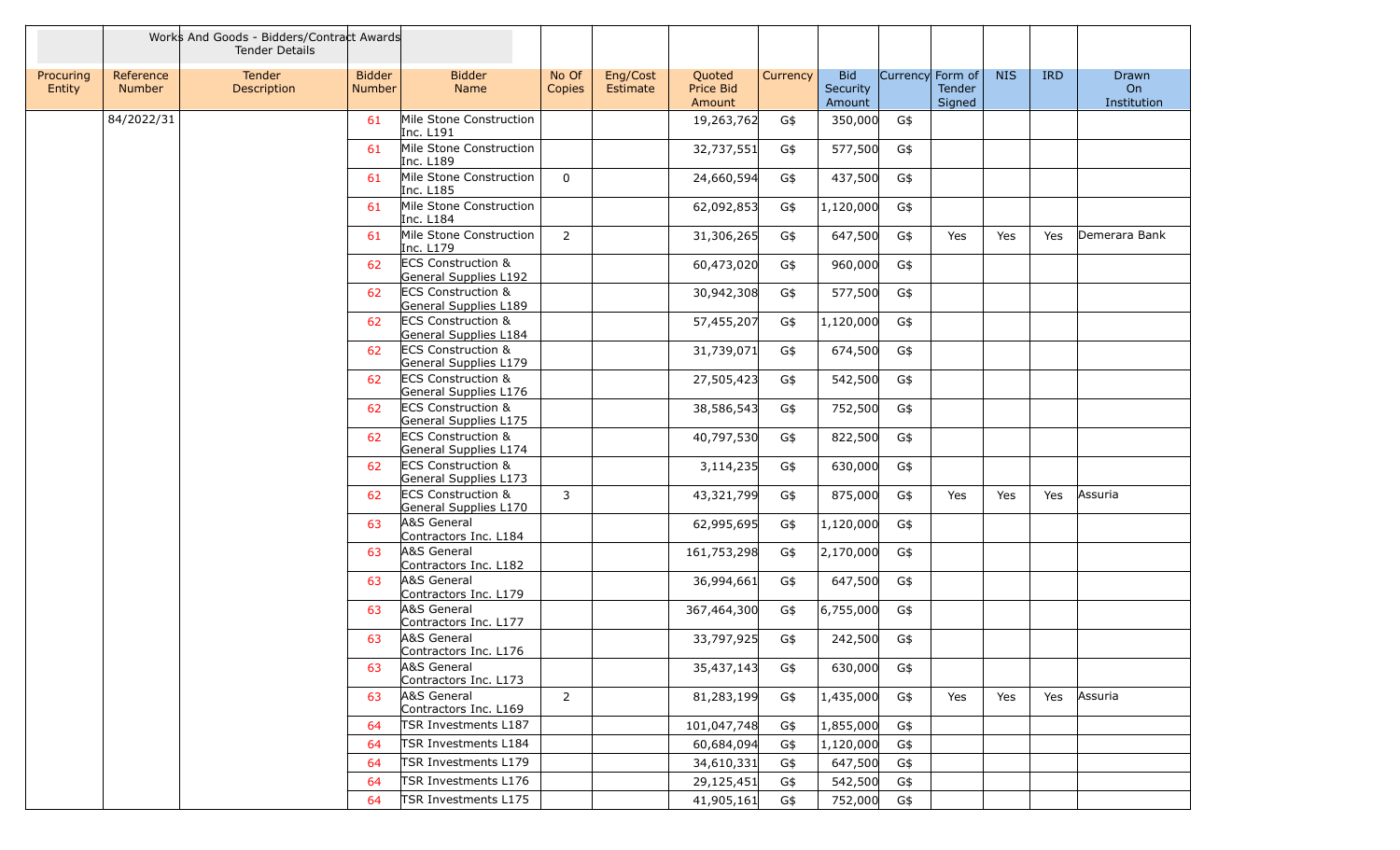| | | Works And Goods - Bidders/Contract Awards Tender Details | | | | | | | | | | | | |
|---|---|---|---|---|---|---|---|---|---|---|---|---|---|---|
| Procuring Entity | Reference Number | Tender Description | Bidder Number | Bidder Name | No Of Copies | Eng/Cost Estimate | Quoted Price Bid Amount | Currency | Bid Security Amount | Currency | Form of Tender Signed | NIS | IRD | Drawn On Institution |
| | 84/2022/31 | | 61 | Mile Stone Construction Inc. L191 | | | 19,263,762 | G$ | 350,000 | G$ | | | | |
| | | | 61 | Mile Stone Construction Inc. L189 | | | 32,737,551 | G$ | 577,500 | G$ | | | | |
| | | | 61 | Mile Stone Construction Inc. L185 | 0 | | 24,660,594 | G$ | 437,500 | G$ | | | | |
| | | | 61 | Mile Stone Construction Inc. L184 | | | 62,092,853 | G$ | 1,120,000 | G$ | | | | |
| | | | 61 | Mile Stone Construction Inc. L179 | 2 | | 31,306,265 | G$ | 647,500 | G$ | Yes | Yes | Yes | Demerara Bank |
| | | | 62 | ECS Construction & General Supplies L192 | | | 60,473,020 | G$ | 960,000 | G$ | | | | |
| | | | 62 | ECS Construction & General Supplies L189 | | | 30,942,308 | G$ | 577,500 | G$ | | | | |
| | | | 62 | ECS Construction & General Supplies L184 | | | 57,455,207 | G$ | 1,120,000 | G$ | | | | |
| | | | 62 | ECS Construction & General Supplies L179 | | | 31,739,071 | G$ | 674,500 | G$ | | | | |
| | | | 62 | ECS Construction & General Supplies L176 | | | 27,505,423 | G$ | 542,500 | G$ | | | | |
| | | | 62 | ECS Construction & General Supplies L175 | | | 38,586,543 | G$ | 752,500 | G$ | | | | |
| | | | 62 | ECS Construction & General Supplies L174 | | | 40,797,530 | G$ | 822,500 | G$ | | | | |
| | | | 62 | ECS Construction & General Supplies L173 | | | 3,114,235 | G$ | 630,000 | G$ | | | | |
| | | | 62 | ECS Construction & General Supplies L170 | 3 | | 43,321,799 | G$ | 875,000 | G$ | Yes | Yes | Yes | Assuria |
| | | | 63 | A&S General Contractors Inc. L184 | | | 62,995,695 | G$ | 1,120,000 | G$ | | | | |
| | | | 63 | A&S General Contractors Inc. L182 | | | 161,753,298 | G$ | 2,170,000 | G$ | | | | |
| | | | 63 | A&S General Contractors Inc. L179 | | | 36,994,661 | G$ | 647,500 | G$ | | | | |
| | | | 63 | A&S General Contractors Inc. L177 | | | 367,464,300 | G$ | 6,755,000 | G$ | | | | |
| | | | 63 | A&S General Contractors Inc. L176 | | | 33,797,925 | G$ | 242,500 | G$ | | | | |
| | | | 63 | A&S General Contractors Inc. L173 | | | 35,437,143 | G$ | 630,000 | G$ | | | | |
| | | | 63 | A&S General Contractors Inc. L169 | 2 | | 81,283,199 | G$ | 1,435,000 | G$ | Yes | Yes | Yes | Assuria |
| | | | 64 | TSR Investments L187 | | | 101,047,748 | G$ | 1,855,000 | G$ | | | | |
| | | | 64 | TSR Investments L184 | | | 60,684,094 | G$ | 1,120,000 | G$ | | | | |
| | | | 64 | TSR Investments L179 | | | 34,610,331 | G$ | 647,500 | G$ | | | | |
| | | | 64 | TSR Investments L176 | | | 29,125,451 | G$ | 542,500 | G$ | | | | |
| | | | 64 | TSR Investments L175 | | | 41,905,161 | G$ | 752,000 | G$ | | | | |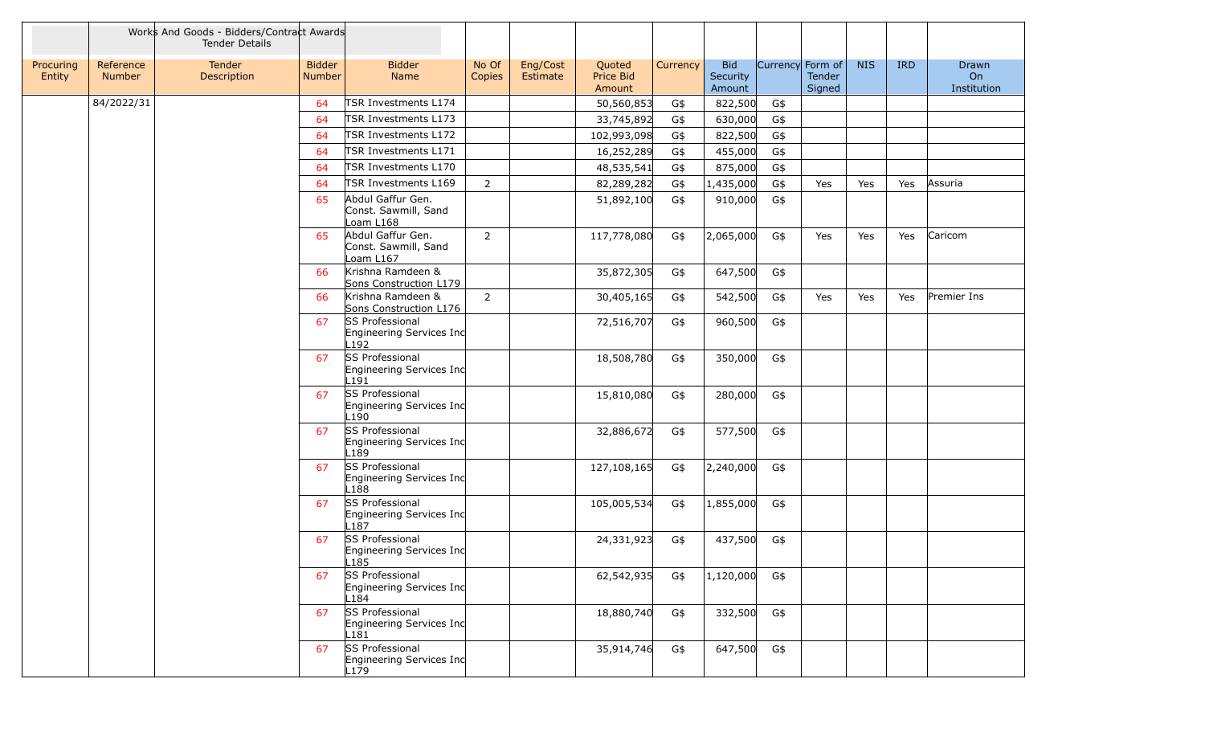| | | Works And Goods - Bidders/Contract Awards Tender Details | | | | | | | | | | | | |
|---|---|---|---|---|---|---|---|---|---|---|---|---|---|---|
| Procuring Entity | Reference Number | Tender Description | Bidder Number | Bidder Name | No Of Copies | Eng/Cost Estimate | Quoted Price Bid Amount | Currency | Bid Security Amount | Currency | Form of Tender Signed | NIS | IRD | Drawn On Institution |
| | 84/2022/31 | | 64 | TSR Investments L174 | | | 50,560,853 | G$ | 822,500 | G$ | | | | |
| | | | 64 | TSR Investments L173 | | | 33,745,892 | G$ | 630,000 | G$ | | | | |
| | | | 64 | TSR Investments L172 | | | 102,993,098 | G$ | 822,500 | G$ | | | | |
| | | | 64 | TSR Investments L171 | | | 16,252,289 | G$ | 455,000 | G$ | | | | |
| | | | 64 | TSR Investments L170 | | | 48,535,541 | G$ | 875,000 | G$ | | | | |
| | | | 64 | TSR Investments L169 | 2 | | 82,289,282 | G$ | 1,435,000 | G$ | Yes | Yes | Yes | Assuria |
| | | | 65 | Abdul Gaffur Gen. Const. Sawmill, Sand Loam L168 | | | 51,892,100 | G$ | 910,000 | G$ | | | | |
| | | | 65 | Abdul Gaffur Gen. Const. Sawmill, Sand Loam L167 | 2 | | 117,778,080 | G$ | 2,065,000 | G$ | Yes | Yes | Yes | Caricom |
| | | | 66 | Krishna Ramdeen & Sons Construction L179 | | | 35,872,305 | G$ | 647,500 | G$ | | | | |
| | | | 66 | Krishna Ramdeen & Sons Construction L176 | 2 | | 30,405,165 | G$ | 542,500 | G$ | Yes | Yes | Yes | Premier Ins |
| | | | 67 | SS Professional Engineering Services Inc L192 | | | 72,516,707 | G$ | 960,500 | G$ | | | | |
| | | | 67 | SS Professional Engineering Services Inc L191 | | | 18,508,780 | G$ | 350,000 | G$ | | | | |
| | | | 67 | SS Professional Engineering Services Inc L190 | | | 15,810,080 | G$ | 280,000 | G$ | | | | |
| | | | 67 | SS Professional Engineering Services Inc L189 | | | 32,886,672 | G$ | 577,500 | G$ | | | | |
| | | | 67 | SS Professional Engineering Services Inc L188 | | | 127,108,165 | G$ | 2,240,000 | G$ | | | | |
| | | | 67 | SS Professional Engineering Services Inc L187 | | | 105,005,534 | G$ | 1,855,000 | G$ | | | | |
| | | | 67 | SS Professional Engineering Services Inc L185 | | | 24,331,923 | G$ | 437,500 | G$ | | | | |
| | | | 67 | SS Professional Engineering Services Inc L184 | | | 62,542,935 | G$ | 1,120,000 | G$ | | | | |
| | | | 67 | SS Professional Engineering Services Inc L181 | | | 18,880,740 | G$ | 332,500 | G$ | | | | |
| | | | 67 | SS Professional Engineering Services Inc L179 | | | 35,914,746 | G$ | 647,500 | G$ | | | | |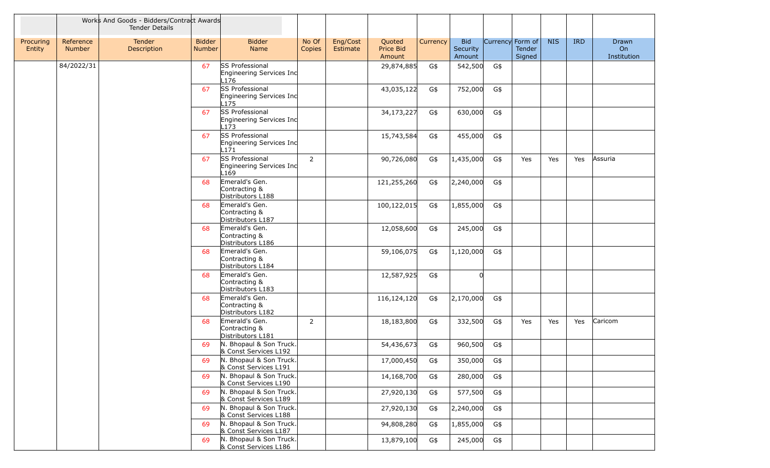| | | Works And Goods - Bidders/Contract Awards Tender Details | | | | | | | | | | | | |
|---|---|---|---|---|---|---|---|---|---|---|---|---|---|---|
| Procuring Entity | Reference Number | Tender Description | Bidder Number | Bidder Name | No Of Copies | Eng/Cost Estimate | Quoted Price Bid Amount | Currency | Bid Security Amount | Currency | Form of Tender Signed | NIS | IRD | Drawn On Institution |
| | 84/2022/31 | | 67 | SS Professional Engineering Services Inc L176 | | | 29,874,885 | G$ | 542,500 | G$ | | | | |
| | | | 67 | SS Professional Engineering Services Inc L175 | | | 43,035,122 | G$ | 752,000 | G$ | | | | |
| | | | 67 | SS Professional Engineering Services Inc L173 | | | 34,173,227 | G$ | 630,000 | G$ | | | | |
| | | | 67 | SS Professional Engineering Services Inc L171 | | | 15,743,584 | G$ | 455,000 | G$ | | | | |
| | | | 67 | SS Professional Engineering Services Inc L169 | 2 | | 90,726,080 | G$ | 1,435,000 | G$ | Yes | Yes | Yes | Assuria |
| | | | 68 | Emerald's Gen. Contracting & Distributors L188 | | | 121,255,260 | G$ | 2,240,000 | G$ | | | | |
| | | | 68 | Emerald's Gen. Contracting & Distributors L187 | | | 100,122,015 | G$ | 1,855,000 | G$ | | | | |
| | | | 68 | Emerald's Gen. Contracting & Distributors L186 | | | 12,058,600 | G$ | 245,000 | G$ | | | | |
| | | | 68 | Emerald's Gen. Contracting & Distributors L184 | | | 59,106,075 | G$ | 1,120,000 | G$ | | | | |
| | | | 68 | Emerald's Gen. Contracting & Distributors L183 | | | 12,587,925 | G$ | 0 | | | | | |
| | | | 68 | Emerald's Gen. Contracting & Distributors L182 | | | 116,124,120 | G$ | 2,170,000 | G$ | | | | |
| | | | 68 | Emerald's Gen. Contracting & Distributors L181 | 2 | | 18,183,800 | G$ | 332,500 | G$ | Yes | Yes | Yes | Caricom |
| | | | 69 | N. Bhopaul & Son Truck. & Const Services L192 | | | 54,436,673 | G$ | 960,500 | G$ | | | | |
| | | | 69 | N. Bhopaul & Son Truck. & Const Services L191 | | | 17,000,450 | G$ | 350,000 | G$ | | | | |
| | | | 69 | N. Bhopaul & Son Truck. & Const Services L190 | | | 14,168,700 | G$ | 280,000 | G$ | | | | |
| | | | 69 | N. Bhopaul & Son Truck. & Const Services L189 | | | 27,920,130 | G$ | 577,500 | G$ | | | | |
| | | | 69 | N. Bhopaul & Son Truck. & Const Services L188 | | | 27,920,130 | G$ | 2,240,000 | G$ | | | | |
| | | | 69 | N. Bhopaul & Son Truck. & Const Services L187 | | | 94,808,280 | G$ | 1,855,000 | G$ | | | | |
| | | | 69 | N. Bhopaul & Son Truck. & Const Services L186 | | | 13,879,100 | G$ | 245,000 | G$ | | | | |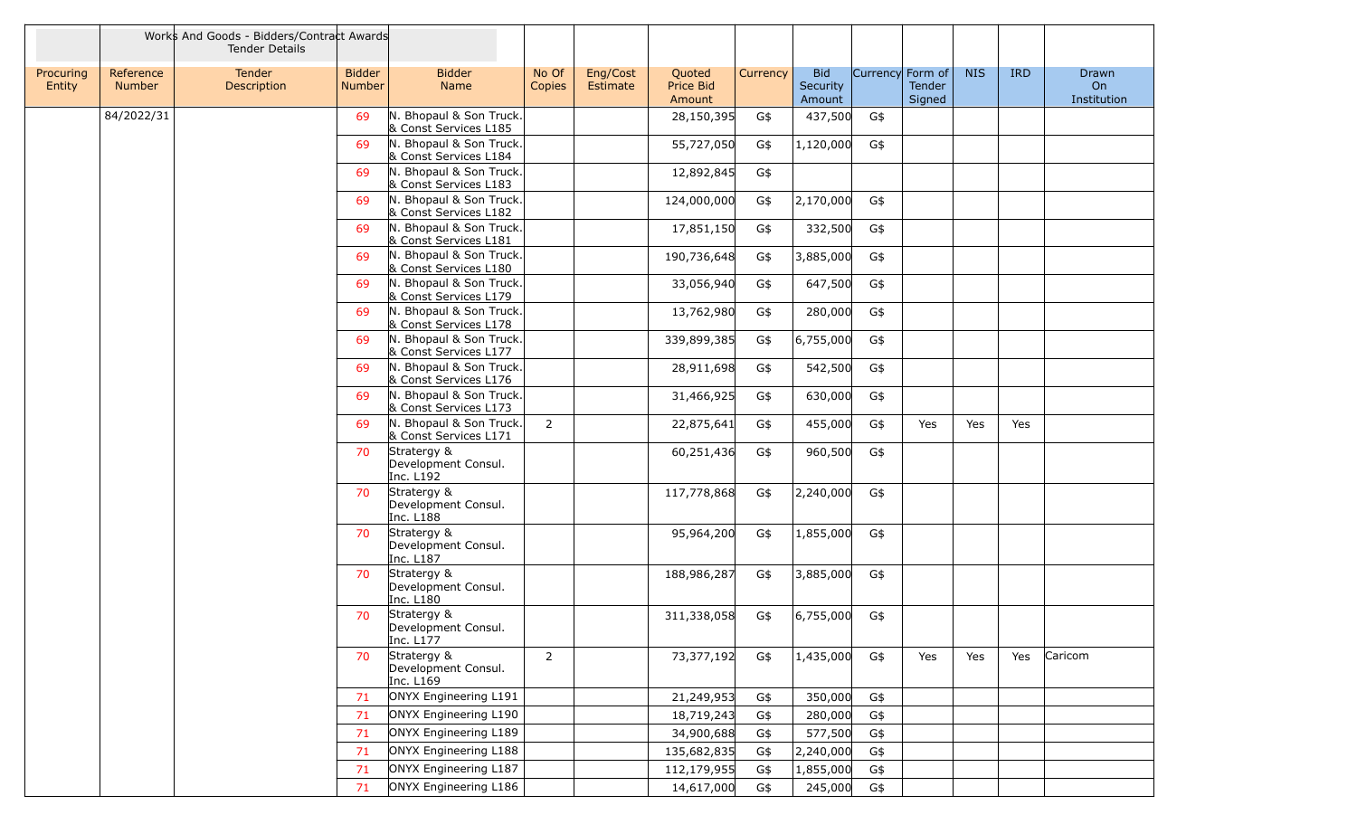| | | Works And Goods - Bidders/Contract Awards Tender Details | | | | | | | | | | | | |
|---|---|---|---|---|---|---|---|---|---|---|---|---|---|---|
| Procuring Entity | Reference Number | Tender Description | Bidder Number | Bidder Name | No Of Copies | Eng/Cost Estimate | Quoted Price Bid Amount | Currency | Bid Security Amount | Currency | Form of Tender Signed | NIS | IRD | Drawn On Institution |
| | 84/2022/31 | | 69 | N. Bhopaul & Son Truck. & Const Services L185 | | | 28,150,395 | G$ | 437,500 | G$ | | | | |
| | | | 69 | N. Bhopaul & Son Truck. & Const Services L184 | | | 55,727,050 | G$ | 1,120,000 | G$ | | | | |
| | | | 69 | N. Bhopaul & Son Truck. & Const Services L183 | | | 12,892,845 | G$ | | | | | | |
| | | | 69 | N. Bhopaul & Son Truck. & Const Services L182 | | | 124,000,000 | G$ | 2,170,000 | G$ | | | | |
| | | | 69 | N. Bhopaul & Son Truck. & Const Services L181 | | | 17,851,150 | G$ | 332,500 | G$ | | | | |
| | | | 69 | N. Bhopaul & Son Truck. & Const Services L180 | | | 190,736,648 | G$ | 3,885,000 | G$ | | | | |
| | | | 69 | N. Bhopaul & Son Truck. & Const Services L179 | | | 33,056,940 | G$ | 647,500 | G$ | | | | |
| | | | 69 | N. Bhopaul & Son Truck. & Const Services L178 | | | 13,762,980 | G$ | 280,000 | G$ | | | | |
| | | | 69 | N. Bhopaul & Son Truck. & Const Services L177 | | | 339,899,385 | G$ | 6,755,000 | G$ | | | | |
| | | | 69 | N. Bhopaul & Son Truck. & Const Services L176 | | | 28,911,698 | G$ | 542,500 | G$ | | | | |
| | | | 69 | N. Bhopaul & Son Truck. & Const Services L173 | | | 31,466,925 | G$ | 630,000 | G$ | | | | |
| | | | 69 | N. Bhopaul & Son Truck. & Const Services L171 | 2 | | 22,875,641 | G$ | 455,000 | G$ | Yes | Yes | Yes | |
| | | | 70 | Stratergy & Development Consul. Inc. L192 | | | 60,251,436 | G$ | 960,500 | G$ | | | | |
| | | | 70 | Stratergy & Development Consul. Inc. L188 | | | 117,778,868 | G$ | 2,240,000 | G$ | | | | |
| | | | 70 | Stratergy & Development Consul. Inc. L187 | | | 95,964,200 | G$ | 1,855,000 | G$ | | | | |
| | | | 70 | Stratergy & Development Consul. Inc. L180 | | | 188,986,287 | G$ | 3,885,000 | G$ | | | | |
| | | | 70 | Stratergy & Development Consul. Inc. L177 | | | 311,338,058 | G$ | 6,755,000 | G$ | | | | |
| | | | 70 | Stratergy & Development Consul. Inc. L169 | 2 | | 73,377,192 | G$ | 1,435,000 | G$ | Yes | Yes | Yes | Caricom |
| | | | 71 | ONYX Engineering L191 | | | 21,249,953 | G$ | 350,000 | G$ | | | | |
| | | | 71 | ONYX Engineering L190 | | | 18,719,243 | G$ | 280,000 | G$ | | | | |
| | | | 71 | ONYX Engineering L189 | | | 34,900,688 | G$ | 577,500 | G$ | | | | |
| | | | 71 | ONYX Engineering L188 | | | 135,682,835 | G$ | 2,240,000 | G$ | | | | |
| | | | 71 | ONYX Engineering L187 | | | 112,179,955 | G$ | 1,855,000 | G$ | | | | |
| | | | 71 | ONYX Engineering L186 | | | 14,617,000 | G$ | 245,000 | G$ | | | | |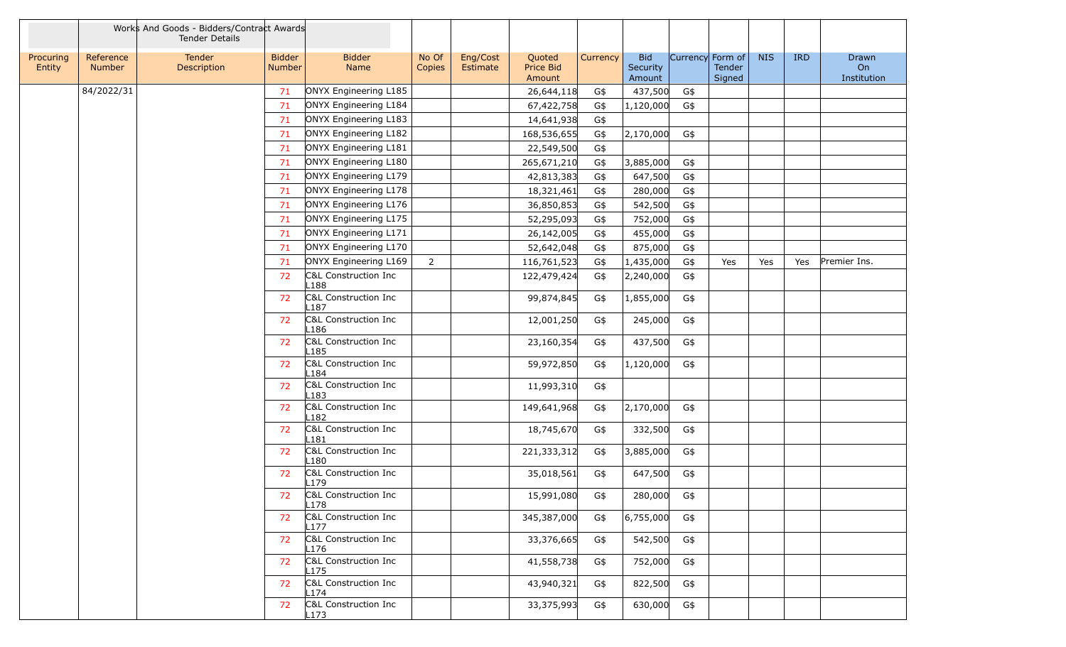| | | Works And Goods - Bidders/Contract Awards Tender Details | | | | | | | | | | | | |
|---|---|---|---|---|---|---|---|---|---|---|---|---|---|---|
| Procuring Entity | Reference Number | Tender Description | Bidder Number | Bidder Name | No Of Copies | Eng/Cost Estimate | Quoted Price Bid Amount | Currency | Bid Security Amount | Currency | Form of Tender Signed | NIS | IRD | Drawn On Institution |
| | 84/2022/31 | | 71 | ONYX Engineering L185 | | | 26,644,118 | G$ | 437,500 | G$ | | | | |
| | | | 71 | ONYX Engineering L184 | | | 67,422,758 | G$ | 1,120,000 | G$ | | | | |
| | | | 71 | ONYX Engineering L183 | | | 14,641,938 | G$ | | | | | | |
| | | | 71 | ONYX Engineering L182 | | | 168,536,655 | G$ | 2,170,000 | G$ | | | | |
| | | | 71 | ONYX Engineering L181 | | | 22,549,500 | G$ | | | | | | |
| | | | 71 | ONYX Engineering L180 | | | 265,671,210 | G$ | 3,885,000 | G$ | | | | |
| | | | 71 | ONYX Engineering L179 | | | 42,813,383 | G$ | 647,500 | G$ | | | | |
| | | | 71 | ONYX Engineering L178 | | | 18,321,461 | G$ | 280,000 | G$ | | | | |
| | | | 71 | ONYX Engineering L176 | | | 36,850,853 | G$ | 542,500 | G$ | | | | |
| | | | 71 | ONYX Engineering L175 | | | 52,295,093 | G$ | 752,000 | G$ | | | | |
| | | | 71 | ONYX Engineering L171 | | | 26,142,005 | G$ | 455,000 | G$ | | | | |
| | | | 71 | ONYX Engineering L170 | | | 52,642,048 | G$ | 875,000 | G$ | | | | |
| | | | 71 | ONYX Engineering L169 | 2 | | 116,761,523 | G$ | 1,435,000 | G$ | Yes | Yes | Yes | Premier Ins. |
| | | | 72 | C&L Construction Inc L188 | | | 122,479,424 | G$ | 2,240,000 | G$ | | | | |
| | | | 72 | C&L Construction Inc L187 | | | 99,874,845 | G$ | 1,855,000 | G$ | | | | |
| | | | 72 | C&L Construction Inc L186 | | | 12,001,250 | G$ | 245,000 | G$ | | | | |
| | | | 72 | C&L Construction Inc L185 | | | 23,160,354 | G$ | 437,500 | G$ | | | | |
| | | | 72 | C&L Construction Inc L184 | | | 59,972,850 | G$ | 1,120,000 | G$ | | | | |
| | | | 72 | C&L Construction Inc L183 | | | 11,993,310 | G$ | | | | | | |
| | | | 72 | C&L Construction Inc L182 | | | 149,641,968 | G$ | 2,170,000 | G$ | | | | |
| | | | 72 | C&L Construction Inc L181 | | | 18,745,670 | G$ | 332,500 | G$ | | | | |
| | | | 72 | C&L Construction Inc L180 | | | 221,333,312 | G$ | 3,885,000 | G$ | | | | |
| | | | 72 | C&L Construction Inc L179 | | | 35,018,561 | G$ | 647,500 | G$ | | | | |
| | | | 72 | C&L Construction Inc L178 | | | 15,991,080 | G$ | 280,000 | G$ | | | | |
| | | | 72 | C&L Construction Inc L177 | | | 345,387,000 | G$ | 6,755,000 | G$ | | | | |
| | | | 72 | C&L Construction Inc L176 | | | 33,376,665 | G$ | 542,500 | G$ | | | | |
| | | | 72 | C&L Construction Inc L175 | | | 41,558,738 | G$ | 752,000 | G$ | | | | |
| | | | 72 | C&L Construction Inc L174 | | | 43,940,321 | G$ | 822,500 | G$ | | | | |
| | | | 72 | C&L Construction Inc L173 | | | 33,375,993 | G$ | 630,000 | G$ | | | | |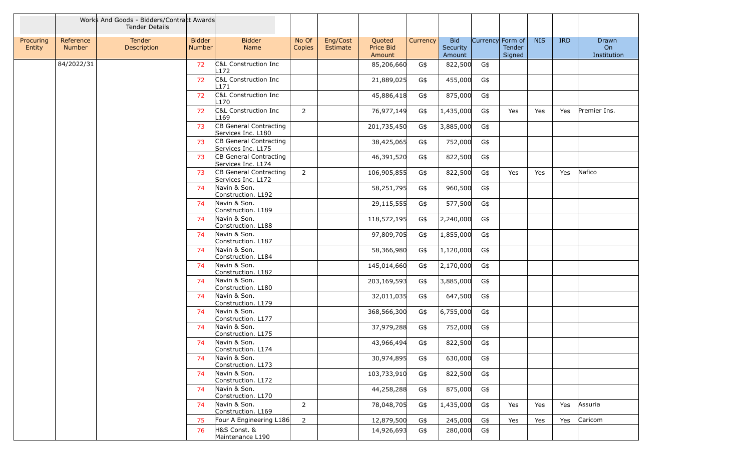| | | Works And Goods - Bidders/Contract Awards Tender Details | | | | | | | | | | | | |
|---|---|---|---|---|---|---|---|---|---|---|---|---|---|---|
| Procuring Entity | Reference Number | Tender Description | Bidder Number | Bidder Name | No Of Copies | Eng/Cost Estimate | Quoted Price Bid Amount | Currency | Bid Security Amount | Currency | Form of Tender Signed | NIS | IRD | Drawn On Institution |
| | 84/2022/31 | | 72 | C&L Construction Inc L172 | | | 85,206,660 | G$ | 822,500 | G$ | | | | |
| | | | 72 | C&L Construction Inc L171 | | | 21,889,025 | G$ | 455,000 | G$ | | | | |
| | | | 72 | C&L Construction Inc L170 | | | 45,886,418 | G$ | 875,000 | G$ | | | | |
| | | | 72 | C&L Construction Inc L169 | 2 | | 76,977,149 | G$ | 1,435,000 | G$ | Yes | Yes | Yes | Premier Ins. |
| | | | 73 | CB General Contracting Services Inc. L180 | | | 201,735,450 | G$ | 3,885,000 | G$ | | | | |
| | | | 73 | CB General Contracting Services Inc. L175 | | | 38,425,065 | G$ | 752,000 | G$ | | | | |
| | | | 73 | CB General Contracting Services Inc. L174 | | | 46,391,520 | G$ | 822,500 | G$ | | | | |
| | | | 73 | CB General Contracting Services Inc. L172 | 2 | | 106,905,855 | G$ | 822,500 | G$ | Yes | Yes | Yes | Nafico |
| | | | 74 | Navin & Son. Construction. L192 | | | 58,251,795 | G$ | 960,500 | G$ | | | | |
| | | | 74 | Navin & Son. Construction. L189 | | | 29,115,555 | G$ | 577,500 | G$ | | | | |
| | | | 74 | Navin & Son. Construction. L188 | | | 118,572,195 | G$ | 2,240,000 | G$ | | | | |
| | | | 74 | Navin & Son. Construction. L187 | | | 97,809,705 | G$ | 1,855,000 | G$ | | | | |
| | | | 74 | Navin & Son. Construction. L184 | | | 58,366,980 | G$ | 1,120,000 | G$ | | | | |
| | | | 74 | Navin & Son. Construction. L182 | | | 145,014,660 | G$ | 2,170,000 | G$ | | | | |
| | | | 74 | Navin & Son. Construction. L180 | | | 203,169,593 | G$ | 3,885,000 | G$ | | | | |
| | | | 74 | Navin & Son. Construction. L179 | | | 32,011,035 | G$ | 647,500 | G$ | | | | |
| | | | 74 | Navin & Son. Construction. L177 | | | 368,566,300 | G$ | 6,755,000 | G$ | | | | |
| | | | 74 | Navin & Son. Construction. L175 | | | 37,979,288 | G$ | 752,000 | G$ | | | | |
| | | | 74 | Navin & Son. Construction. L174 | | | 43,966,494 | G$ | 822,500 | G$ | | | | |
| | | | 74 | Navin & Son. Construction. L173 | | | 30,974,895 | G$ | 630,000 | G$ | | | | |
| | | | 74 | Navin & Son. Construction. L172 | | | 103,733,910 | G$ | 822,500 | G$ | | | | |
| | | | 74 | Navin & Son. Construction. L170 | | | 44,258,288 | G$ | 875,000 | G$ | | | | |
| | | | 74 | Navin & Son. Construction. L169 | 2 | | 78,048,705 | G$ | 1,435,000 | G$ | Yes | Yes | Yes | Assuria |
| | | | 75 | Four A Engineering L186 | 2 | | 12,879,500 | G$ | 245,000 | G$ | Yes | Yes | Yes | Caricom |
| | | | 76 | H&S Const. & Maintenance L190 | | | 14,926,693 | G$ | 280,000 | G$ | | | | |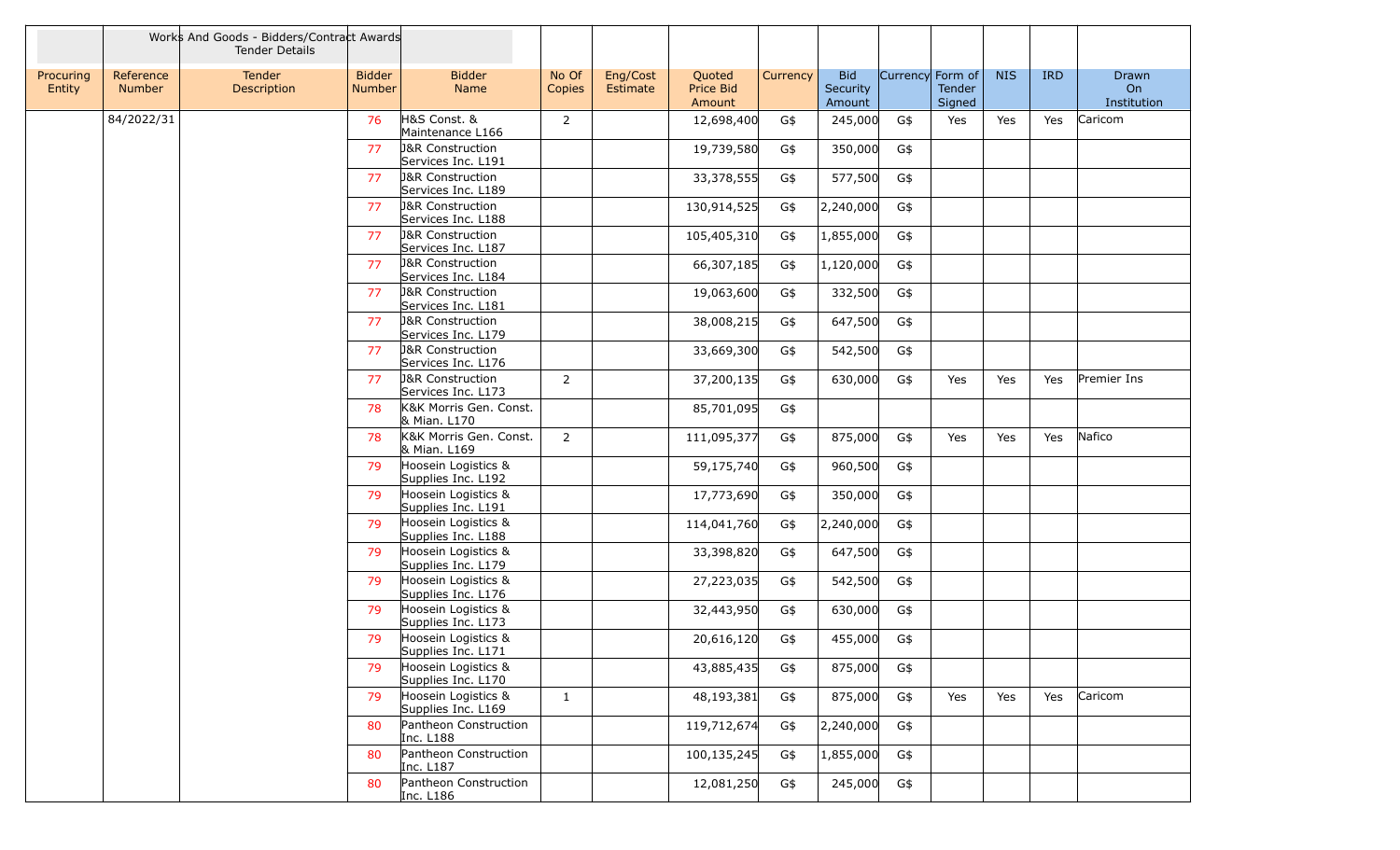| | | Works And Goods - Bidders/Contract Awards Tender Details | | | | | | | | | | | | |
|---|---|---|---|---|---|---|---|---|---|---|---|---|---|---|
| Procuring Entity | Reference Number | Tender Description | Bidder Number | Bidder Name | No Of Copies | Eng/Cost Estimate | Quoted Price Bid Amount | Currency | Bid Security Amount | Currency | Form of Tender Signed | NIS | IRD | Drawn On Institution |
| | 84/2022/31 | | 76 | H&S Const. & Maintenance L166 | 2 | | 12,698,400 | G$ | 245,000 | G$ | Yes | Yes | Yes | Caricom |
| | | | 77 | J&R Construction Services Inc. L191 | | | 19,739,580 | G$ | 350,000 | G$ | | | | |
| | | | 77 | J&R Construction Services Inc. L189 | | | 33,378,555 | G$ | 577,500 | G$ | | | | |
| | | | 77 | J&R Construction Services Inc. L188 | | | 130,914,525 | G$ | 2,240,000 | G$ | | | | |
| | | | 77 | J&R Construction Services Inc. L187 | | | 105,405,310 | G$ | 1,855,000 | G$ | | | | |
| | | | 77 | J&R Construction Services Inc. L184 | | | 66,307,185 | G$ | 1,120,000 | G$ | | | | |
| | | | 77 | J&R Construction Services Inc. L181 | | | 19,063,600 | G$ | 332,500 | G$ | | | | |
| | | | 77 | J&R Construction Services Inc. L179 | | | 38,008,215 | G$ | 647,500 | G$ | | | | |
| | | | 77 | J&R Construction Services Inc. L176 | | | 33,669,300 | G$ | 542,500 | G$ | | | | |
| | | | 77 | J&R Construction Services Inc. L173 | 2 | | 37,200,135 | G$ | 630,000 | G$ | Yes | Yes | Yes | Premier Ins |
| | | | 78 | K&K Morris Gen. Const. & Mian. L170 | | | 85,701,095 | G$ | | | | | | |
| | | | 78 | K&K Morris Gen. Const. & Mian. L169 | 2 | | 111,095,377 | G$ | 875,000 | G$ | Yes | Yes | Yes | Nafico |
| | | | 79 | Hoosein Logistics & Supplies Inc. L192 | | | 59,175,740 | G$ | 960,500 | G$ | | | | |
| | | | 79 | Hoosein Logistics & Supplies Inc. L191 | | | 17,773,690 | G$ | 350,000 | G$ | | | | |
| | | | 79 | Hoosein Logistics & Supplies Inc. L188 | | | 114,041,760 | G$ | 2,240,000 | G$ | | | | |
| | | | 79 | Hoosein Logistics & Supplies Inc. L179 | | | 33,398,820 | G$ | 647,500 | G$ | | | | |
| | | | 79 | Hoosein Logistics & Supplies Inc. L176 | | | 27,223,035 | G$ | 542,500 | G$ | | | | |
| | | | 79 | Hoosein Logistics & Supplies Inc. L173 | | | 32,443,950 | G$ | 630,000 | G$ | | | | |
| | | | 79 | Hoosein Logistics & Supplies Inc. L171 | | | 20,616,120 | G$ | 455,000 | G$ | | | | |
| | | | 79 | Hoosein Logistics & Supplies Inc. L170 | | | 43,885,435 | G$ | 875,000 | G$ | | | | |
| | | | 79 | Hoosein Logistics & Supplies Inc. L169 | 1 | | 48,193,381 | G$ | 875,000 | G$ | Yes | Yes | Yes | Caricom |
| | | | 80 | Pantheon Construction Inc. L188 | | | 119,712,674 | G$ | 2,240,000 | G$ | | | | |
| | | | 80 | Pantheon Construction Inc. L187 | | | 100,135,245 | G$ | 1,855,000 | G$ | | | | |
| | | | 80 | Pantheon Construction Inc. L186 | | | 12,081,250 | G$ | 245,000 | G$ | | | | |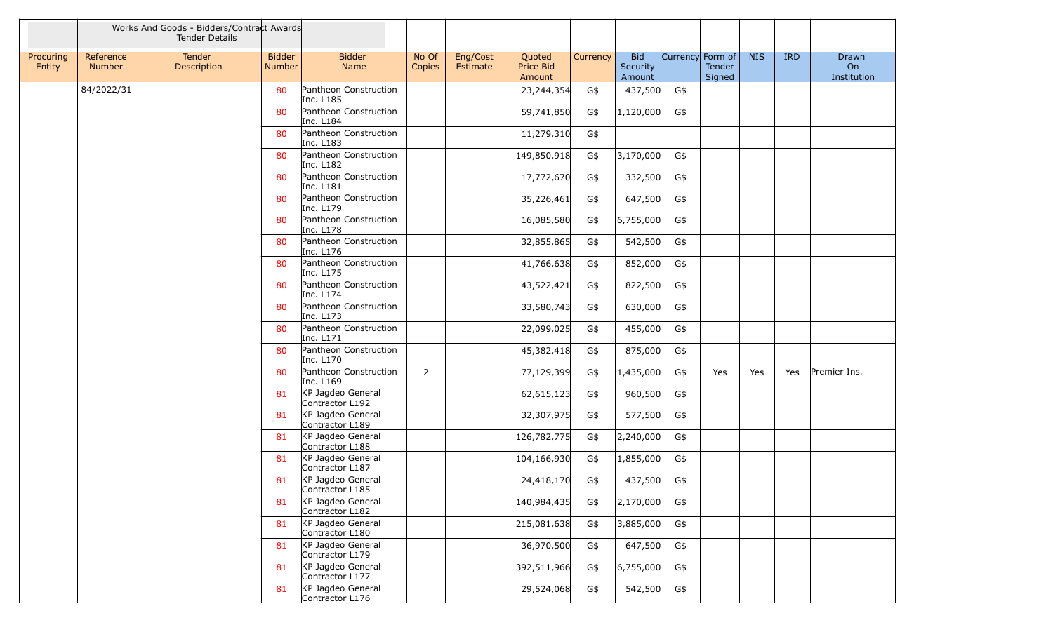| | | Works And Goods - Bidders/Contract Awards Tender Details | | | | | | | | | | | | |
|---|---|---|---|---|---|---|---|---|---|---|---|---|---|---|
| Procuring Entity | Reference Number | Tender Description | Bidder Number | Bidder Name | No Of Copies | Eng/Cost Estimate | Quoted Price Bid Amount | Currency | Bid Security Amount | Currency | Form of Tender Signed | NIS | IRD | Drawn On Institution |
| | 84/2022/31 | | 80 | Pantheon Construction Inc. L185 | | | 23,244,354 | G$ | 437,500 | G$ | | | | |
| | | | 80 | Pantheon Construction Inc. L184 | | | 59,741,850 | G$ | 1,120,000 | G$ | | | | |
| | | | 80 | Pantheon Construction Inc. L183 | | | 11,279,310 | G$ | | | | | | |
| | | | 80 | Pantheon Construction Inc. L182 | | | 149,850,918 | G$ | 3,170,000 | G$ | | | | |
| | | | 80 | Pantheon Construction Inc. L181 | | | 17,772,670 | G$ | 332,500 | G$ | | | | |
| | | | 80 | Pantheon Construction Inc. L179 | | | 35,226,461 | G$ | 647,500 | G$ | | | | |
| | | | 80 | Pantheon Construction Inc. L178 | | | 16,085,580 | G$ | 6,755,000 | G$ | | | | |
| | | | 80 | Pantheon Construction Inc. L176 | | | 32,855,865 | G$ | 542,500 | G$ | | | | |
| | | | 80 | Pantheon Construction Inc. L175 | | | 41,766,638 | G$ | 852,000 | G$ | | | | |
| | | | 80 | Pantheon Construction Inc. L174 | | | 43,522,421 | G$ | 822,500 | G$ | | | | |
| | | | 80 | Pantheon Construction Inc. L173 | | | 33,580,743 | G$ | 630,000 | G$ | | | | |
| | | | 80 | Pantheon Construction Inc. L171 | | | 22,099,025 | G$ | 455,000 | G$ | | | | |
| | | | 80 | Pantheon Construction Inc. L170 | | | 45,382,418 | G$ | 875,000 | G$ | | | | |
| | | | 80 | Pantheon Construction Inc. L169 | 2 | | 77,129,399 | G$ | 1,435,000 | G$ | Yes | Yes | Yes | Premier Ins. |
| | | | 81 | KP Jagdeo General Contractor L192 | | | 62,615,123 | G$ | 960,500 | G$ | | | | |
| | | | 81 | KP Jagdeo General Contractor L189 | | | 32,307,975 | G$ | 577,500 | G$ | | | | |
| | | | 81 | KP Jagdeo General Contractor L188 | | | 126,782,775 | G$ | 2,240,000 | G$ | | | | |
| | | | 81 | KP Jagdeo General Contractor L187 | | | 104,166,930 | G$ | 1,855,000 | G$ | | | | |
| | | | 81 | KP Jagdeo General Contractor L185 | | | 24,418,170 | G$ | 437,500 | G$ | | | | |
| | | | 81 | KP Jagdeo General Contractor L182 | | | 140,984,435 | G$ | 2,170,000 | G$ | | | | |
| | | | 81 | KP Jagdeo General Contractor L180 | | | 215,081,638 | G$ | 3,885,000 | G$ | | | | |
| | | | 81 | KP Jagdeo General Contractor L179 | | | 36,970,500 | G$ | 647,500 | G$ | | | | |
| | | | 81 | KP Jagdeo General Contractor L177 | | | 392,511,966 | G$ | 6,755,000 | G$ | | | | |
| | | | 81 | KP Jagdeo General Contractor L176 | | | 29,524,068 | G$ | 542,500 | G$ | | | | |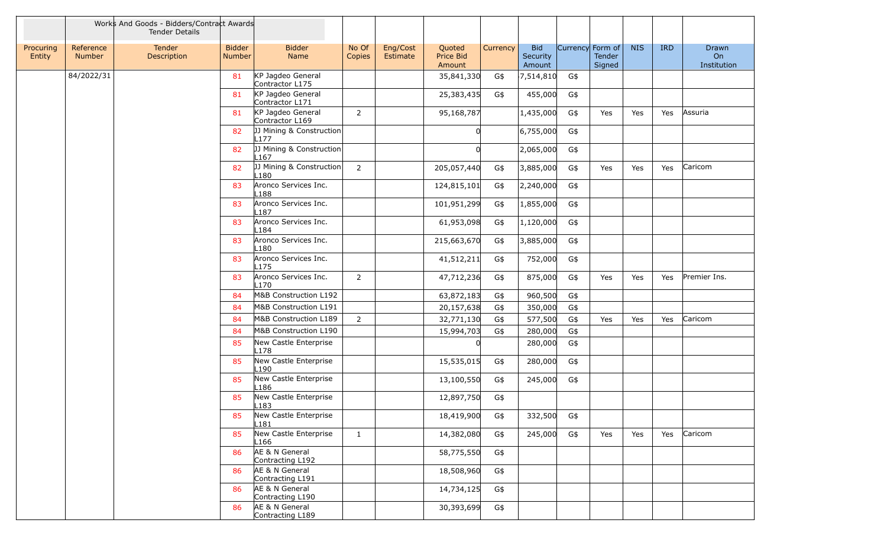| | | Works And Goods - Bidders/Contract Awards Tender Details | | | | | | | | | | | | |
|---|---|---|---|---|---|---|---|---|---|---|---|---|---|---|
| Procuring Entity | Reference Number | Tender Description | Bidder Number | Bidder Name | No Of Copies | Eng/Cost Estimate | Quoted Price Bid Amount | Currency | Bid Security Amount | Currency | Form of Tender Signed | NIS | IRD | Drawn On Institution |
| | 84/2022/31 | | 81 | KP Jagdeo General Contractor L175 | | | 35,841,330 | G$ | 7,514,810 | G$ | | | | |
| | | | 81 | KP Jagdeo General Contractor L171 | | | 25,383,435 | G$ | 455,000 | G$ | | | | |
| | | | 81 | KP Jagdeo General Contractor L169 | 2 | | 95,168,787 | | 1,435,000 | G$ | Yes | Yes | Yes | Assuria |
| | | | 82 | JJ Mining & Construction L177 | | | 0 | | 6,755,000 | G$ | | | | |
| | | | 82 | JJ Mining & Construction L167 | | | 0 | | 2,065,000 | G$ | | | | |
| | | | 82 | JJ Mining & Construction L180 | 2 | | 205,057,440 | G$ | 3,885,000 | G$ | Yes | Yes | Yes | Caricom |
| | | | 83 | Aronco Services Inc. L188 | | | 124,815,101 | G$ | 2,240,000 | G$ | | | | |
| | | | 83 | Aronco Services Inc. L187 | | | 101,951,299 | G$ | 1,855,000 | G$ | | | | |
| | | | 83 | Aronco Services Inc. L184 | | | 61,953,098 | G$ | 1,120,000 | G$ | | | | |
| | | | 83 | Aronco Services Inc. L180 | | | 215,663,670 | G$ | 3,885,000 | G$ | | | | |
| | | | 83 | Aronco Services Inc. L175 | | | 41,512,211 | G$ | 752,000 | G$ | | | | |
| | | | 83 | Aronco Services Inc. L170 | 2 | | 47,712,236 | G$ | 875,000 | G$ | Yes | Yes | Yes | Premier Ins. |
| | | | 84 | M&B Construction L192 | | | 63,872,183 | G$ | 960,500 | G$ | | | | |
| | | | 84 | M&B Construction L191 | | | 20,157,638 | G$ | 350,000 | G$ | | | | |
| | | | 84 | M&B Construction L189 | 2 | | 32,771,130 | G$ | 577,500 | G$ | Yes | Yes | Yes | Caricom |
| | | | 84 | M&B Construction L190 | | | 15,994,703 | G$ | 280,000 | G$ | | | | |
| | | | 85 | New Castle Enterprise L178 | | | 0 | | 280,000 | G$ | | | | |
| | | | 85 | New Castle Enterprise L190 | | | 15,535,015 | G$ | 280,000 | G$ | | | | |
| | | | 85 | New Castle Enterprise L186 | | | 13,100,550 | G$ | 245,000 | G$ | | | | |
| | | | 85 | New Castle Enterprise L183 | | | 12,897,750 | G$ | | | | | | |
| | | | 85 | New Castle Enterprise L181 | | | 18,419,900 | G$ | 332,500 | G$ | | | | |
| | | | 85 | New Castle Enterprise L166 | 1 | | 14,382,080 | G$ | 245,000 | G$ | Yes | Yes | Yes | Caricom |
| | | | 86 | AE & N General Contracting L192 | | | 58,775,550 | G$ | | | | | | |
| | | | 86 | AE & N General Contracting L191 | | | 18,508,960 | G$ | | | | | | |
| | | | 86 | AE & N General Contracting L190 | | | 14,734,125 | G$ | | | | | | |
| | | | 86 | AE & N General Contracting L189 | | | 30,393,699 | G$ | | | | | | |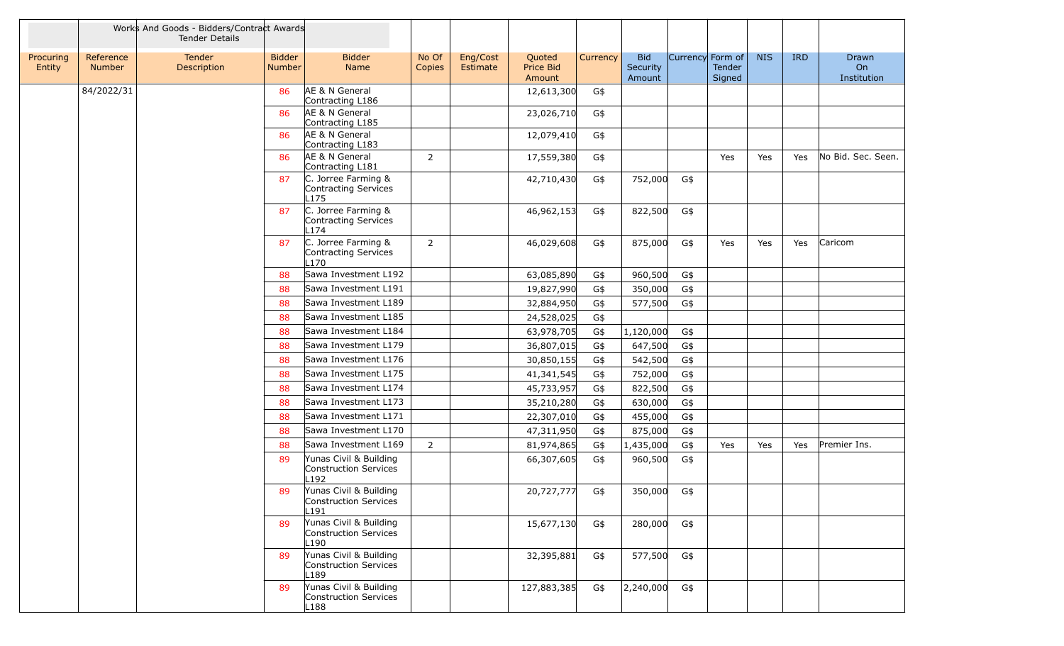| | | Works And Goods - Bidders/Contract Awards Tender Details | | | | | | | | | | | | |
|---|---|---|---|---|---|---|---|---|---|---|---|---|---|---|
| Procuring Entity | Reference Number | Tender Description | Bidder Number | Bidder Name | No Of Copies | Eng/Cost Estimate | Quoted Price Bid Amount | Currency | Bid Security Amount | Currency | Form of Tender Signed | NIS | IRD | Drawn On Institution |
| | 84/2022/31 | | 86 | AE & N General Contracting L186 | | | 12,613,300 | G$ | | | | | | |
| | | | 86 | AE & N General Contracting L185 | | | 23,026,710 | G$ | | | | | | |
| | | | 86 | AE & N General Contracting L183 | | | 12,079,410 | G$ | | | | | | |
| | | | 86 | AE & N General Contracting L181 | 2 | | 17,559,380 | G$ | | | Yes | Yes | Yes | No Bid. Sec. Seen. |
| | | | 87 | C. Jorree Farming & Contracting Services L175 | | | 42,710,430 | G$ | 752,000 | G$ | | | | |
| | | | 87 | C. Jorree Farming & Contracting Services L174 | | | 46,962,153 | G$ | 822,500 | G$ | | | | |
| | | | 87 | C. Jorree Farming & Contracting Services L170 | 2 | | 46,029,608 | G$ | 875,000 | G$ | Yes | Yes | Yes | Caricom |
| | | | 88 | Sawa Investment L192 | | | 63,085,890 | G$ | 960,500 | G$ | | | | |
| | | | 88 | Sawa Investment L191 | | | 19,827,990 | G$ | 350,000 | G$ | | | | |
| | | | 88 | Sawa Investment L189 | | | 32,884,950 | G$ | 577,500 | G$ | | | | |
| | | | 88 | Sawa Investment L185 | | | 24,528,025 | G$ | | | | | | |
| | | | 88 | Sawa Investment L184 | | | 63,978,705 | G$ | 1,120,000 | G$ | | | | |
| | | | 88 | Sawa Investment L179 | | | 36,807,015 | G$ | 647,500 | G$ | | | | |
| | | | 88 | Sawa Investment L176 | | | 30,850,155 | G$ | 542,500 | G$ | | | | |
| | | | 88 | Sawa Investment L175 | | | 41,341,545 | G$ | 752,000 | G$ | | | | |
| | | | 88 | Sawa Investment L174 | | | 45,733,957 | G$ | 822,500 | G$ | | | | |
| | | | 88 | Sawa Investment L173 | | | 35,210,280 | G$ | 630,000 | G$ | | | | |
| | | | 88 | Sawa Investment L171 | | | 22,307,010 | G$ | 455,000 | G$ | | | | |
| | | | 88 | Sawa Investment L170 | | | 47,311,950 | G$ | 875,000 | G$ | | | | |
| | | | 88 | Sawa Investment L169 | 2 | | 81,974,865 | G$ | 1,435,000 | G$ | Yes | Yes | Yes | Premier Ins. |
| | | | 89 | Yunas Civil & Building Construction Services L192 | | | 66,307,605 | G$ | 960,500 | G$ | | | | |
| | | | 89 | Yunas Civil & Building Construction Services L191 | | | 20,727,777 | G$ | 350,000 | G$ | | | | |
| | | | 89 | Yunas Civil & Building Construction Services L190 | | | 15,677,130 | G$ | 280,000 | G$ | | | | |
| | | | 89 | Yunas Civil & Building Construction Services L189 | | | 32,395,881 | G$ | 577,500 | G$ | | | | |
| | | | 89 | Yunas Civil & Building Construction Services L188 | | | 127,883,385 | G$ | 2,240,000 | G$ | | | | |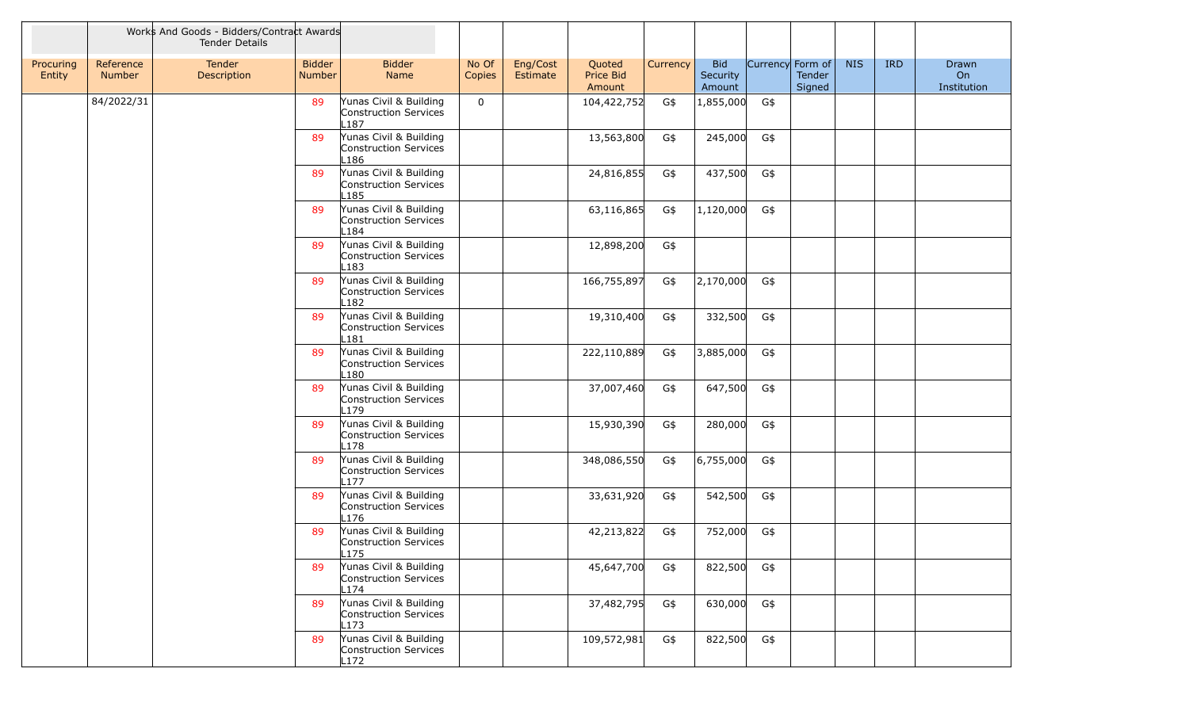| | | Works And Goods - Bidders/Contract Awards Tender Details | | | | | | | | | | | | |
|---|---|---|---|---|---|---|---|---|---|---|---|---|---|---|
| Procuring Entity | Reference Number | Tender Description | Bidder Number | Bidder Name | No Of Copies | Eng/Cost Estimate | Quoted Price Bid Amount | Currency | Bid Security Amount | Currency | Form of Tender Signed | NIS | IRD | Drawn On Institution |
| | 84/2022/31 | | 89 | Yunas Civil & Building Construction Services L187 | 0 | | 104,422,752 | G$ | 1,855,000 | G$ | | | | |
| | | | 89 | Yunas Civil & Building Construction Services L186 | | | 13,563,800 | G$ | 245,000 | G$ | | | | |
| | | | 89 | Yunas Civil & Building Construction Services L185 | | | 24,816,855 | G$ | 437,500 | G$ | | | | |
| | | | 89 | Yunas Civil & Building Construction Services L184 | | | 63,116,865 | G$ | 1,120,000 | G$ | | | | |
| | | | 89 | Yunas Civil & Building Construction Services L183 | | | 12,898,200 | G$ | | | | | | |
| | | | 89 | Yunas Civil & Building Construction Services L182 | | | 166,755,897 | G$ | 2,170,000 | G$ | | | | |
| | | | 89 | Yunas Civil & Building Construction Services L181 | | | 19,310,400 | G$ | 332,500 | G$ | | | | |
| | | | 89 | Yunas Civil & Building Construction Services L180 | | | 222,110,889 | G$ | 3,885,000 | G$ | | | | |
| | | | 89 | Yunas Civil & Building Construction Services L179 | | | 37,007,460 | G$ | 647,500 | G$ | | | | |
| | | | 89 | Yunas Civil & Building Construction Services L178 | | | 15,930,390 | G$ | 280,000 | G$ | | | | |
| | | | 89 | Yunas Civil & Building Construction Services L177 | | | 348,086,550 | G$ | 6,755,000 | G$ | | | | |
| | | | 89 | Yunas Civil & Building Construction Services L176 | | | 33,631,920 | G$ | 542,500 | G$ | | | | |
| | | | 89 | Yunas Civil & Building Construction Services L175 | | | 42,213,822 | G$ | 752,000 | G$ | | | | |
| | | | 89 | Yunas Civil & Building Construction Services L174 | | | 45,647,700 | G$ | 822,500 | G$ | | | | |
| | | | 89 | Yunas Civil & Building Construction Services L173 | | | 37,482,795 | G$ | 630,000 | G$ | | | | |
| | | | 89 | Yunas Civil & Building Construction Services L172 | | | 109,572,981 | G$ | 822,500 | G$ | | | | |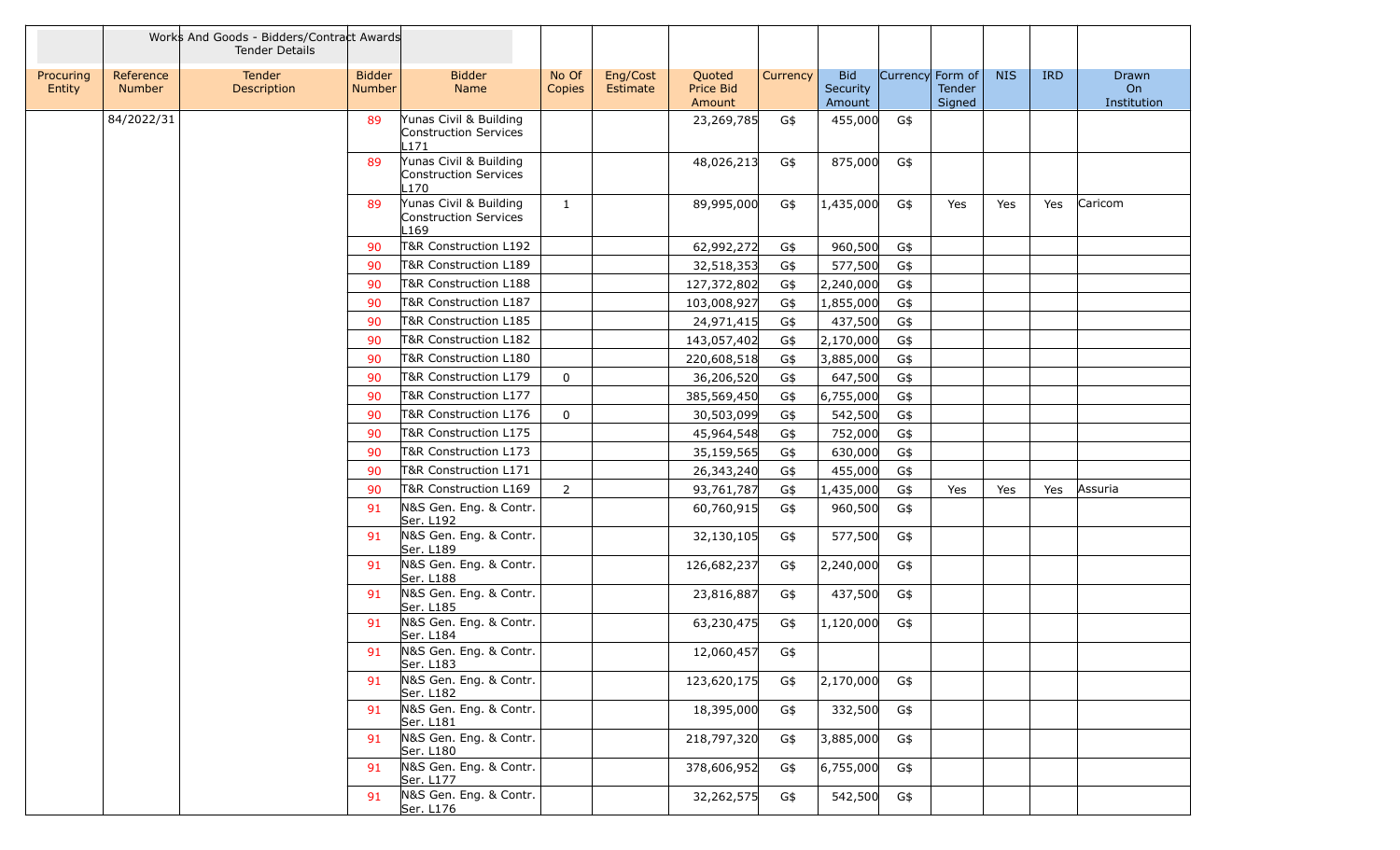| | | Works And Goods - Bidders/Contract Awards Tender Details | | | | | | | | | | | | |
|---|---|---|---|---|---|---|---|---|---|---|---|---|---|---|
| Procuring Entity | Reference Number | Tender Description | Bidder Number | Bidder Name | No Of Copies | Eng/Cost Estimate | Quoted Price Bid Amount | Currency | Bid Security Amount | Currency | Form of Tender Signed | NIS | IRD | Drawn On Institution |
| | 84/2022/31 | | 89 | Yunas Civil & Building Construction Services L171 | | | 23,269,785 | G$ | 455,000 | G$ | | | | |
| | | | 89 | Yunas Civil & Building Construction Services L170 | | | 48,026,213 | G$ | 875,000 | G$ | | | | |
| | | | 89 | Yunas Civil & Building Construction Services L169 | 1 | | 89,995,000 | G$ | 1,435,000 | G$ | Yes | Yes | Yes | Caricom |
| | | | 90 | T&R Construction L192 | | | 62,992,272 | G$ | 960,500 | G$ | | | | |
| | | | 90 | T&R Construction L189 | | | 32,518,353 | G$ | 577,500 | G$ | | | | |
| | | | 90 | T&R Construction L188 | | | 127,372,802 | G$ | 2,240,000 | G$ | | | | |
| | | | 90 | T&R Construction L187 | | | 103,008,927 | G$ | 1,855,000 | G$ | | | | |
| | | | 90 | T&R Construction L185 | | | 24,971,415 | G$ | 437,500 | G$ | | | | |
| | | | 90 | T&R Construction L182 | | | 143,057,402 | G$ | 2,170,000 | G$ | | | | |
| | | | 90 | T&R Construction L180 | | | 220,608,518 | G$ | 3,885,000 | G$ | | | | |
| | | | 90 | T&R Construction L179 | 0 | | 36,206,520 | G$ | 647,500 | G$ | | | | |
| | | | 90 | T&R Construction L177 | | | 385,569,450 | G$ | 6,755,000 | G$ | | | | |
| | | | 90 | T&R Construction L176 | 0 | | 30,503,099 | G$ | 542,500 | G$ | | | | |
| | | | 90 | T&R Construction L175 | | | 45,964,548 | G$ | 752,000 | G$ | | | | |
| | | | 90 | T&R Construction L173 | | | 35,159,565 | G$ | 630,000 | G$ | | | | |
| | | | 90 | T&R Construction L171 | | | 26,343,240 | G$ | 455,000 | G$ | | | | |
| | | | 90 | T&R Construction L169 | 2 | | 93,761,787 | G$ | 1,435,000 | G$ | Yes | Yes | Yes | Assuria |
| | | | 91 | N&S Gen. Eng. & Contr. Ser. L192 | | | 60,760,915 | G$ | 960,500 | G$ | | | | |
| | | | 91 | N&S Gen. Eng. & Contr. Ser. L189 | | | 32,130,105 | G$ | 577,500 | G$ | | | | |
| | | | 91 | N&S Gen. Eng. & Contr. Ser. L188 | | | 126,682,237 | G$ | 2,240,000 | G$ | | | | |
| | | | 91 | N&S Gen. Eng. & Contr. Ser. L185 | | | 23,816,887 | G$ | 437,500 | G$ | | | | |
| | | | 91 | N&S Gen. Eng. & Contr. Ser. L184 | | | 63,230,475 | G$ | 1,120,000 | G$ | | | | |
| | | | 91 | N&S Gen. Eng. & Contr. Ser. L183 | | | 12,060,457 | G$ | | | | | | |
| | | | 91 | N&S Gen. Eng. & Contr. Ser. L182 | | | 123,620,175 | G$ | 2,170,000 | G$ | | | | |
| | | | 91 | N&S Gen. Eng. & Contr. Ser. L181 | | | 18,395,000 | G$ | 332,500 | G$ | | | | |
| | | | 91 | N&S Gen. Eng. & Contr. Ser. L180 | | | 218,797,320 | G$ | 3,885,000 | G$ | | | | |
| | | | 91 | N&S Gen. Eng. & Contr. Ser. L177 | | | 378,606,952 | G$ | 6,755,000 | G$ | | | | |
| | | | 91 | N&S Gen. Eng. & Contr. Ser. L176 | | | 32,262,575 | G$ | 542,500 | G$ | | | | |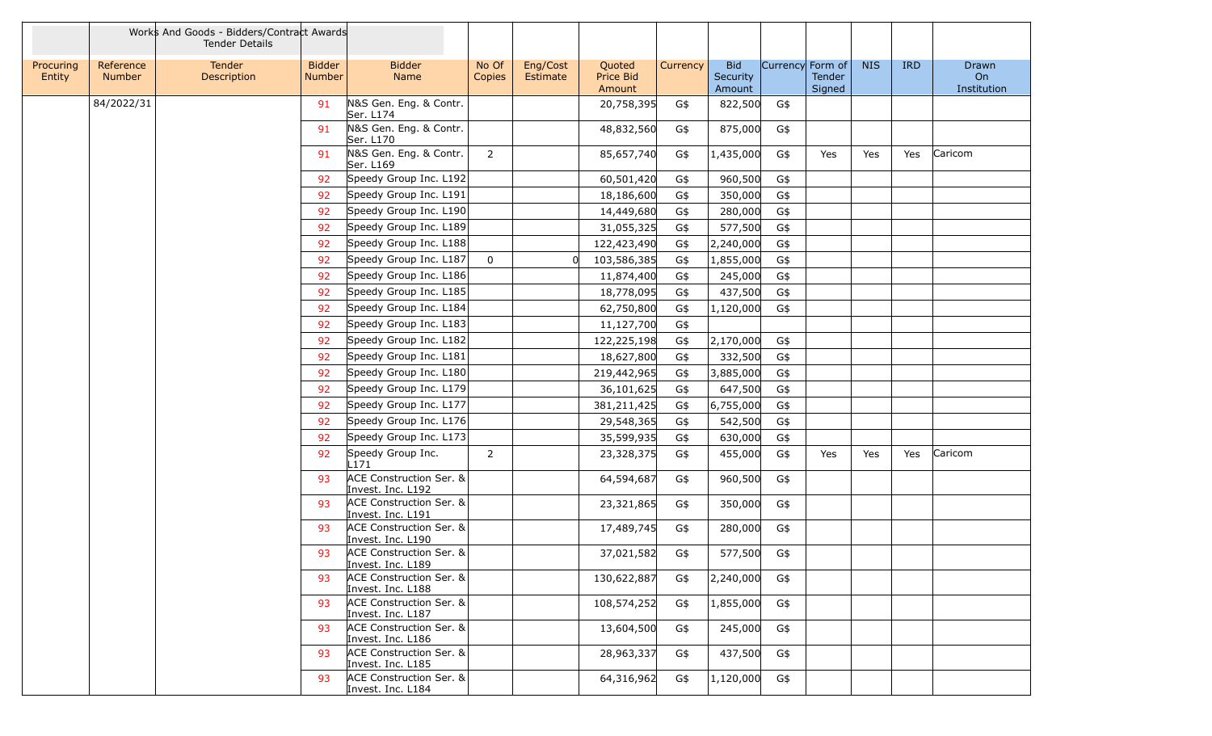| | | Works And Goods - Bidders/Contract Awards Tender Details | | | | | | | | | | | | |
|---|---|---|---|---|---|---|---|---|---|---|---|---|---|---|
| Procuring Entity | Reference Number | Tender Description | Bidder Number | Bidder Name | No Of Copies | Eng/Cost Estimate | Quoted Price Bid Amount | Currency | Bid Security Amount | Currency | Form of Tender Signed | NIS | IRD | Drawn On Institution |
| | 84/2022/31 | | 91 | N&S Gen. Eng. & Contr. Ser. L174 | | | 20,758,395 | G$ | 822,500 | G$ | | | | |
| | | | 91 | N&S Gen. Eng. & Contr. Ser. L170 | | | 48,832,560 | G$ | 875,000 | G$ | | | | |
| | | | 91 | N&S Gen. Eng. & Contr. Ser. L169 | 2 | | 85,657,740 | G$ | 1,435,000 | G$ | Yes | Yes | Yes | Caricom |
| | | | 92 | Speedy Group Inc. L192 | | | 60,501,420 | G$ | 960,500 | G$ | | | | |
| | | | 92 | Speedy Group Inc. L191 | | | 18,186,600 | G$ | 350,000 | G$ | | | | |
| | | | 92 | Speedy Group Inc. L190 | | | 14,449,680 | G$ | 280,000 | G$ | | | | |
| | | | 92 | Speedy Group Inc. L189 | | | 31,055,325 | G$ | 577,500 | G$ | | | | |
| | | | 92 | Speedy Group Inc. L188 | | | 122,423,490 | G$ | 2,240,000 | G$ | | | | |
| | | | 92 | Speedy Group Inc. L187 | 0 | 0 | 103,586,385 | G$ | 1,855,000 | G$ | | | | |
| | | | 92 | Speedy Group Inc. L186 | | | 11,874,400 | G$ | 245,000 | G$ | | | | |
| | | | 92 | Speedy Group Inc. L185 | | | 18,778,095 | G$ | 437,500 | G$ | | | | |
| | | | 92 | Speedy Group Inc. L184 | | | 62,750,800 | G$ | 1,120,000 | G$ | | | | |
| | | | 92 | Speedy Group Inc. L183 | | | 11,127,700 | G$ | | | | | | |
| | | | 92 | Speedy Group Inc. L182 | | | 122,225,198 | G$ | 2,170,000 | G$ | | | | |
| | | | 92 | Speedy Group Inc. L181 | | | 18,627,800 | G$ | 332,500 | G$ | | | | |
| | | | 92 | Speedy Group Inc. L180 | | | 219,442,965 | G$ | 3,885,000 | G$ | | | | |
| | | | 92 | Speedy Group Inc. L179 | | | 36,101,625 | G$ | 647,500 | G$ | | | | |
| | | | 92 | Speedy Group Inc. L177 | | | 381,211,425 | G$ | 6,755,000 | G$ | | | | |
| | | | 92 | Speedy Group Inc. L176 | | | 29,548,365 | G$ | 542,500 | G$ | | | | |
| | | | 92 | Speedy Group Inc. L173 | | | 35,599,935 | G$ | 630,000 | G$ | | | | |
| | | | 92 | Speedy Group Inc. L171 | 2 | | 23,328,375 | G$ | 455,000 | G$ | Yes | Yes | Yes | Caricom |
| | | | 93 | ACE Construction Ser. & Invest. Inc. L192 | | | 64,594,687 | G$ | 960,500 | G$ | | | | |
| | | | 93 | ACE Construction Ser. & Invest. Inc. L191 | | | 23,321,865 | G$ | 350,000 | G$ | | | | |
| | | | 93 | ACE Construction Ser. & Invest. Inc. L190 | | | 17,489,745 | G$ | 280,000 | G$ | | | | |
| | | | 93 | ACE Construction Ser. & Invest. Inc. L189 | | | 37,021,582 | G$ | 577,500 | G$ | | | | |
| | | | 93 | ACE Construction Ser. & Invest. Inc. L188 | | | 130,622,887 | G$ | 2,240,000 | G$ | | | | |
| | | | 93 | ACE Construction Ser. & Invest. Inc. L187 | | | 108,574,252 | G$ | 1,855,000 | G$ | | | | |
| | | | 93 | ACE Construction Ser. & Invest. Inc. L186 | | | 13,604,500 | G$ | 245,000 | G$ | | | | |
| | | | 93 | ACE Construction Ser. & Invest. Inc. L185 | | | 28,963,337 | G$ | 437,500 | G$ | | | | |
| | | | 93 | ACE Construction Ser. & Invest. Inc. L184 | | | 64,316,962 | G$ | 1,120,000 | G$ | | | | |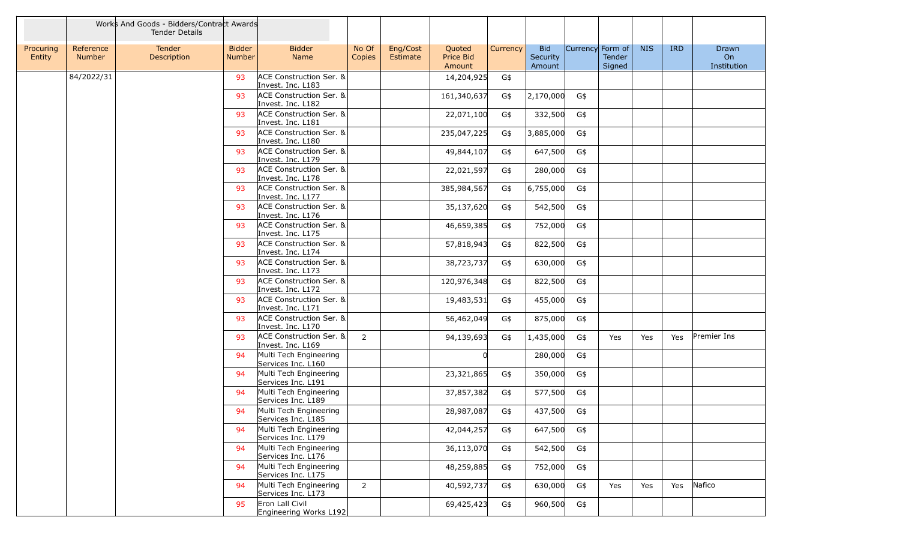| | | Works And Goods - Bidders/Contract Awards Tender Details | | | | | | | | | | | | |
|---|---|---|---|---|---|---|---|---|---|---|---|---|---|---|
| Procuring Entity | Reference Number | Tender Description | Bidder Number | Bidder Name | No Of Copies | Eng/Cost Estimate | Quoted Price Bid Amount | Currency | Bid Security Amount | Currency | Form of Tender Signed | NIS | IRD | Drawn On Institution |
| | 84/2022/31 | | 93 | ACE Construction Ser. & Invest. Inc. L183 | | | 14,204,925 | G$ | | | | | | |
| | | | 93 | ACE Construction Ser. & Invest. Inc. L182 | | | 161,340,637 | G$ | 2,170,000 | G$ | | | | |
| | | | 93 | ACE Construction Ser. & Invest. Inc. L181 | | | 22,071,100 | G$ | 332,500 | G$ | | | | |
| | | | 93 | ACE Construction Ser. & Invest. Inc. L180 | | | 235,047,225 | G$ | 3,885,000 | G$ | | | | |
| | | | 93 | ACE Construction Ser. & Invest. Inc. L179 | | | 49,844,107 | G$ | 647,500 | G$ | | | | |
| | | | 93 | ACE Construction Ser. & Invest. Inc. L178 | | | 22,021,597 | G$ | 280,000 | G$ | | | | |
| | | | 93 | ACE Construction Ser. & Invest. Inc. L177 | | | 385,984,567 | G$ | 6,755,000 | G$ | | | | |
| | | | 93 | ACE Construction Ser. & Invest. Inc. L176 | | | 35,137,620 | G$ | 542,500 | G$ | | | | |
| | | | 93 | ACE Construction Ser. & Invest. Inc. L175 | | | 46,659,385 | G$ | 752,000 | G$ | | | | |
| | | | 93 | ACE Construction Ser. & Invest. Inc. L174 | | | 57,818,943 | G$ | 822,500 | G$ | | | | |
| | | | 93 | ACE Construction Ser. & Invest. Inc. L173 | | | 38,723,737 | G$ | 630,000 | G$ | | | | |
| | | | 93 | ACE Construction Ser. & Invest. Inc. L172 | | | 120,976,348 | G$ | 822,500 | G$ | | | | |
| | | | 93 | ACE Construction Ser. & Invest. Inc. L171 | | | 19,483,531 | G$ | 455,000 | G$ | | | | |
| | | | 93 | ACE Construction Ser. & Invest. Inc. L170 | | | 56,462,049 | G$ | 875,000 | G$ | | | | |
| | | | 93 | ACE Construction Ser. & Invest. Inc. L169 | 2 | | 94,139,693 | G$ | 1,435,000 | G$ | Yes | Yes | Yes | Premier Ins |
| | | | 94 | Multi Tech Engineering Services Inc. L160 | | | 0 | | 280,000 | G$ | | | | |
| | | | 94 | Multi Tech Engineering Services Inc. L191 | | | 23,321,865 | G$ | 350,000 | G$ | | | | |
| | | | 94 | Multi Tech Engineering Services Inc. L189 | | | 37,857,382 | G$ | 577,500 | G$ | | | | |
| | | | 94 | Multi Tech Engineering Services Inc. L185 | | | 28,987,087 | G$ | 437,500 | G$ | | | | |
| | | | 94 | Multi Tech Engineering Services Inc. L179 | | | 42,044,257 | G$ | 647,500 | G$ | | | | |
| | | | 94 | Multi Tech Engineering Services Inc. L176 | | | 36,113,070 | G$ | 542,500 | G$ | | | | |
| | | | 94 | Multi Tech Engineering Services Inc. L175 | | | 48,259,885 | G$ | 752,000 | G$ | | | | |
| | | | 94 | Multi Tech Engineering Services Inc. L173 | 2 | | 40,592,737 | G$ | 630,000 | G$ | Yes | Yes | Yes | Nafico |
| | | | 95 | Eron Lall Civil Engineering Works L192 | | | 69,425,423 | G$ | 960,500 | G$ | | | | |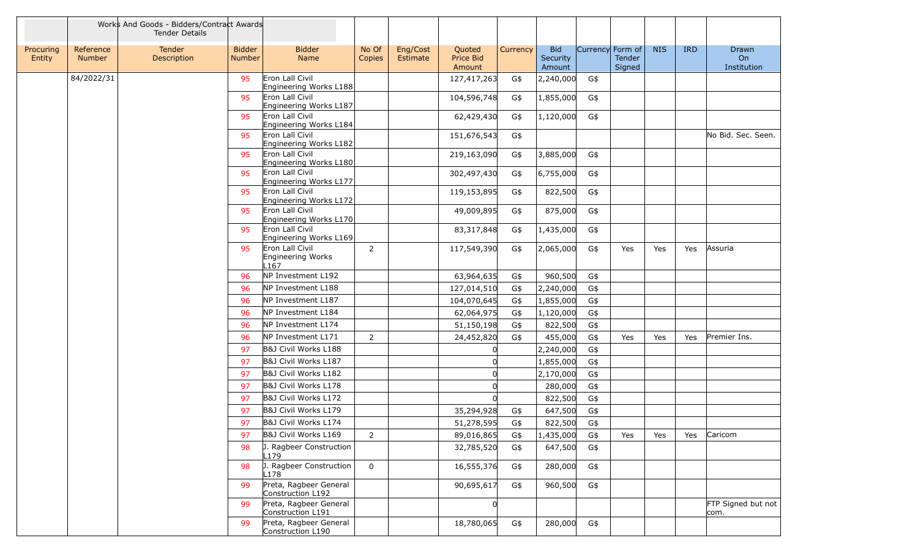| | | Works And Goods - Bidders/Contract Awards Tender Details | | | | | | | | | | | | |
|---|---|---|---|---|---|---|---|---|---|---|---|---|---|---|
| Procuring Entity | Reference Number | Tender Description | Bidder Number | Bidder Name | No Of Copies | Eng/Cost Estimate | Quoted Price Bid Amount | Currency | Bid Security Amount | Currency | Form of Tender Signed | NIS | IRD | Drawn On Institution |
| | 84/2022/31 | | 95 | Eron Lall Civil Engineering Works L188 | | | 127,417,263 | G$ | 2,240,000 | G$ | | | | |
| | | | 95 | Eron Lall Civil Engineering Works L187 | | | 104,596,748 | G$ | 1,855,000 | G$ | | | | |
| | | | 95 | Eron Lall Civil Engineering Works L184 | | | 62,429,430 | G$ | 1,120,000 | G$ | | | | |
| | | | 95 | Eron Lall Civil Engineering Works L182 | | | 151,676,543 | G$ | | | | | | No Bid. Sec. Seen. |
| | | | 95 | Eron Lall Civil Engineering Works L180 | | | 219,163,090 | G$ | 3,885,000 | G$ | | | | |
| | | | 95 | Eron Lall Civil Engineering Works L177 | | | 302,497,430 | G$ | 6,755,000 | G$ | | | | |
| | | | 95 | Eron Lall Civil Engineering Works L172 | | | 119,153,895 | G$ | 822,500 | G$ | | | | |
| | | | 95 | Eron Lall Civil Engineering Works L170 | | | 49,009,895 | G$ | 875,000 | G$ | | | | |
| | | | 95 | Eron Lall Civil Engineering Works L169 | | | 83,317,848 | G$ | 1,435,000 | G$ | | | | |
| | | | 95 | Eron Lall Civil Engineering Works L167 | 2 | | 117,549,390 | G$ | 2,065,000 | G$ | Yes | Yes | Yes | Assuria |
| | | | 96 | NP Investment L192 | | | 63,964,635 | G$ | 960,500 | G$ | | | | |
| | | | 96 | NP Investment L188 | | | 127,014,510 | G$ | 2,240,000 | G$ | | | | |
| | | | 96 | NP Investment L187 | | | 104,070,645 | G$ | 1,855,000 | G$ | | | | |
| | | | 96 | NP Investment L184 | | | 62,064,975 | G$ | 1,120,000 | G$ | | | | |
| | | | 96 | NP Investment L174 | | | 51,150,198 | G$ | 822,500 | G$ | | | | |
| | | | 96 | NP Investment L171 | 2 | | 24,452,820 | G$ | 455,000 | G$ | Yes | Yes | Yes | Premier Ins. |
| | | | 97 | B&J Civil Works L188 | | | 0 | | 2,240,000 | G$ | | | | |
| | | | 97 | B&J Civil Works L187 | | | 0 | | 1,855,000 | G$ | | | | |
| | | | 97 | B&J Civil Works L182 | | | 0 | | 2,170,000 | G$ | | | | |
| | | | 97 | B&J Civil Works L178 | | | 0 | | 280,000 | G$ | | | | |
| | | | 97 | B&J Civil Works L172 | | | 0 | | 822,500 | G$ | | | | |
| | | | 97 | B&J Civil Works L179 | | | 35,294,928 | G$ | 647,500 | G$ | | | | |
| | | | 97 | B&J Civil Works L174 | | | 51,278,595 | G$ | 822,500 | G$ | | | | |
| | | | 97 | B&J Civil Works L169 | 2 | | 89,016,865 | G$ | 1,435,000 | G$ | Yes | Yes | Yes | Caricom |
| | | | 98 | J. Ragbeer Construction L179 | | | 32,785,520 | G$ | 647,500 | G$ | | | | |
| | | | 98 | J. Ragbeer Construction L178 | 0 | | 16,555,376 | G$ | 280,000 | G$ | | | | |
| | | | 99 | Preta, Ragbeer General Construction L192 | | | 90,695,617 | G$ | 960,500 | G$ | | | | |
| | | | 99 | Preta, Ragbeer General Construction L191 | | | 0 | | | | | | | FTP Signed but not com. |
| | | | 99 | Preta, Ragbeer General Construction L190 | | | 18,780,065 | G$ | 280,000 | G$ | | | | |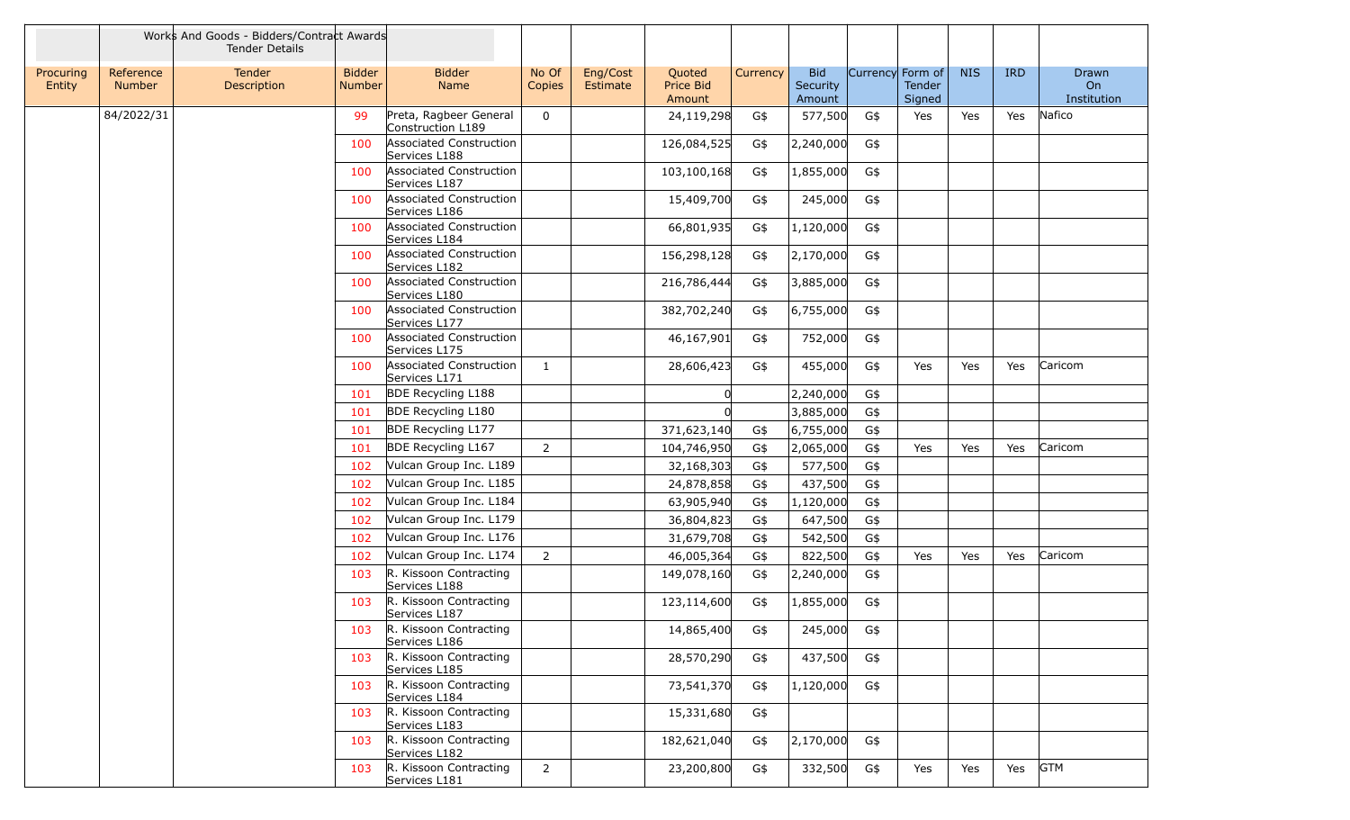| | | Works And Goods - Bidders/Contract Awards Tender Details | | | | | | | | | | | | |
|---|---|---|---|---|---|---|---|---|---|---|---|---|---|---|
| Procuring Entity | Reference Number | Tender Description | Bidder Number | Bidder Name | No Of Copies | Eng/Cost Estimate | Quoted Price Bid Amount | Currency | Bid Security Amount | Currency | Form of Tender Signed | NIS | IRD | Drawn On Institution |
| | 84/2022/31 | | 99 | Preta, Ragbeer General Construction L189 | 0 | | 24,119,298 | G$ | 577,500 | G$ | Yes | Yes | Yes | Nafico |
| | | | 100 | Associated Construction Services L188 | | | 126,084,525 | G$ | 2,240,000 | G$ | | | | |
| | | | 100 | Associated Construction Services L187 | | | 103,100,168 | G$ | 1,855,000 | G$ | | | | |
| | | | 100 | Associated Construction Services L186 | | | 15,409,700 | G$ | 245,000 | G$ | | | | |
| | | | 100 | Associated Construction Services L184 | | | 66,801,935 | G$ | 1,120,000 | G$ | | | | |
| | | | 100 | Associated Construction Services L182 | | | 156,298,128 | G$ | 2,170,000 | G$ | | | | |
| | | | 100 | Associated Construction Services L180 | | | 216,786,444 | G$ | 3,885,000 | G$ | | | | |
| | | | 100 | Associated Construction Services L177 | | | 382,702,240 | G$ | 6,755,000 | G$ | | | | |
| | | | 100 | Associated Construction Services L175 | | | 46,167,901 | G$ | 752,000 | G$ | | | | |
| | | | 100 | Associated Construction Services L171 | 1 | | 28,606,423 | G$ | 455,000 | G$ | Yes | Yes | Yes | Caricom |
| | | | 101 | BDE Recycling L188 | | | 0 | | 2,240,000 | G$ | | | | |
| | | | 101 | BDE Recycling L180 | | | 0 | | 3,885,000 | G$ | | | | |
| | | | 101 | BDE Recycling L177 | | | 371,623,140 | G$ | 6,755,000 | G$ | | | | |
| | | | 101 | BDE Recycling L167 | 2 | | 104,746,950 | G$ | 2,065,000 | G$ | Yes | Yes | Yes | Caricom |
| | | | 102 | Vulcan Group Inc. L189 | | | 32,168,303 | G$ | 577,500 | G$ | | | | |
| | | | 102 | Vulcan Group Inc. L185 | | | 24,878,858 | G$ | 437,500 | G$ | | | | |
| | | | 102 | Vulcan Group Inc. L184 | | | 63,905,940 | G$ | 1,120,000 | G$ | | | | |
| | | | 102 | Vulcan Group Inc. L179 | | | 36,804,823 | G$ | 647,500 | G$ | | | | |
| | | | 102 | Vulcan Group Inc. L176 | | | 31,679,708 | G$ | 542,500 | G$ | | | | |
| | | | 102 | Vulcan Group Inc. L174 | 2 | | 46,005,364 | G$ | 822,500 | G$ | Yes | Yes | Yes | Caricom |
| | | | 103 | R. Kissoon Contracting Services L188 | | | 149,078,160 | G$ | 2,240,000 | G$ | | | | |
| | | | 103 | R. Kissoon Contracting Services L187 | | | 123,114,600 | G$ | 1,855,000 | G$ | | | | |
| | | | 103 | R. Kissoon Contracting Services L186 | | | 14,865,400 | G$ | 245,000 | G$ | | | | |
| | | | 103 | R. Kissoon Contracting Services L185 | | | 28,570,290 | G$ | 437,500 | G$ | | | | |
| | | | 103 | R. Kissoon Contracting Services L184 | | | 73,541,370 | G$ | 1,120,000 | G$ | | | | |
| | | | 103 | R. Kissoon Contracting Services L183 | | | 15,331,680 | G$ | | | | | | |
| | | | 103 | R. Kissoon Contracting Services L182 | | | 182,621,040 | G$ | 2,170,000 | G$ | | | | |
| | | | 103 | R. Kissoon Contracting Services L181 | 2 | | 23,200,800 | G$ | 332,500 | G$ | Yes | Yes | Yes | GTM |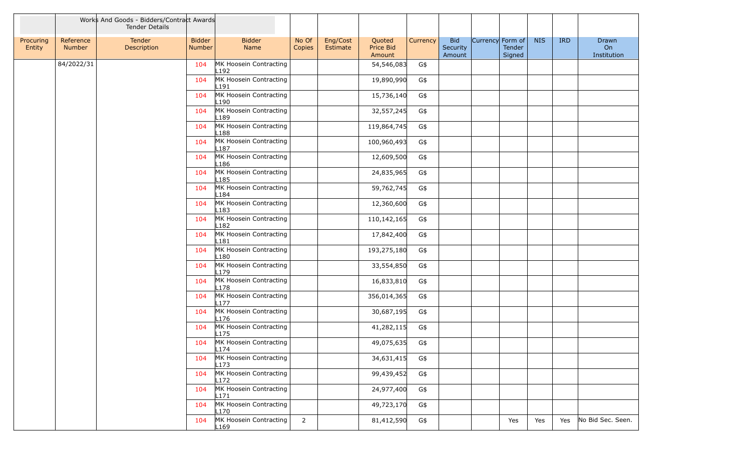| | | Works And Goods - Bidders/Contract Awards Tender Details | | | | | | | | | | | | |
|---|---|---|---|---|---|---|---|---|---|---|---|---|---|---|
| Procuring Entity | Reference Number | Tender Description | Bidder Number | Bidder Name | No Of Copies | Eng/Cost Estimate | Quoted Price Bid Amount | Currency | Bid Security Amount | Currency | Form of Tender Signed | NIS | IRD | Drawn On Institution |
| | 84/2022/31 | | 104 | MK Hoosein Contracting L192 | | | 54,546,083 | G$ | | | | | | |
| | | | 104 | MK Hoosein Contracting L191 | | | 19,890,990 | G$ | | | | | | |
| | | | 104 | MK Hoosein Contracting L190 | | | 15,736,140 | G$ | | | | | | |
| | | | 104 | MK Hoosein Contracting L189 | | | 32,557,245 | G$ | | | | | | |
| | | | 104 | MK Hoosein Contracting L188 | | | 119,864,745 | G$ | | | | | | |
| | | | 104 | MK Hoosein Contracting L187 | | | 100,960,493 | G$ | | | | | | |
| | | | 104 | MK Hoosein Contracting L186 | | | 12,609,500 | G$ | | | | | | |
| | | | 104 | MK Hoosein Contracting L185 | | | 24,835,965 | G$ | | | | | | |
| | | | 104 | MK Hoosein Contracting L184 | | | 59,762,745 | G$ | | | | | | |
| | | | 104 | MK Hoosein Contracting L183 | | | 12,360,600 | G$ | | | | | | |
| | | | 104 | MK Hoosein Contracting L182 | | | 110,142,165 | G$ | | | | | | |
| | | | 104 | MK Hoosein Contracting L181 | | | 17,842,400 | G$ | | | | | | |
| | | | 104 | MK Hoosein Contracting L180 | | | 193,275,180 | G$ | | | | | | |
| | | | 104 | MK Hoosein Contracting L179 | | | 33,554,850 | G$ | | | | | | |
| | | | 104 | MK Hoosein Contracting L178 | | | 16,833,810 | G$ | | | | | | |
| | | | 104 | MK Hoosein Contracting L177 | | | 356,014,365 | G$ | | | | | | |
| | | | 104 | MK Hoosein Contracting L176 | | | 30,687,195 | G$ | | | | | | |
| | | | 104 | MK Hoosein Contracting L175 | | | 41,282,115 | G$ | | | | | | |
| | | | 104 | MK Hoosein Contracting L174 | | | 49,075,635 | G$ | | | | | | |
| | | | 104 | MK Hoosein Contracting L173 | | | 34,631,415 | G$ | | | | | | |
| | | | 104 | MK Hoosein Contracting L172 | | | 99,439,452 | G$ | | | | | | |
| | | | 104 | MK Hoosein Contracting L171 | | | 24,977,400 | G$ | | | | | | |
| | | | 104 | MK Hoosein Contracting L170 | | | 49,723,170 | G$ | | | | | | |
| | | | 104 | MK Hoosein Contracting L169 | 2 | | 81,412,590 | G$ | | | Yes | Yes | Yes | No Bid Sec. Seen. |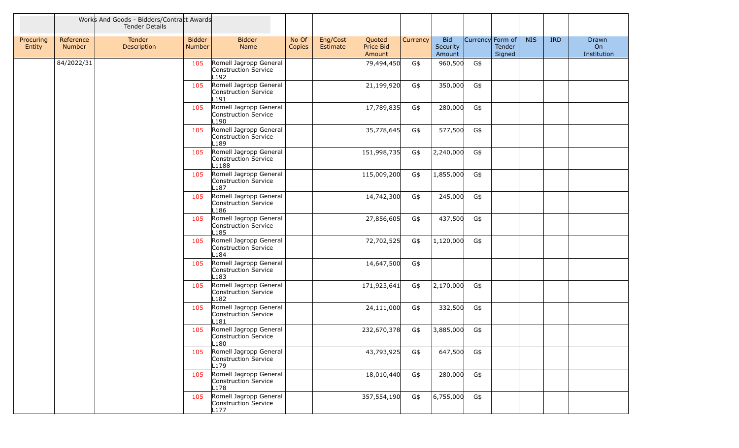| | | Works And Goods - Bidders/Contract Awards Tender Details | | | | | | | | | | | | |
|---|---|---|---|---|---|---|---|---|---|---|---|---|---|---|
| Procuring Entity | Reference Number | Tender Description | Bidder Number | Bidder Name | No Of Copies | Eng/Cost Estimate | Quoted Price Bid Amount | Currency | Bid Security Amount | Currency | Form of Tender Signed | NIS | IRD | Drawn On Institution |
| | 84/2022/31 | | 105 | Romell Jagropp General Construction Service L192 | | | 79,494,450 | G$ | 960,500 | G$ | | | | |
| | | | 105 | Romell Jagropp General Construction Service L191 | | | 21,199,920 | G$ | 350,000 | G$ | | | | |
| | | | 105 | Romell Jagropp General Construction Service L190 | | | 17,789,835 | G$ | 280,000 | G$ | | | | |
| | | | 105 | Romell Jagropp General Construction Service L189 | | | 35,778,645 | G$ | 577,500 | G$ | | | | |
| | | | 105 | Romell Jagropp General Construction Service L1188 | | | 151,998,735 | G$ | 2,240,000 | G$ | | | | |
| | | | 105 | Romell Jagropp General Construction Service L187 | | | 115,009,200 | G$ | 1,855,000 | G$ | | | | |
| | | | 105 | Romell Jagropp General Construction Service L186 | | | 14,742,300 | G$ | 245,000 | G$ | | | | |
| | | | 105 | Romell Jagropp General Construction Service L185 | | | 27,856,605 | G$ | 437,500 | G$ | | | | |
| | | | 105 | Romell Jagropp General Construction Service L184 | | | 72,702,525 | G$ | 1,120,000 | G$ | | | | |
| | | | 105 | Romell Jagropp General Construction Service L183 | | | 14,647,500 | G$ | | | | | | |
| | | | 105 | Romell Jagropp General Construction Service L182 | | | 171,923,641 | G$ | 2,170,000 | G$ | | | | |
| | | | 105 | Romell Jagropp General Construction Service L181 | | | 24,111,000 | G$ | 332,500 | G$ | | | | |
| | | | 105 | Romell Jagropp General Construction Service L180 | | | 232,670,378 | G$ | 3,885,000 | G$ | | | | |
| | | | 105 | Romell Jagropp General Construction Service L179 | | | 43,793,925 | G$ | 647,500 | G$ | | | | |
| | | | 105 | Romell Jagropp General Construction Service L178 | | | 18,010,440 | G$ | 280,000 | G$ | | | | |
| | | | 105 | Romell Jagropp General Construction Service L177 | | | 357,554,190 | G$ | 6,755,000 | G$ | | | | |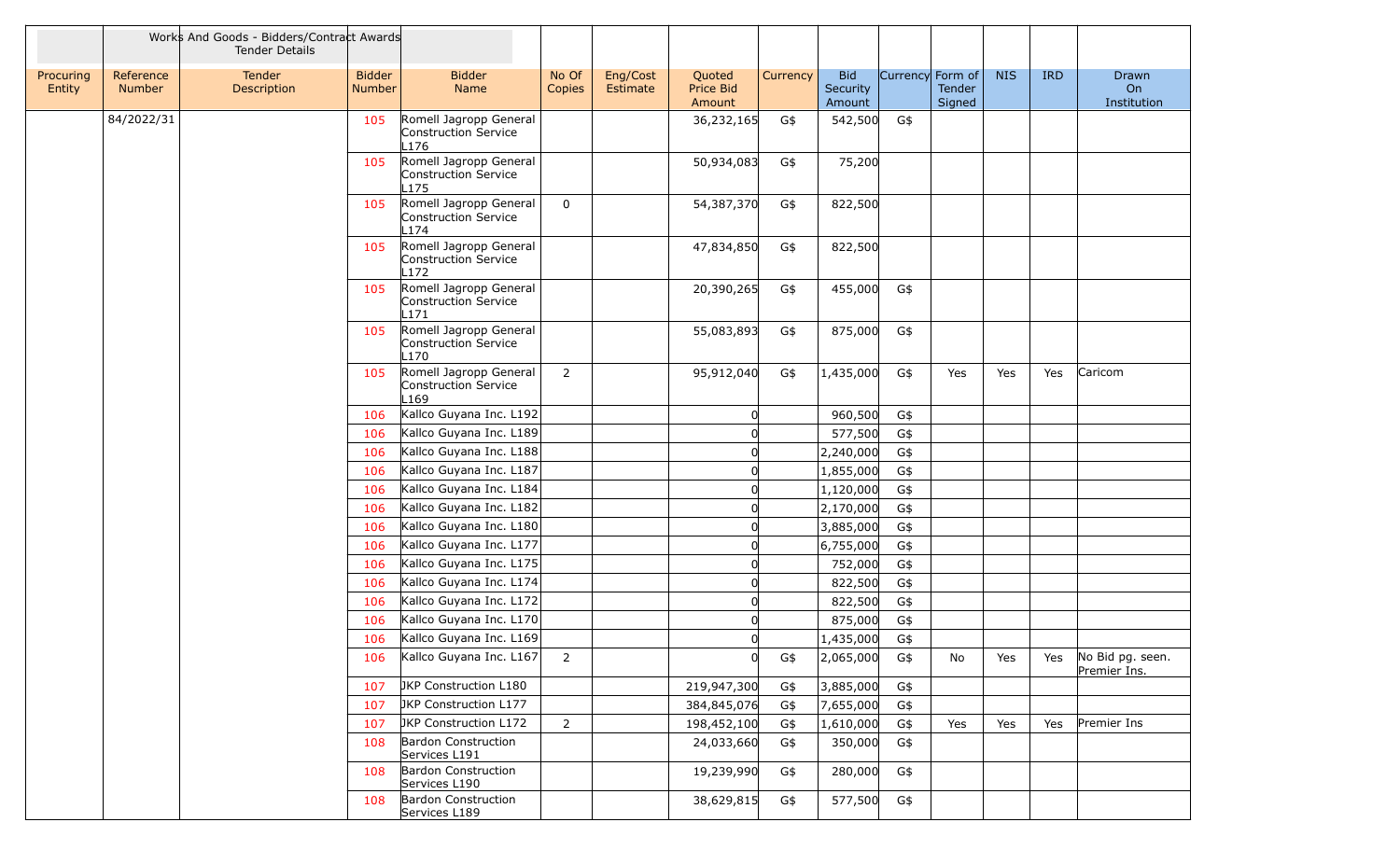| | | Works And Goods - Bidders/Contract Awards Tender Details | | | | | | | | | | | | |
|---|---|---|---|---|---|---|---|---|---|---|---|---|---|---|
| Procuring Entity | Reference Number | Tender Description | Bidder Number | Bidder Name | No Of Copies | Eng/Cost Estimate | Quoted Price Bid Amount | Currency | Bid Security Amount | Currency | Form of Tender Signed | NIS | IRD | Drawn On Institution |
| | 84/2022/31 | | 105 | Romell Jagropp General Construction Service L176 | | | 36,232,165 | G$ | 542,500 | G$ | | | | |
| | | | 105 | Romell Jagropp General Construction Service L175 | | | 50,934,083 | G$ | 75,200 | | | | | |
| | | | 105 | Romell Jagropp General Construction Service L174 | 0 | | 54,387,370 | G$ | 822,500 | | | | | |
| | | | 105 | Romell Jagropp General Construction Service L172 | | | 47,834,850 | G$ | 822,500 | | | | | |
| | | | 105 | Romell Jagropp General Construction Service L171 | | | 20,390,265 | G$ | 455,000 | G$ | | | | |
| | | | 105 | Romell Jagropp General Construction Service L170 | | | 55,083,893 | G$ | 875,000 | G$ | | | | |
| | | | 105 | Romell Jagropp General Construction Service L169 | 2 | | 95,912,040 | G$ | 1,435,000 | G$ | Yes | Yes | Yes | Caricom |
| | | | 106 | Kallco Guyana Inc. L192 | | | 0 | | 960,500 | G$ | | | | |
| | | | 106 | Kallco Guyana Inc. L189 | | | 0 | | 577,500 | G$ | | | | |
| | | | 106 | Kallco Guyana Inc. L188 | | | 0 | | 2,240,000 | G$ | | | | |
| | | | 106 | Kallco Guyana Inc. L187 | | | 0 | | 1,855,000 | G$ | | | | |
| | | | 106 | Kallco Guyana Inc. L184 | | | 0 | | 1,120,000 | G$ | | | | |
| | | | 106 | Kallco Guyana Inc. L182 | | | 0 | | 2,170,000 | G$ | | | | |
| | | | 106 | Kallco Guyana Inc. L180 | | | 0 | | 3,885,000 | G$ | | | | |
| | | | 106 | Kallco Guyana Inc. L177 | | | 0 | | 6,755,000 | G$ | | | | |
| | | | 106 | Kallco Guyana Inc. L175 | | | 0 | | 752,000 | G$ | | | | |
| | | | 106 | Kallco Guyana Inc. L174 | | | 0 | | 822,500 | G$ | | | | |
| | | | 106 | Kallco Guyana Inc. L172 | | | 0 | | 822,500 | G$ | | | | |
| | | | 106 | Kallco Guyana Inc. L170 | | | 0 | | 875,000 | G$ | | | | |
| | | | 106 | Kallco Guyana Inc. L169 | | | 0 | | 1,435,000 | G$ | | | | |
| | | | 106 | Kallco Guyana Inc. L167 | 2 | | 0 | G$ | 2,065,000 | G$ | No | Yes | Yes | No Bid pg. seen. Premier Ins. |
| | | | 107 | JKP Construction L180 | | | 219,947,300 | G$ | 3,885,000 | G$ | | | | |
| | | | 107 | JKP Construction L177 | | | 384,845,076 | G$ | 7,655,000 | G$ | | | | |
| | | | 107 | JKP Construction L172 | 2 | | 198,452,100 | G$ | 1,610,000 | G$ | Yes | Yes | Yes | Premier Ins |
| | | | 108 | Bardon Construction Services L191 | | | 24,033,660 | G$ | 350,000 | G$ | | | | |
| | | | 108 | Bardon Construction Services L190 | | | 19,239,990 | G$ | 280,000 | G$ | | | | |
| | | | 108 | Bardon Construction Services L189 | | | 38,629,815 | G$ | 577,500 | G$ | | | | |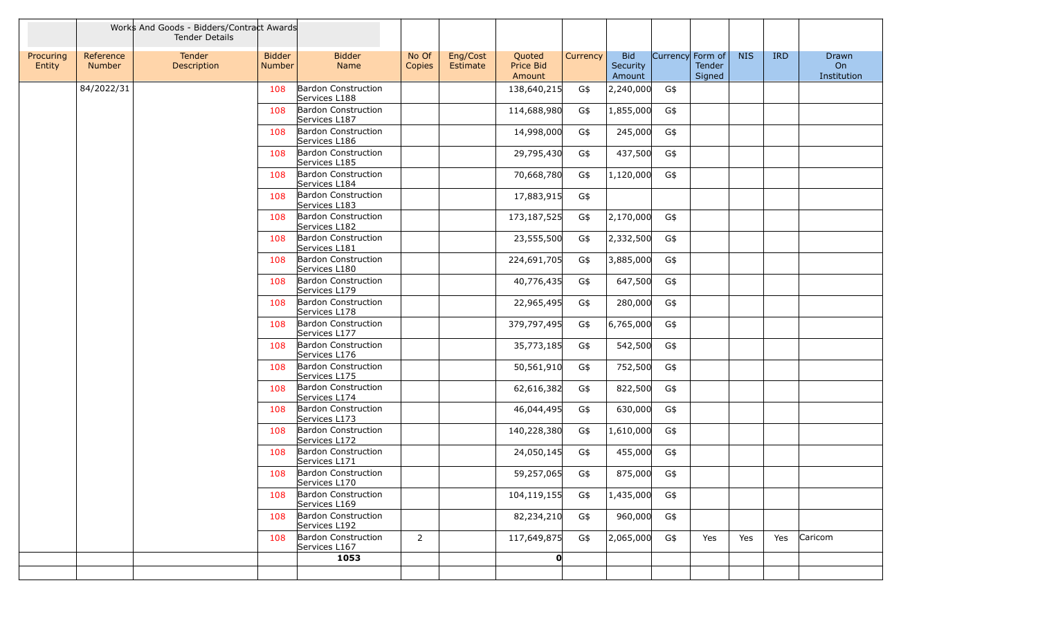| | | Works And Goods - Bidders/Contract Awards Tender Details | | | | | | | | | | | | |
|---|---|---|---|---|---|---|---|---|---|---|---|---|---|---|
| Procuring Entity | Reference Number | Tender Description | Bidder Number | Bidder Name | No Of Copies | Eng/Cost Estimate | Quoted Price Bid Amount | Currency | Bid Security Amount | Currency | Form of Tender Signed | NIS | IRD | Drawn On Institution |
| | 84/2022/31 | | 108 | Bardon Construction Services L188 | | | 138,640,215 | G$ | 2,240,000 | G$ | | | | |
| | | | 108 | Bardon Construction Services L187 | | | 114,688,980 | G$ | 1,855,000 | G$ | | | | |
| | | | 108 | Bardon Construction Services L186 | | | 14,998,000 | G$ | 245,000 | G$ | | | | |
| | | | 108 | Bardon Construction Services L185 | | | 29,795,430 | G$ | 437,500 | G$ | | | | |
| | | | 108 | Bardon Construction Services L184 | | | 70,668,780 | G$ | 1,120,000 | G$ | | | | |
| | | | 108 | Bardon Construction Services L183 | | | 17,883,915 | G$ | | | | | | |
| | | | 108 | Bardon Construction Services L182 | | | 173,187,525 | G$ | 2,170,000 | G$ | | | | |
| | | | 108 | Bardon Construction Services L181 | | | 23,555,500 | G$ | 2,332,500 | G$ | | | | |
| | | | 108 | Bardon Construction Services L180 | | | 224,691,705 | G$ | 3,885,000 | G$ | | | | |
| | | | 108 | Bardon Construction Services L179 | | | 40,776,435 | G$ | 647,500 | G$ | | | | |
| | | | 108 | Bardon Construction Services L178 | | | 22,965,495 | G$ | 280,000 | G$ | | | | |
| | | | 108 | Bardon Construction Services L177 | | | 379,797,495 | G$ | 6,765,000 | G$ | | | | |
| | | | 108 | Bardon Construction Services L176 | | | 35,773,185 | G$ | 542,500 | G$ | | | | |
| | | | 108 | Bardon Construction Services L175 | | | 50,561,910 | G$ | 752,500 | G$ | | | | |
| | | | 108 | Bardon Construction Services L174 | | | 62,616,382 | G$ | 822,500 | G$ | | | | |
| | | | 108 | Bardon Construction Services L173 | | | 46,044,495 | G$ | 630,000 | G$ | | | | |
| | | | 108 | Bardon Construction Services L172 | | | 140,228,380 | G$ | 1,610,000 | G$ | | | | |
| | | | 108 | Bardon Construction Services L171 | | | 24,050,145 | G$ | 455,000 | G$ | | | | |
| | | | 108 | Bardon Construction Services L170 | | | 59,257,065 | G$ | 875,000 | G$ | | | | |
| | | | 108 | Bardon Construction Services L169 | | | 104,119,155 | G$ | 1,435,000 | G$ | | | | |
| | | | 108 | Bardon Construction Services L192 | | | 82,234,210 | G$ | 960,000 | G$ | | | | |
| | | | 108 | Bardon Construction Services L167 | 2 | | 117,649,875 | G$ | 2,065,000 | G$ | Yes | Yes | Yes | Caricom |
| | | | | **1053** | | | **0** | | | | | | | |
| | | | | | | | | | | | | | | |